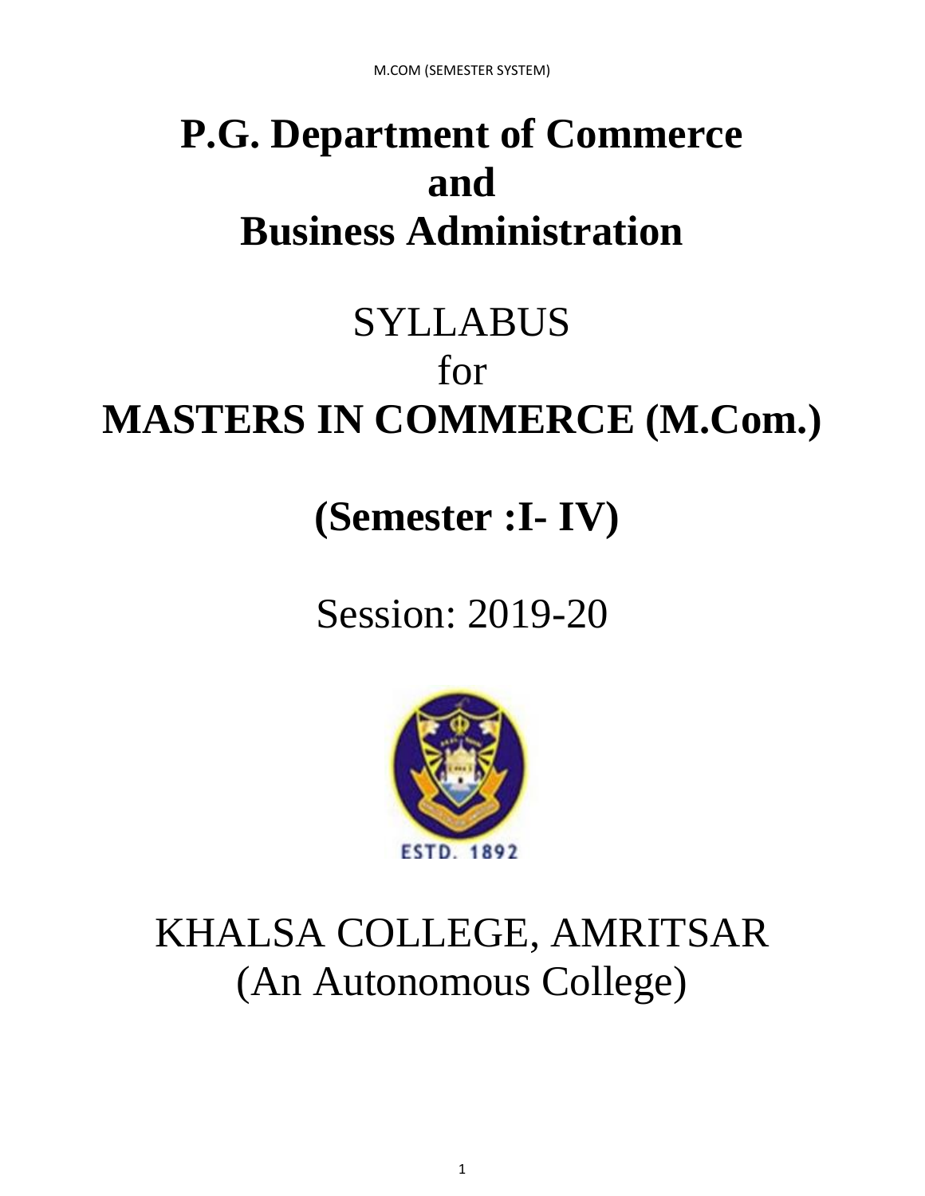# P.G. Department of Commerce and Business Administration

SYLLABUS

for

# MASTERS IN COMMERCE (M.Com.)

## (Semester :I- IV)

Session: 2019-20

ESTD. 1892

KHALSA COLLEGE, AMRITSAR

(An Autonomous College)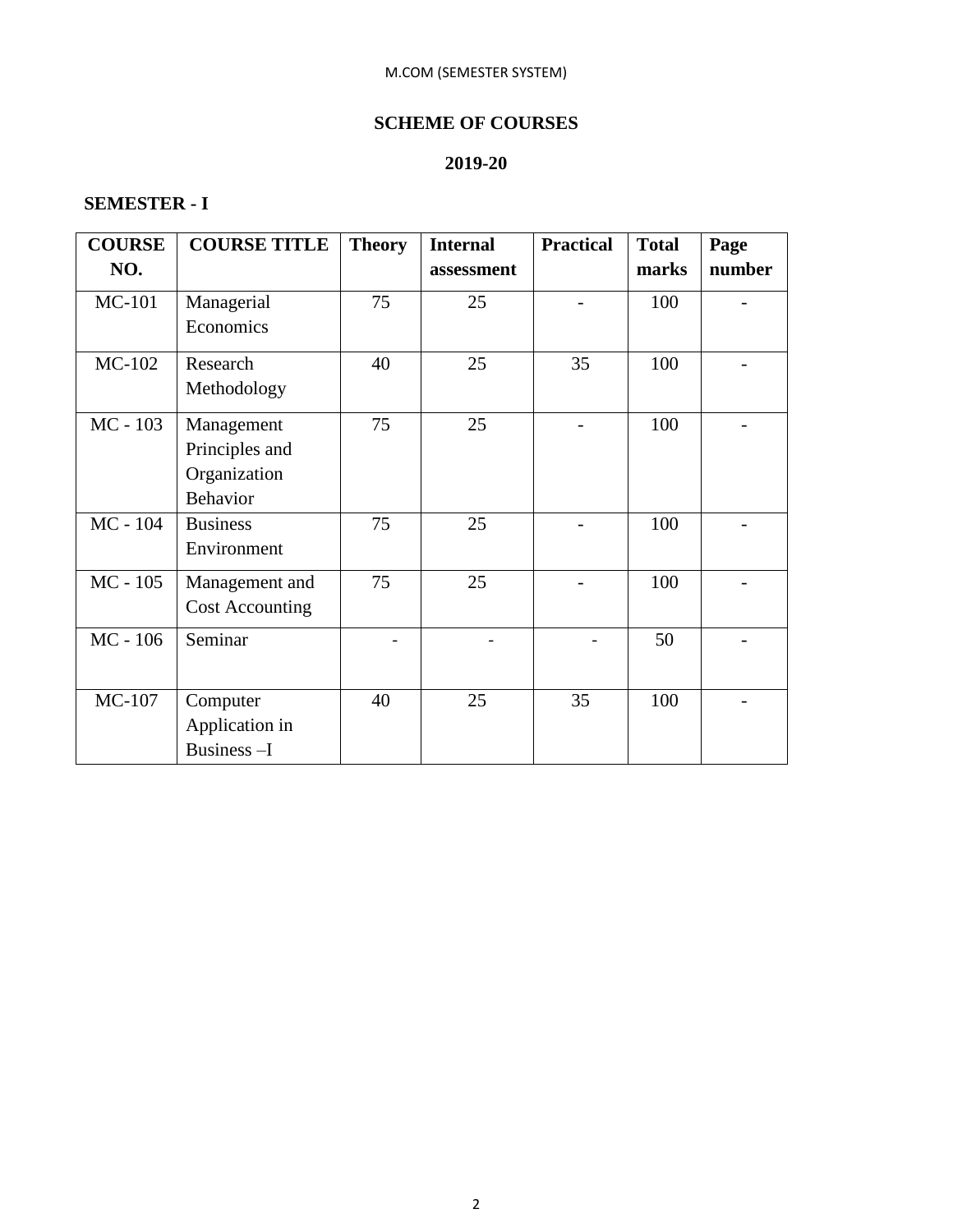M.COM (SEMESTER SYSTEM)

## SCHEME OF COURSES

## 2019-20

### SEMESTER - I

| COURSE NO. | COURSE TITLE | Theory | Internal assessment | Practical | Total marks | Page number |
|---|---|---|---|---|---|---|
| MC-101 | Managerial Economics | 75 | 25 | - | 100 | - |
| MC-102 | Research Methodology | 40 | 25 | 35 | 100 | - |
| MC - 103 | Management Principles and Organization Behavior | 75 | 25 | - | 100 | - |
| MC - 104 | Business Environment | 75 | 25 | - | 100 | - |
| MC - 105 | Management and Cost Accounting | 75 | 25 | - | 100 | - |
| MC - 106 | Seminar | - | - | - | 50 | - |
| MC-107 | Computer Application in Business –I | 40 | 25 | 35 | 100 | - |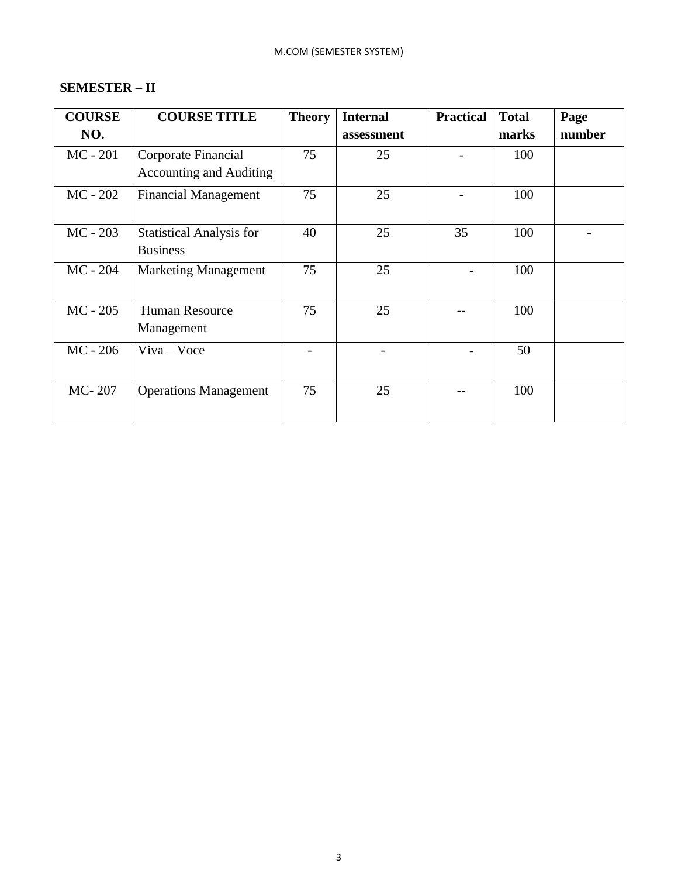## SEMESTER – II

| COURSE NO. | COURSE TITLE | Theory | Internal assessment | Practical | Total marks | Page number |
|---|---|---|---|---|---|---|
| MC - 201 | Corporate Financial Accounting and Auditing | 75 | 25 | - | 100 | |
| MC - 202 | Financial Management | 75 | 25 | - | 100 | |
| MC - 203 | Statistical Analysis for Business | 40 | 25 | 35 | 100 | - |
| MC - 204 | Marketing Management | 75 | 25 | - | 100 | |
| MC - 205 | Human Resource Management | 75 | 25 | -- | 100 | |
| MC - 206 | Viva – Voce | - | - | - | 50 | |
| MC- 207 | Operations Management | 75 | 25 | -- | 100 | |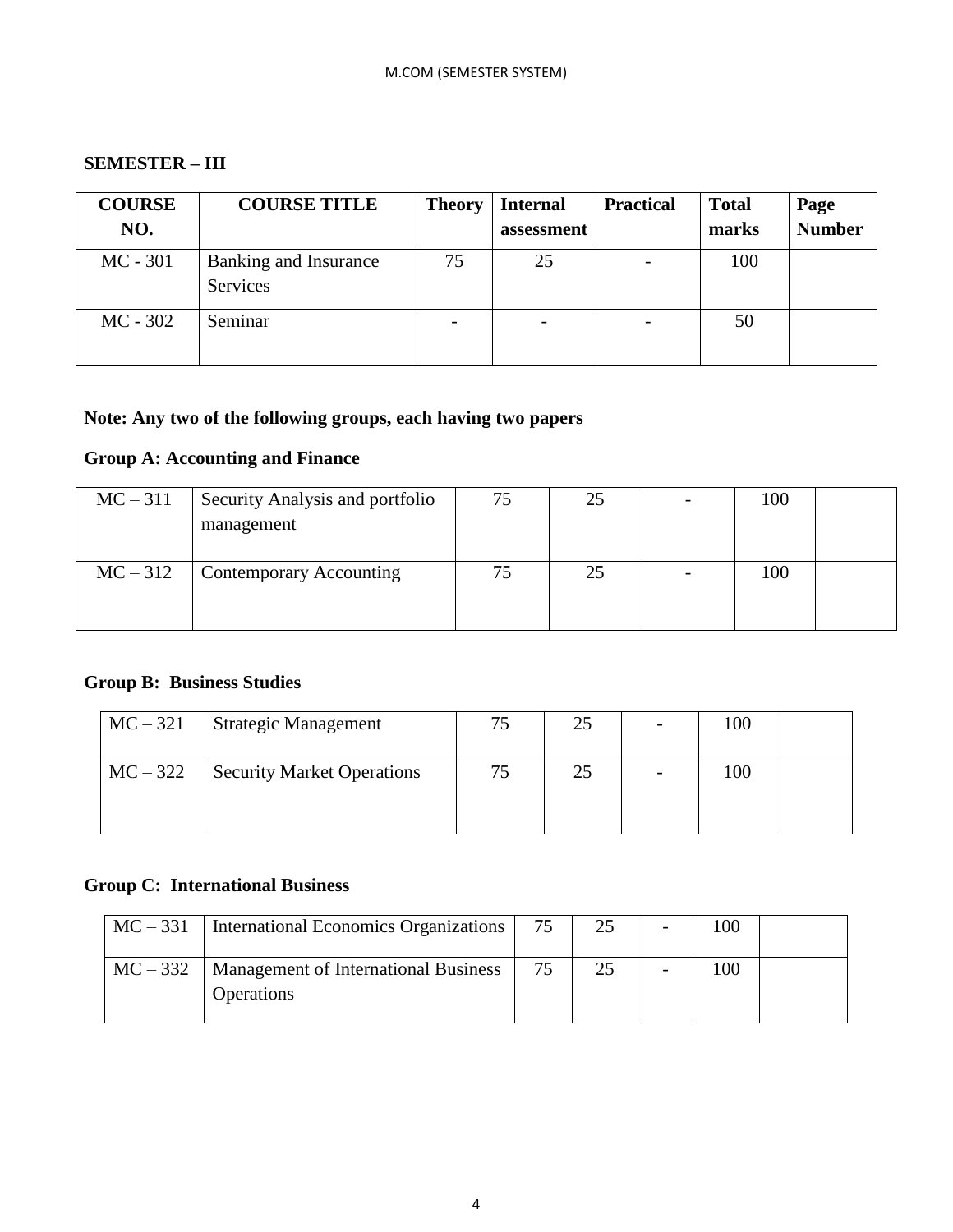## SEMESTER – III

| COURSE NO. | COURSE TITLE | Theory | Internal assessment | Practical | Total marks | Page Number |
|---|---|---|---|---|---|---|
| MC - 301 | Banking and Insurance Services | 75 | 25 | - | 100 | |
| MC - 302 | Seminar | - | - | - | 50 | |

**Note: Any two of the following groups, each having two papers**

### Group A: Accounting and Finance

| | | | | | | |
|---|---|---|---|---|---|---|
| MC – 311 | Security Analysis and portfolio management | 75 | 25 | - | 100 | |
| MC – 312 | Contemporary Accounting | 75 | 25 | - | 100 | |

### Group B: Business Studies

| | | | | | | |
|---|---|---|---|---|---|---|
| MC – 321 | Strategic Management | 75 | 25 | - | 100 | |
| MC – 322 | Security Market Operations | 75 | 25 | - | 100 | |

### Group C: International Business

| | | | | | | |
|---|---|---|---|---|---|---|
| MC – 331 | International Economics Organizations | 75 | 25 | - | 100 | |
| MC – 332 | Management of International Business Operations | 75 | 25 | - | 100 | |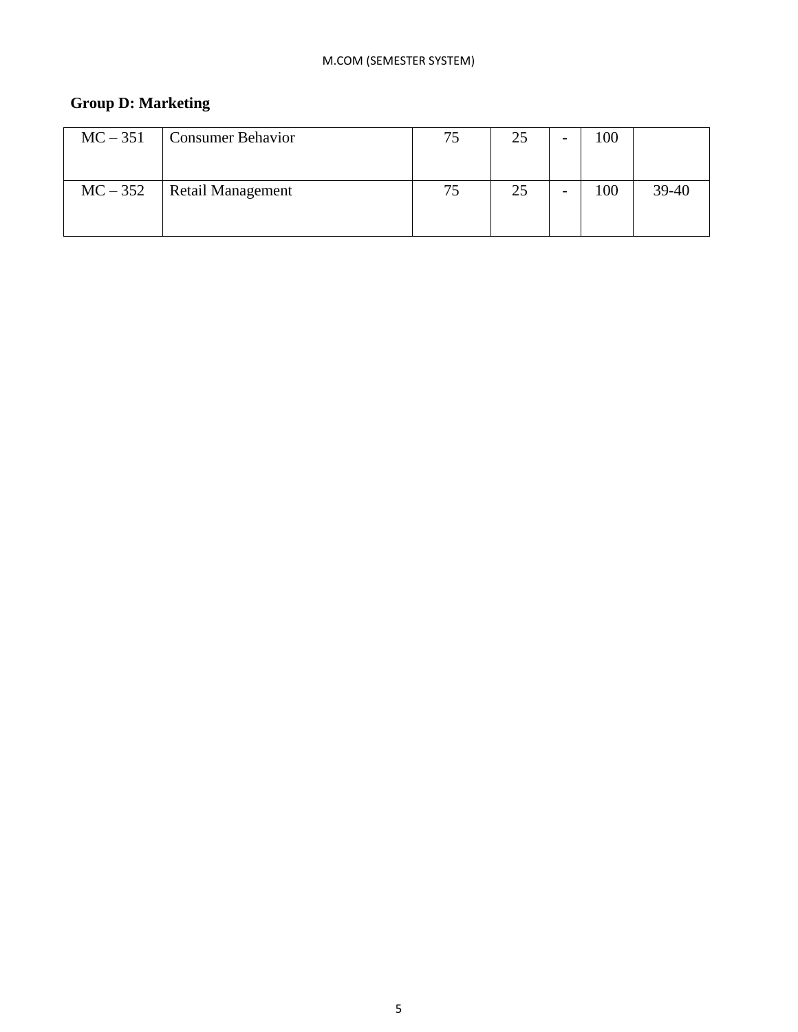**Group D: Marketing**

| | | | | | | |
|---|---|---|---|---|---|---|
| MC – 351 | Consumer Behavior | 75 | 25 | - | 100 | |
| MC – 352 | Retail Management | 75 | 25 | - | 100 | 39-40 |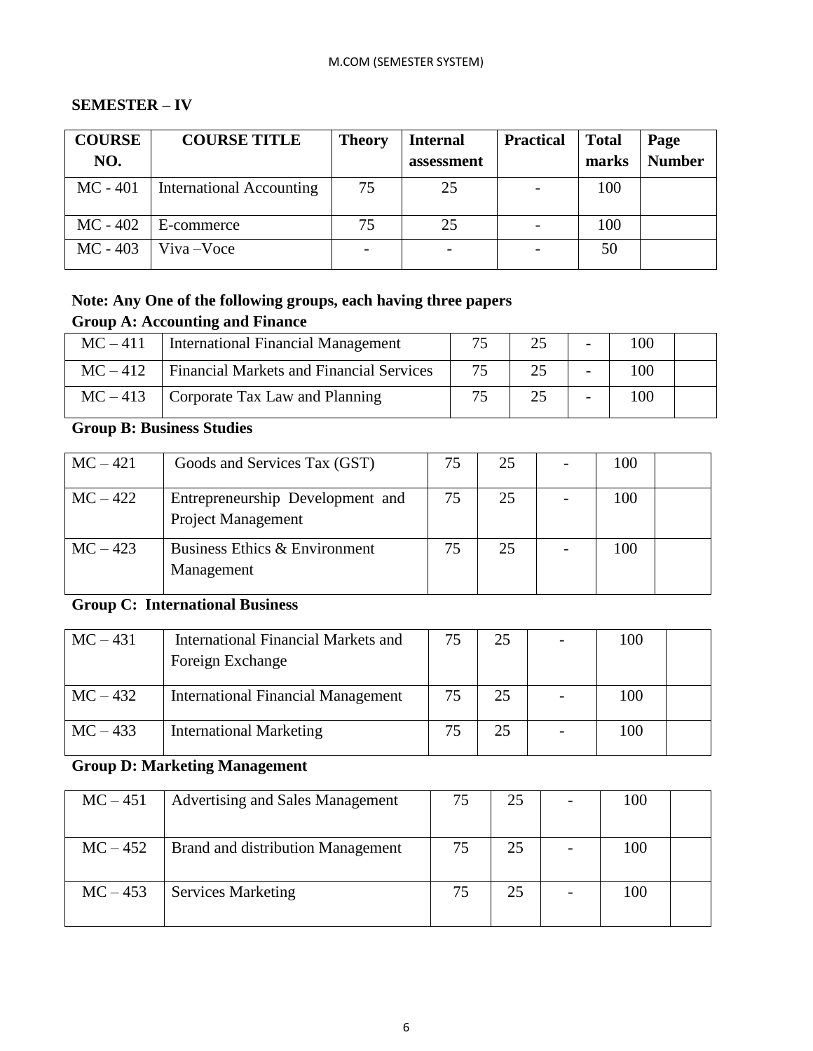## SEMESTER – IV

| COURSE NO. | COURSE TITLE | Theory | Internal assessment | Practical | Total marks | Page Number |
|---|---|---|---|---|---|---|
| MC - 401 | International Accounting | 75 | 25 | - | 100 | |
| MC - 402 | E-commerce | 75 | 25 | - | 100 | |
| MC - 403 | Viva –Voce | - | - | - | 50 | |

**Note: Any One of the following groups, each having three papers**

**Group A: Accounting and Finance**

| | | | | | | |
|---|---|---|---|---|---|---|
| MC – 411 | International Financial Management | 75 | 25 | - | 100 | |
| MC – 412 | Financial Markets and Financial Services | 75 | 25 | - | 100 | |
| MC – 413 | Corporate Tax Law and Planning | 75 | 25 | - | 100 | |

**Group B: Business Studies**

| | | | | | | |
|---|---|---|---|---|---|---|
| MC – 421 | Goods and Services Tax (GST) | 75 | 25 | - | 100 | |
| MC – 422 | Entrepreneurship Development and Project Management | 75 | 25 | - | 100 | |
| MC – 423 | Business Ethics & Environment Management | 75 | 25 | - | 100 | |

**Group C: International Business**

| | | | | | | |
|---|---|---|---|---|---|---|
| MC – 431 | International Financial Markets and Foreign Exchange | 75 | 25 | - | 100 | |
| MC – 432 | International Financial Management | 75 | 25 | - | 100 | |
| MC – 433 | International Marketing | 75 | 25 | - | 100 | |

**Group D: Marketing Management**

| | | | | | | |
|---|---|---|---|---|---|---|
| MC – 451 | Advertising and Sales Management | 75 | 25 | - | 100 | |
| MC – 452 | Brand and distribution Management | 75 | 25 | - | 100 | |
| MC – 453 | Services Marketing | 75 | 25 | - | 100 | |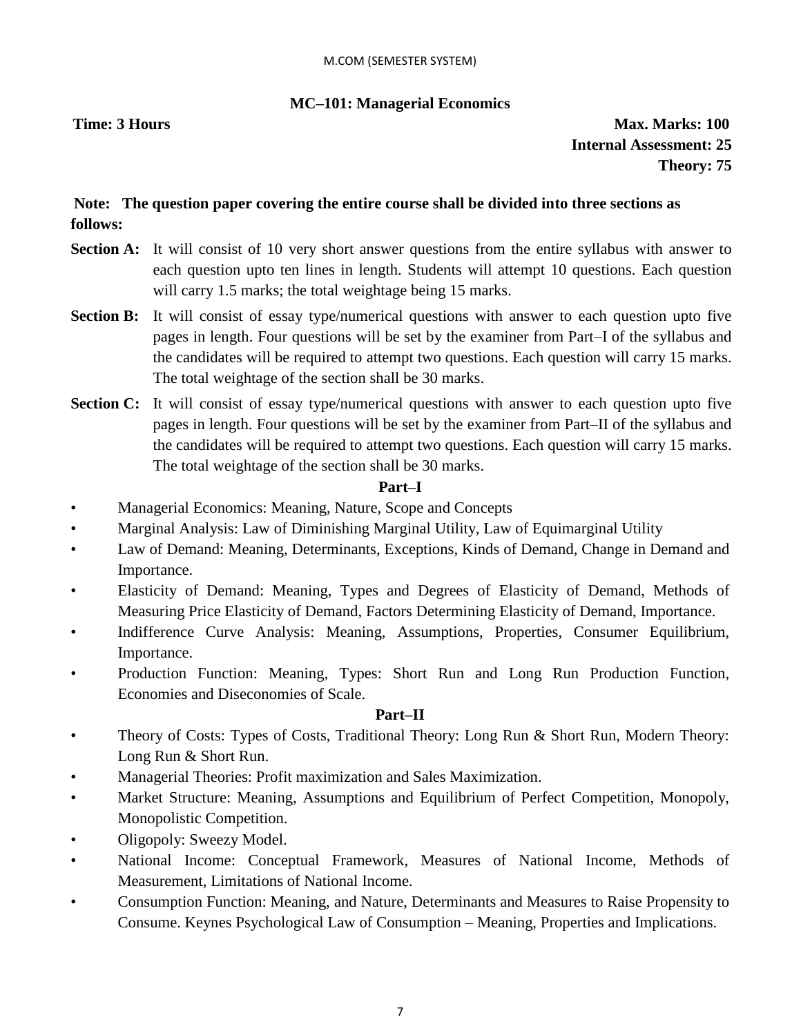## MC–101: Managerial Economics

**Time: 3 Hours**

**Max. Marks: 100**
**Internal Assessment: 25**
**Theory: 75**

**Note: The question paper covering the entire course shall be divided into three sections as follows:**

**Section A:** It will consist of 10 very short answer questions from the entire syllabus with answer to each question upto ten lines in length. Students will attempt 10 questions. Each question will carry 1.5 marks; the total weightage being 15 marks.

**Section B:** It will consist of essay type/numerical questions with answer to each question upto five pages in length. Four questions will be set by the examiner from Part–I of the syllabus and the candidates will be required to attempt two questions. Each question will carry 15 marks. The total weightage of the section shall be 30 marks.

**Section C:** It will consist of essay type/numerical questions with answer to each question upto five pages in length. Four questions will be set by the examiner from Part–II of the syllabus and the candidates will be required to attempt two questions. Each question will carry 15 marks. The total weightage of the section shall be 30 marks.

### Part–I

- Managerial Economics: Meaning, Nature, Scope and Concepts
- Marginal Analysis: Law of Diminishing Marginal Utility, Law of Equimarginal Utility
- Law of Demand: Meaning, Determinants, Exceptions, Kinds of Demand, Change in Demand and Importance.
- Elasticity of Demand: Meaning, Types and Degrees of Elasticity of Demand, Methods of Measuring Price Elasticity of Demand, Factors Determining Elasticity of Demand, Importance.
- Indifference Curve Analysis: Meaning, Assumptions, Properties, Consumer Equilibrium, Importance.
- Production Function: Meaning, Types: Short Run and Long Run Production Function, Economies and Diseconomies of Scale.

### Part–II

- Theory of Costs: Types of Costs, Traditional Theory: Long Run & Short Run, Modern Theory: Long Run & Short Run.
- Managerial Theories: Profit maximization and Sales Maximization.
- Market Structure: Meaning, Assumptions and Equilibrium of Perfect Competition, Monopoly, Monopolistic Competition.
- Oligopoly: Sweezy Model.
- National Income: Conceptual Framework, Measures of National Income, Methods of Measurement, Limitations of National Income.
- Consumption Function: Meaning, and Nature, Determinants and Measures to Raise Propensity to Consume. Keynes Psychological Law of Consumption – Meaning, Properties and Implications.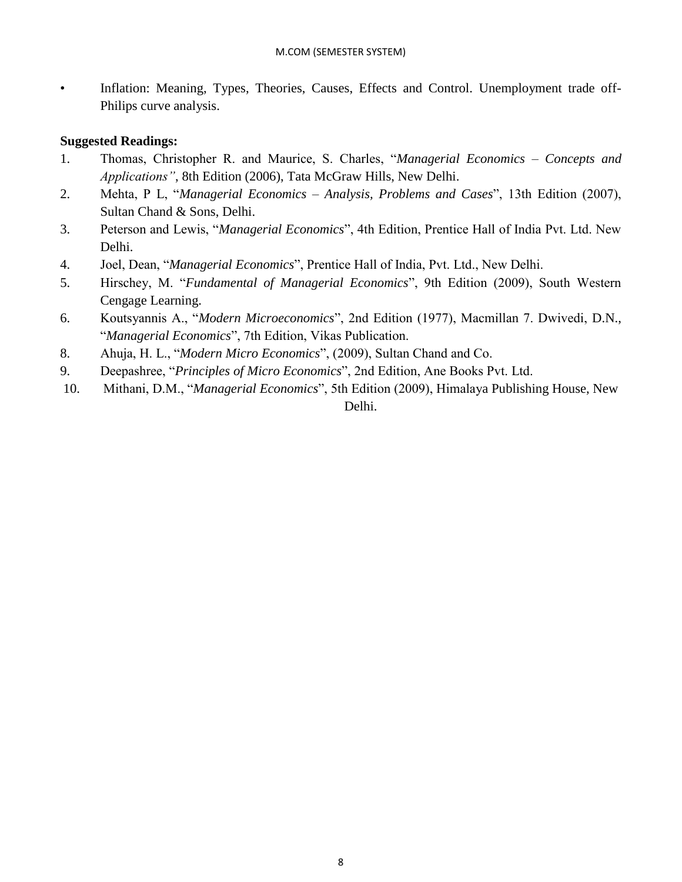- Inflation: Meaning, Types, Theories, Causes, Effects and Control. Unemployment trade off-Philips curve analysis.

**Suggested Readings:**

1. Thomas, Christopher R. and Maurice, S. Charles, "*Managerial Economics – Concepts and Applications"*, 8th Edition (2006), Tata McGraw Hills, New Delhi.
2. Mehta, P L, "*Managerial Economics – Analysis, Problems and Cases*", 13th Edition (2007), Sultan Chand & Sons, Delhi.
3. Peterson and Lewis, "*Managerial Economics*", 4th Edition, Prentice Hall of India Pvt. Ltd. New Delhi.
4. Joel, Dean, "*Managerial Economics*", Prentice Hall of India, Pvt. Ltd., New Delhi.
5. Hirschey, M. "*Fundamental of Managerial Economics*", 9th Edition (2009), South Western Cengage Learning.
6. Koutsyannis A., "*Modern Microeconomics*", 2nd Edition (1977), Macmillan 7. Dwivedi, D.N., "*Managerial Economics*", 7th Edition, Vikas Publication.
8. Ahuja, H. L., "*Modern Micro Economics*", (2009), Sultan Chand and Co.
9. Deepashree, "*Principles of Micro Economics*", 2nd Edition, Ane Books Pvt. Ltd.
10. Mithani, D.M., "*Managerial Economics*", 5th Edition (2009), Himalaya Publishing House, New Delhi.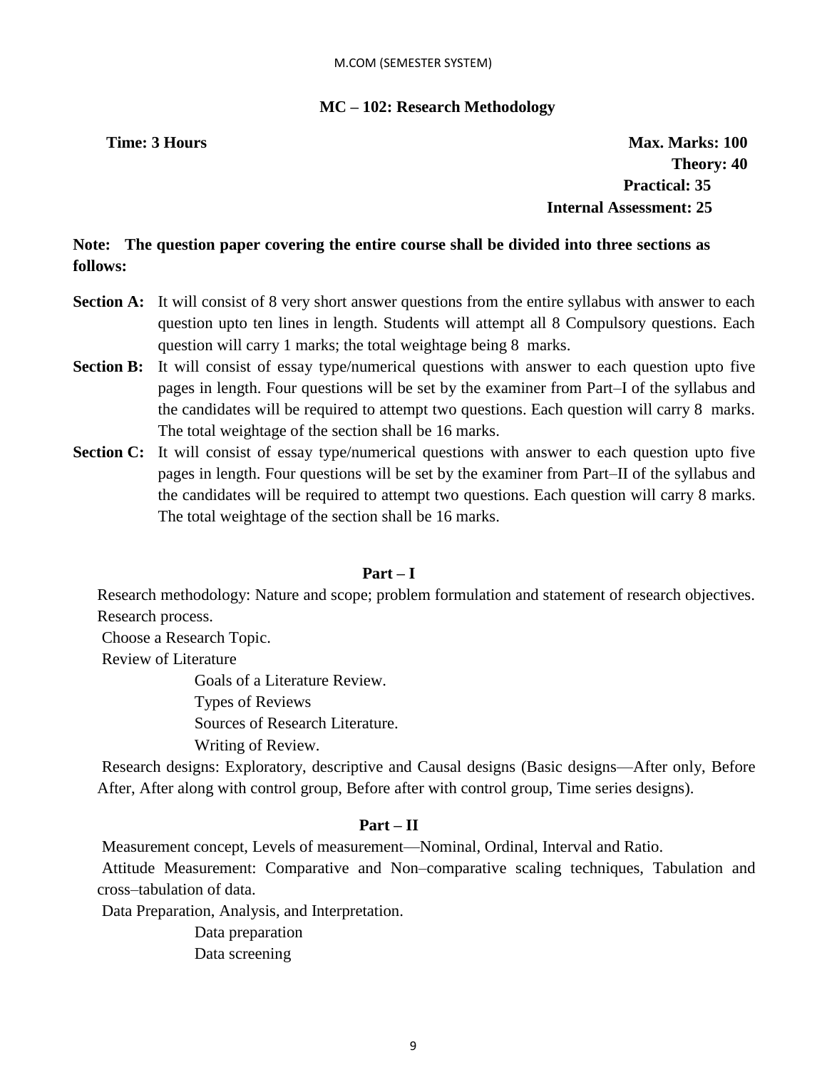## MC – 102: Research Methodology

**Time: 3 Hours** **Max. Marks: 100**

**Theory: 40**

**Practical: 35**

**Internal Assessment: 25**

**Note: The question paper covering the entire course shall be divided into three sections as follows:**

**Section A:** It will consist of 8 very short answer questions from the entire syllabus with answer to each question upto ten lines in length. Students will attempt all 8 Compulsory questions. Each question will carry 1 marks; the total weightage being 8 marks.

**Section B:** It will consist of essay type/numerical questions with answer to each question upto five pages in length. Four questions will be set by the examiner from Part–I of the syllabus and the candidates will be required to attempt two questions. Each question will carry 8 marks. The total weightage of the section shall be 16 marks.

**Section C:** It will consist of essay type/numerical questions with answer to each question upto five pages in length. Four questions will be set by the examiner from Part–II of the syllabus and the candidates will be required to attempt two questions. Each question will carry 8 marks. The total weightage of the section shall be 16 marks.

### Part – I

Research methodology: Nature and scope; problem formulation and statement of research objectives. Research process.

Choose a Research Topic.

Review of Literature

- Goals of a Literature Review.
- Types of Reviews
- Sources of Research Literature.
- Writing of Review.

Research designs: Exploratory, descriptive and Causal designs (Basic designs—After only, Before After, After along with control group, Before after with control group, Time series designs).

### Part – II

Measurement concept, Levels of measurement—Nominal, Ordinal, Interval and Ratio.

Attitude Measurement: Comparative and Non–comparative scaling techniques, Tabulation and cross–tabulation of data.

Data Preparation, Analysis, and Interpretation.

- Data preparation
- Data screening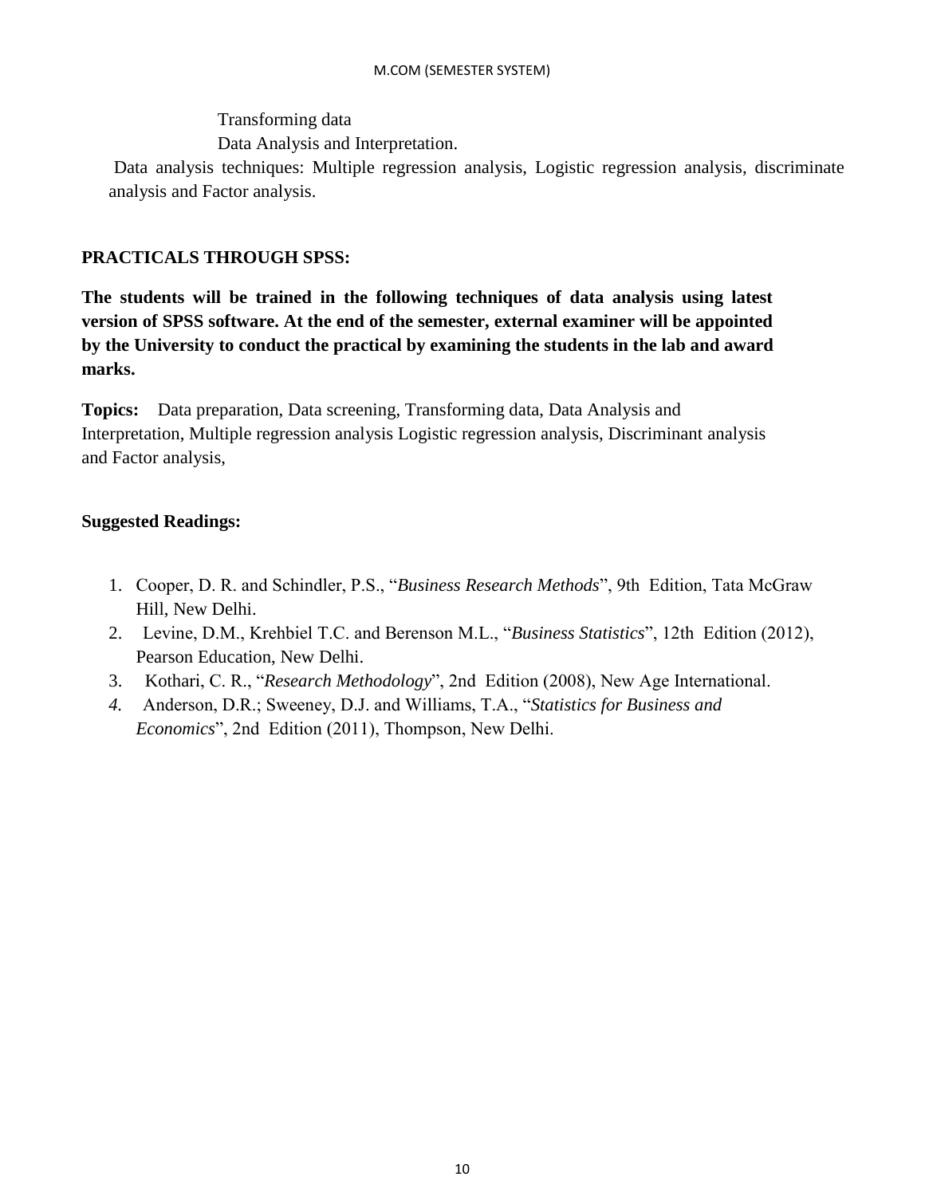Transforming data

Data Analysis and Interpretation.

Data analysis techniques: Multiple regression analysis, Logistic regression analysis, discriminate analysis and Factor analysis.

**PRACTICALS THROUGH SPSS:**

**The students will be trained in the following techniques of data analysis using latest version of SPSS software. At the end of the semester, external examiner will be appointed by the University to conduct the practical by examining the students in the lab and award marks.**

**Topics:** Data preparation, Data screening, Transforming data, Data Analysis and Interpretation, Multiple regression analysis Logistic regression analysis, Discriminant analysis and Factor analysis,

**Suggested Readings:**

1. Cooper, D. R. and Schindler, P.S., "*Business Research Methods*", 9th Edition, Tata McGraw Hill, New Delhi.
2. Levine, D.M., Krehbiel T.C. and Berenson M.L., "*Business Statistics*", 12th Edition (2012), Pearson Education, New Delhi.
3. Kothari, C. R., "*Research Methodology*", 2nd Edition (2008), New Age International.
4. Anderson, D.R.; Sweeney, D.J. and Williams, T.A., "*Statistics for Business and Economics*", 2nd Edition (2011), Thompson, New Delhi.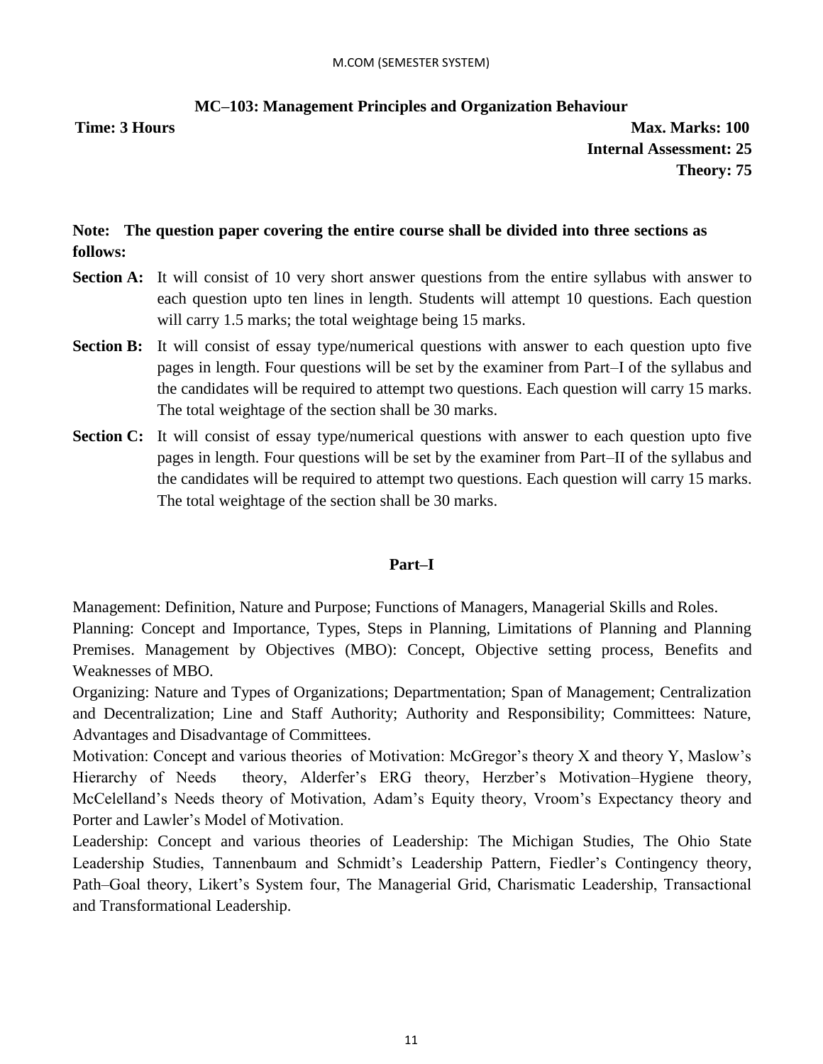M.COM (SEMESTER SYSTEM)

## MC–103: Management Principles and Organization Behaviour

**Time: 3 Hours** **Max. Marks: 100**

**Internal Assessment: 25**

**Theory: 75**

**Note: The question paper covering the entire course shall be divided into three sections as follows:**

**Section A:** It will consist of 10 very short answer questions from the entire syllabus with answer to each question upto ten lines in length. Students will attempt 10 questions. Each question will carry 1.5 marks; the total weightage being 15 marks.

**Section B:** It will consist of essay type/numerical questions with answer to each question upto five pages in length. Four questions will be set by the examiner from Part–I of the syllabus and the candidates will be required to attempt two questions. Each question will carry 15 marks. The total weightage of the section shall be 30 marks.

**Section C:** It will consist of essay type/numerical questions with answer to each question upto five pages in length. Four questions will be set by the examiner from Part–II of the syllabus and the candidates will be required to attempt two questions. Each question will carry 15 marks. The total weightage of the section shall be 30 marks.

### Part–I

Management: Definition, Nature and Purpose; Functions of Managers, Managerial Skills and Roles.

Planning: Concept and Importance, Types, Steps in Planning, Limitations of Planning and Planning Premises. Management by Objectives (MBO): Concept, Objective setting process, Benefits and Weaknesses of MBO.

Organizing: Nature and Types of Organizations; Departmentation; Span of Management; Centralization and Decentralization; Line and Staff Authority; Authority and Responsibility; Committees: Nature, Advantages and Disadvantage of Committees.

Motivation: Concept and various theories of Motivation: McGregor's theory X and theory Y, Maslow's Hierarchy of Needs theory, Alderfer's ERG theory, Herzber's Motivation–Hygiene theory, McCelelland's Needs theory of Motivation, Adam's Equity theory, Vroom's Expectancy theory and Porter and Lawler's Model of Motivation.

Leadership: Concept and various theories of Leadership: The Michigan Studies, The Ohio State Leadership Studies, Tannenbaum and Schmidt's Leadership Pattern, Fiedler's Contingency theory, Path–Goal theory, Likert's System four, The Managerial Grid, Charismatic Leadership, Transactional and Transformational Leadership.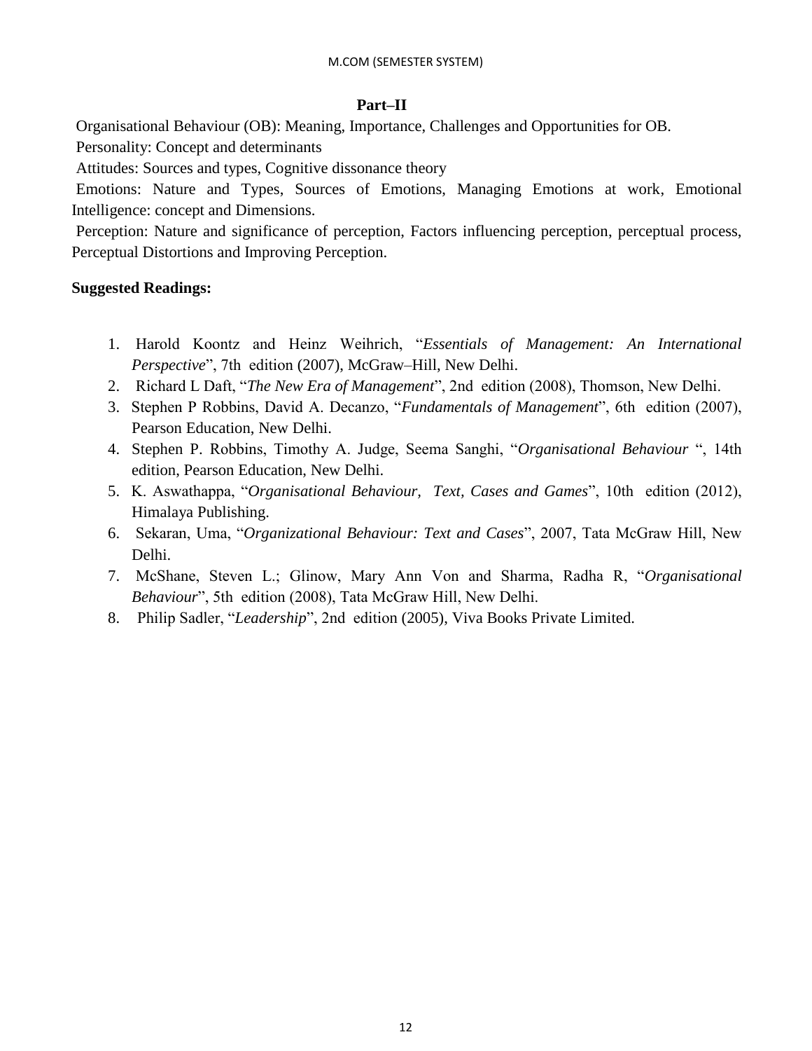**Part–II**

Organisational Behaviour (OB): Meaning, Importance, Challenges and Opportunities for OB.

Personality: Concept and determinants

Attitudes: Sources and types, Cognitive dissonance theory

Emotions: Nature and Types, Sources of Emotions, Managing Emotions at work, Emotional Intelligence: concept and Dimensions.

Perception: Nature and significance of perception, Factors influencing perception, perceptual process, Perceptual Distortions and Improving Perception.

**Suggested Readings:**

1. Harold Koontz and Heinz Weihrich, "*Essentials of Management: An International Perspective*", 7th edition (2007), McGraw–Hill, New Delhi.
2. Richard L Daft, "*The New Era of Management*", 2nd edition (2008), Thomson, New Delhi.
3. Stephen P Robbins, David A. Decanzo, "*Fundamentals of Management*", 6th edition (2007), Pearson Education, New Delhi.
4. Stephen P. Robbins, Timothy A. Judge, Seema Sanghi, "*Organisational Behaviour* ", 14th edition, Pearson Education, New Delhi.
5. K. Aswathappa, "*Organisational Behaviour, Text, Cases and Games*", 10th edition (2012), Himalaya Publishing.
6. Sekaran, Uma, "*Organizational Behaviour: Text and Cases*", 2007, Tata McGraw Hill, New Delhi.
7. McShane, Steven L.; Glinow, Mary Ann Von and Sharma, Radha R, "*Organisational Behaviour*", 5th edition (2008), Tata McGraw Hill, New Delhi.
8. Philip Sadler, "*Leadership*", 2nd edition (2005), Viva Books Private Limited.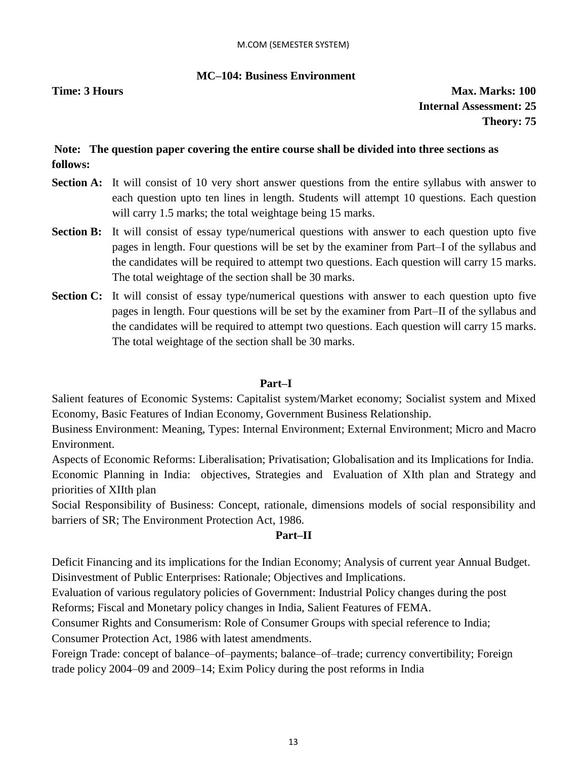## MC–104: Business Environment

**Time: 3 Hours**

**Max. Marks: 100**
**Internal Assessment: 25**
**Theory: 75**

**Note: The question paper covering the entire course shall be divided into three sections as follows:**

**Section A:** It will consist of 10 very short answer questions from the entire syllabus with answer to each question upto ten lines in length. Students will attempt 10 questions. Each question will carry 1.5 marks; the total weightage being 15 marks.

**Section B:** It will consist of essay type/numerical questions with answer to each question upto five pages in length. Four questions will be set by the examiner from Part–I of the syllabus and the candidates will be required to attempt two questions. Each question will carry 15 marks. The total weightage of the section shall be 30 marks.

**Section C:** It will consist of essay type/numerical questions with answer to each question upto five pages in length. Four questions will be set by the examiner from Part–II of the syllabus and the candidates will be required to attempt two questions. Each question will carry 15 marks. The total weightage of the section shall be 30 marks.

### Part–I

Salient features of Economic Systems: Capitalist system/Market economy; Socialist system and Mixed Economy, Basic Features of Indian Economy, Government Business Relationship.

Business Environment: Meaning, Types: Internal Environment; External Environment; Micro and Macro Environment.

Aspects of Economic Reforms: Liberalisation; Privatisation; Globalisation and its Implications for India.

Economic Planning in India: objectives, Strategies and Evaluation of XIth plan and Strategy and priorities of XIIth plan

Social Responsibility of Business: Concept, rationale, dimensions models of social responsibility and barriers of SR; The Environment Protection Act, 1986.

### Part–II

Deficit Financing and its implications for the Indian Economy; Analysis of current year Annual Budget.

Disinvestment of Public Enterprises: Rationale; Objectives and Implications.

Evaluation of various regulatory policies of Government: Industrial Policy changes during the post Reforms; Fiscal and Monetary policy changes in India, Salient Features of FEMA.

Consumer Rights and Consumerism: Role of Consumer Groups with special reference to India; Consumer Protection Act, 1986 with latest amendments.

Foreign Trade: concept of balance–of–payments; balance–of–trade; currency convertibility; Foreign trade policy 2004–09 and 2009–14; Exim Policy during the post reforms in India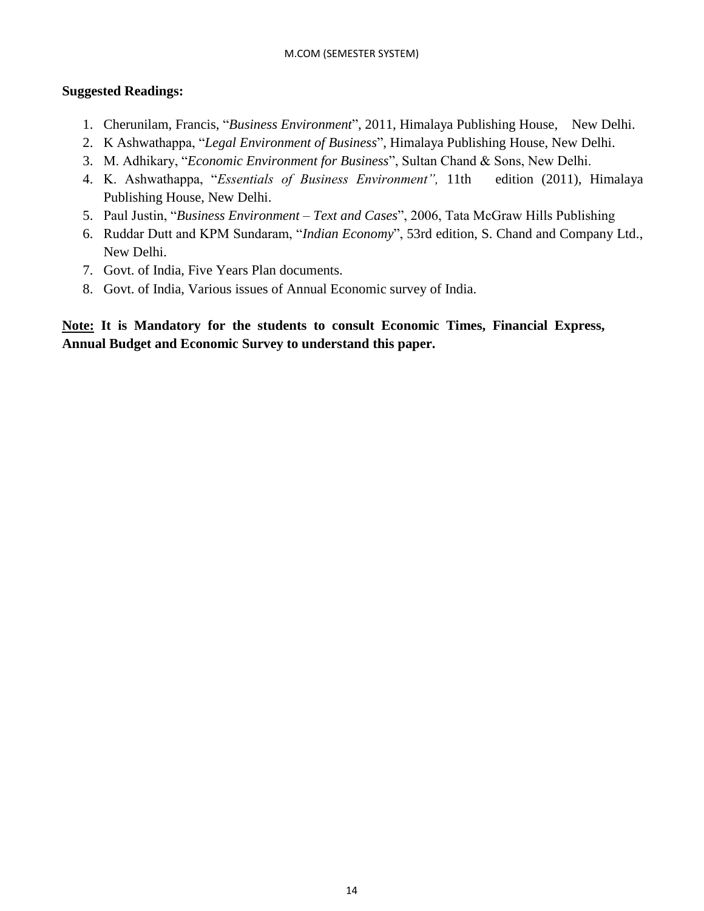**Suggested Readings:**

1. Cherunilam, Francis, "*Business Environment*", 2011, Himalaya Publishing House, New Delhi.
2. K Ashwathappa, "*Legal Environment of Business*", Himalaya Publishing House, New Delhi.
3. M. Adhikary, "*Economic Environment for Business*", Sultan Chand & Sons, New Delhi.
4. K. Ashwathappa, "*Essentials of Business Environment",* 11th edition (2011), Himalaya Publishing House, New Delhi.
5. Paul Justin, "*Business Environment – Text and Cases*", 2006, Tata McGraw Hills Publishing
6. Ruddar Dutt and KPM Sundaram, "*Indian Economy*", 53rd edition, S. Chand and Company Ltd., New Delhi.
7. Govt. of India, Five Years Plan documents.
8. Govt. of India, Various issues of Annual Economic survey of India.

**<u>Note:</u> It is Mandatory for the students to consult Economic Times, Financial Express, Annual Budget and Economic Survey to understand this paper.**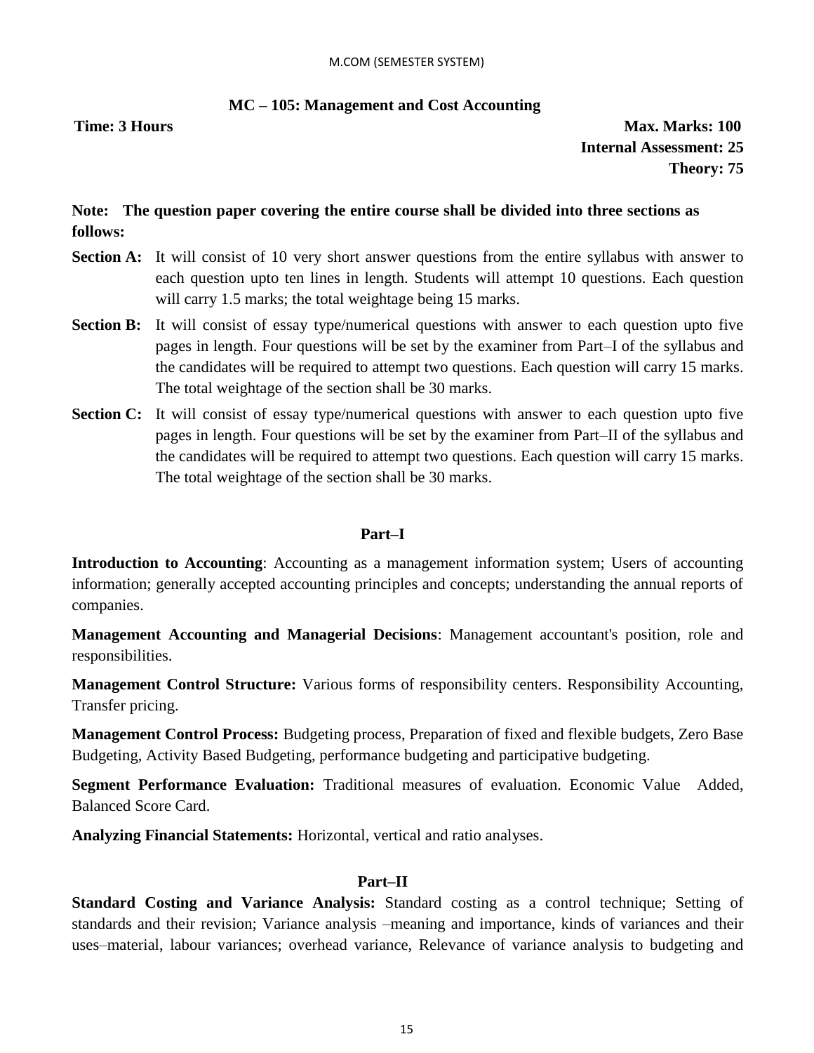## MC – 105: Management and Cost Accounting

**Time: 3 Hours**

**Max. Marks: 100**
**Internal Assessment: 25**
**Theory: 75**

**Note: The question paper covering the entire course shall be divided into three sections as follows:**

**Section A:** It will consist of 10 very short answer questions from the entire syllabus with answer to each question upto ten lines in length. Students will attempt 10 questions. Each question will carry 1.5 marks; the total weightage being 15 marks.

**Section B:** It will consist of essay type/numerical questions with answer to each question upto five pages in length. Four questions will be set by the examiner from Part–I of the syllabus and the candidates will be required to attempt two questions. Each question will carry 15 marks. The total weightage of the section shall be 30 marks.

**Section C:** It will consist of essay type/numerical questions with answer to each question upto five pages in length. Four questions will be set by the examiner from Part–II of the syllabus and the candidates will be required to attempt two questions. Each question will carry 15 marks. The total weightage of the section shall be 30 marks.

### Part–I

**Introduction to Accounting**: Accounting as a management information system; Users of accounting information; generally accepted accounting principles and concepts; understanding the annual reports of companies.

**Management Accounting and Managerial Decisions**: Management accountant's position, role and responsibilities.

**Management Control Structure:** Various forms of responsibility centers. Responsibility Accounting, Transfer pricing.

**Management Control Process:** Budgeting process, Preparation of fixed and flexible budgets, Zero Base Budgeting, Activity Based Budgeting, performance budgeting and participative budgeting.

**Segment Performance Evaluation:** Traditional measures of evaluation. Economic Value Added, Balanced Score Card.

**Analyzing Financial Statements:** Horizontal, vertical and ratio analyses.

### Part–II

**Standard Costing and Variance Analysis:** Standard costing as a control technique; Setting of standards and their revision; Variance analysis –meaning and importance, kinds of variances and their uses–material, labour variances; overhead variance, Relevance of variance analysis to budgeting and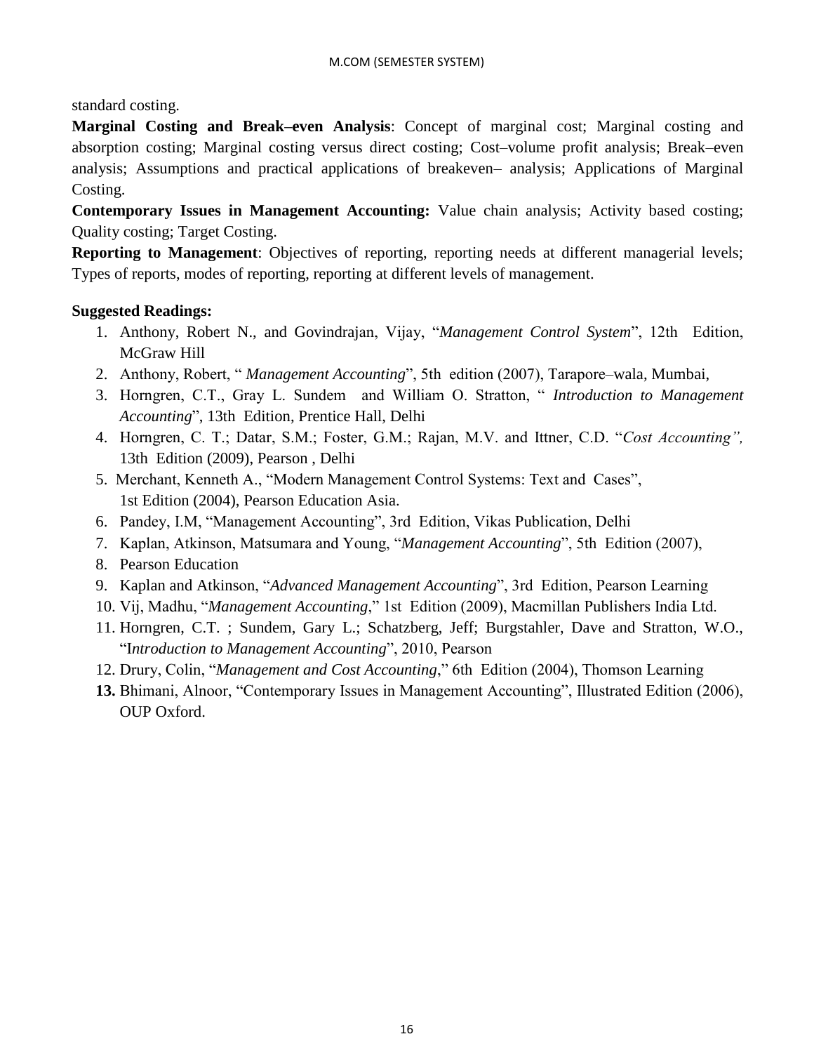standard costing.

**Marginal Costing and Break–even Analysis**: Concept of marginal cost; Marginal costing and absorption costing; Marginal costing versus direct costing; Cost–volume profit analysis; Break–even analysis; Assumptions and practical applications of breakeven– analysis; Applications of Marginal Costing.

**Contemporary Issues in Management Accounting:** Value chain analysis; Activity based costing; Quality costing; Target Costing.

**Reporting to Management**: Objectives of reporting, reporting needs at different managerial levels; Types of reports, modes of reporting, reporting at different levels of management.

**Suggested Readings:**

1. Anthony, Robert N., and Govindrajan, Vijay, "*Management Control System*", 12th Edition, McGraw Hill
2. Anthony, Robert, " *Management Accounting*", 5th edition (2007), Tarapore–wala, Mumbai,
3. Horngren, C.T., Gray L. Sundem and William O. Stratton, " *Introduction to Management Accounting*", 13th Edition, Prentice Hall, Delhi
4. Horngren, C. T.; Datar, S.M.; Foster, G.M.; Rajan, M.V. and Ittner, C.D. "*Cost Accounting",* 13th Edition (2009), Pearson , Delhi
5. Merchant, Kenneth A., "Modern Management Control Systems: Text and Cases", 1st Edition (2004), Pearson Education Asia.
6. Pandey, I.M, "Management Accounting", 3rd Edition, Vikas Publication, Delhi
7. Kaplan, Atkinson, Matsumara and Young, "*Management Accounting*", 5th Edition (2007),
8. Pearson Education
9. Kaplan and Atkinson, "*Advanced Management Accounting*", 3rd Edition, Pearson Learning
10. Vij, Madhu, "*Management Accounting*," 1st Edition (2009), Macmillan Publishers India Ltd.
11. Horngren, C.T. ; Sundem, Gary L.; Schatzberg, Jeff; Burgstahler, Dave and Stratton, W.O., "I*ntroduction to Management Accounting*", 2010, Pearson
12. Drury, Colin, "*Management and Cost Accounting*," 6th Edition (2004), Thomson Learning
13. Bhimani, Alnoor, "Contemporary Issues in Management Accounting", Illustrated Edition (2006), OUP Oxford.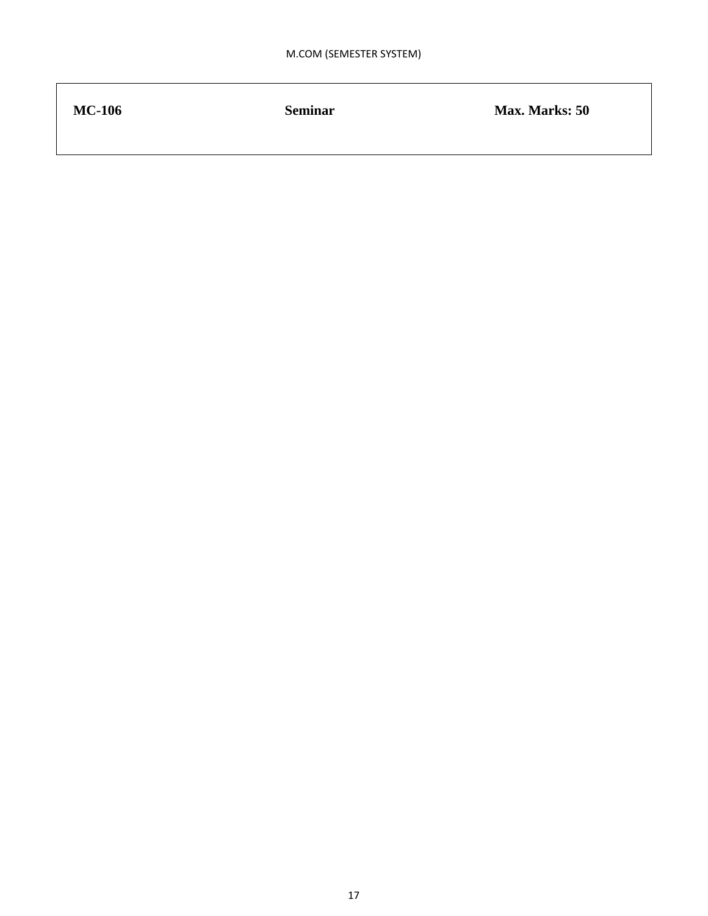| **MC-106** | **Seminar** | **Max. Marks: 50** |
| --- | --- | --- |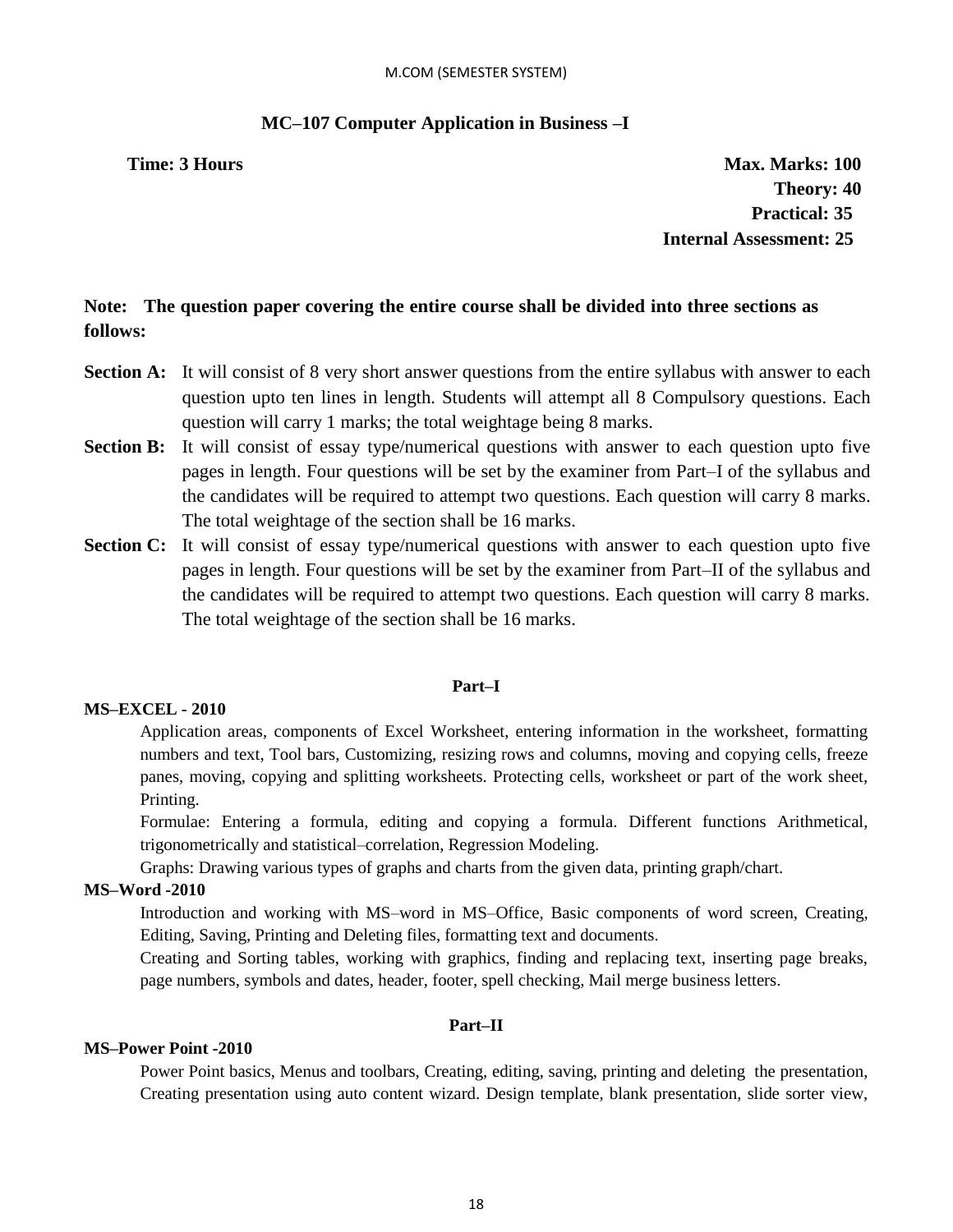## MC–107 Computer Application in Business –I

**Time: 3 Hours** **Max. Marks: 100**
**Theory: 40**
**Practical: 35**
**Internal Assessment: 25**

**Note: The question paper covering the entire course shall be divided into three sections as follows:**

**Section A:** It will consist of 8 very short answer questions from the entire syllabus with answer to each question upto ten lines in length. Students will attempt all 8 Compulsory questions. Each question will carry 1 marks; the total weightage being 8 marks.

**Section B:** It will consist of essay type/numerical questions with answer to each question upto five pages in length. Four questions will be set by the examiner from Part–I of the syllabus and the candidates will be required to attempt two questions. Each question will carry 8 marks. The total weightage of the section shall be 16 marks.

**Section C:** It will consist of essay type/numerical questions with answer to each question upto five pages in length. Four questions will be set by the examiner from Part–II of the syllabus and the candidates will be required to attempt two questions. Each question will carry 8 marks. The total weightage of the section shall be 16 marks.

### Part–I

**MS–EXCEL - 2010**

Application areas, components of Excel Worksheet, entering information in the worksheet, formatting numbers and text, Tool bars, Customizing, resizing rows and columns, moving and copying cells, freeze panes, moving, copying and splitting worksheets. Protecting cells, worksheet or part of the work sheet, Printing.

Formulae: Entering a formula, editing and copying a formula. Different functions Arithmetical, trigonometrically and statistical–correlation, Regression Modeling.

Graphs: Drawing various types of graphs and charts from the given data, printing graph/chart.

**MS–Word -2010**

Introduction and working with MS–word in MS–Office, Basic components of word screen, Creating, Editing, Saving, Printing and Deleting files, formatting text and documents.

Creating and Sorting tables, working with graphics, finding and replacing text, inserting page breaks, page numbers, symbols and dates, header, footer, spell checking, Mail merge business letters.

### Part–II

**MS–Power Point -2010**

Power Point basics, Menus and toolbars, Creating, editing, saving, printing and deleting the presentation, Creating presentation using auto content wizard. Design template, blank presentation, slide sorter view,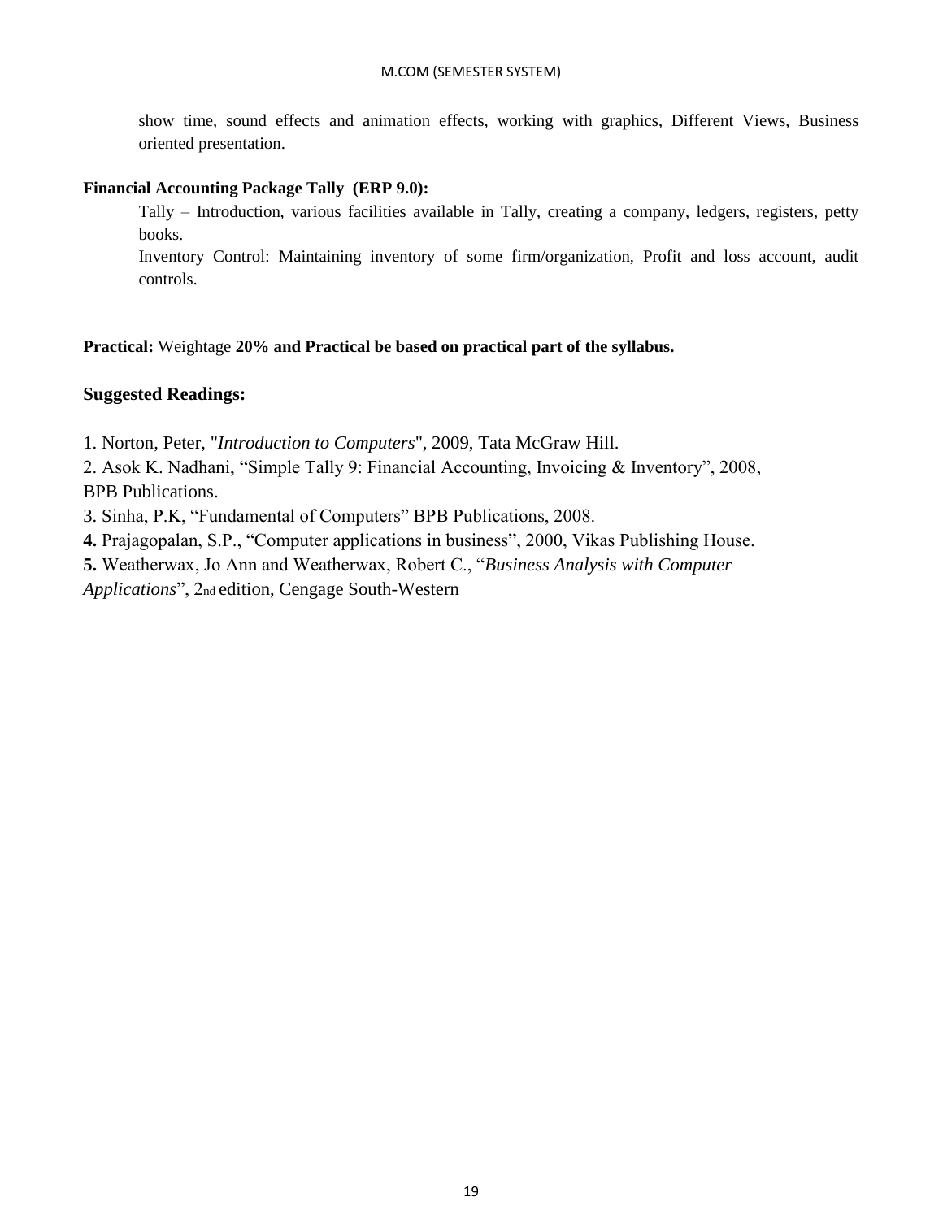show time, sound effects and animation effects, working with graphics, Different Views, Business oriented presentation.

**Financial Accounting Package Tally (ERP 9.0):**

Tally – Introduction, various facilities available in Tally, creating a company, ledgers, registers, petty books.

Inventory Control: Maintaining inventory of some firm/organization, Profit and loss account, audit controls.

**Practical:** Weightage **20% and Practical be based on practical part of the syllabus.**

### Suggested Readings:

1. Norton, Peter, "*Introduction to Computers*", 2009, Tata McGraw Hill.
2. Asok K. Nadhani, "Simple Tally 9: Financial Accounting, Invoicing & Inventory", 2008, BPB Publications.
3. Sinha, P.K, "Fundamental of Computers" BPB Publications, 2008.
4. Prajagopalan, S.P., "Computer applications in business", 2000, Vikas Publishing House.
5. Weatherwax, Jo Ann and Weatherwax, Robert C., "*Business Analysis with Computer Applications*", 2nd edition, Cengage South-Western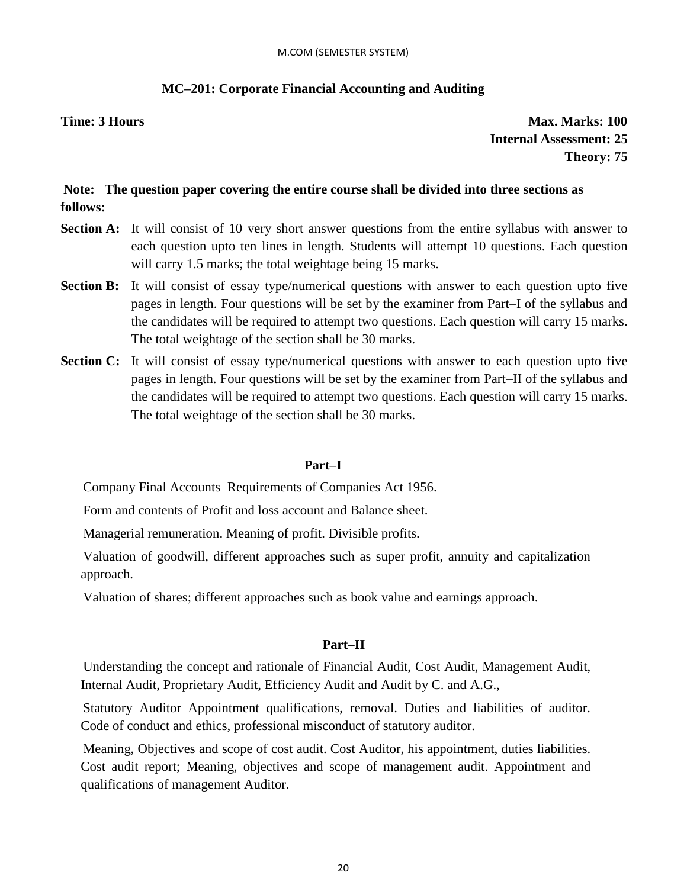## MC–201: Corporate Financial Accounting and Auditing

**Time: 3 Hours** **Max. Marks: 100**
**Internal Assessment: 25**
**Theory: 75**

**Note: The question paper covering the entire course shall be divided into three sections as follows:**

**Section A:** It will consist of 10 very short answer questions from the entire syllabus with answer to each question upto ten lines in length. Students will attempt 10 questions. Each question will carry 1.5 marks; the total weightage being 15 marks.

**Section B:** It will consist of essay type/numerical questions with answer to each question upto five pages in length. Four questions will be set by the examiner from Part–I of the syllabus and the candidates will be required to attempt two questions. Each question will carry 15 marks. The total weightage of the section shall be 30 marks.

**Section C:** It will consist of essay type/numerical questions with answer to each question upto five pages in length. Four questions will be set by the examiner from Part–II of the syllabus and the candidates will be required to attempt two questions. Each question will carry 15 marks. The total weightage of the section shall be 30 marks.

### Part–I

Company Final Accounts–Requirements of Companies Act 1956.

Form and contents of Profit and loss account and Balance sheet.

Managerial remuneration. Meaning of profit. Divisible profits.

Valuation of goodwill, different approaches such as super profit, annuity and capitalization approach.

Valuation of shares; different approaches such as book value and earnings approach.

### Part–II

Understanding the concept and rationale of Financial Audit, Cost Audit, Management Audit, Internal Audit, Proprietary Audit, Efficiency Audit and Audit by C. and A.G.,

Statutory Auditor–Appointment qualifications, removal. Duties and liabilities of auditor. Code of conduct and ethics, professional misconduct of statutory auditor.

Meaning, Objectives and scope of cost audit. Cost Auditor, his appointment, duties liabilities. Cost audit report; Meaning, objectives and scope of management audit. Appointment and qualifications of management Auditor.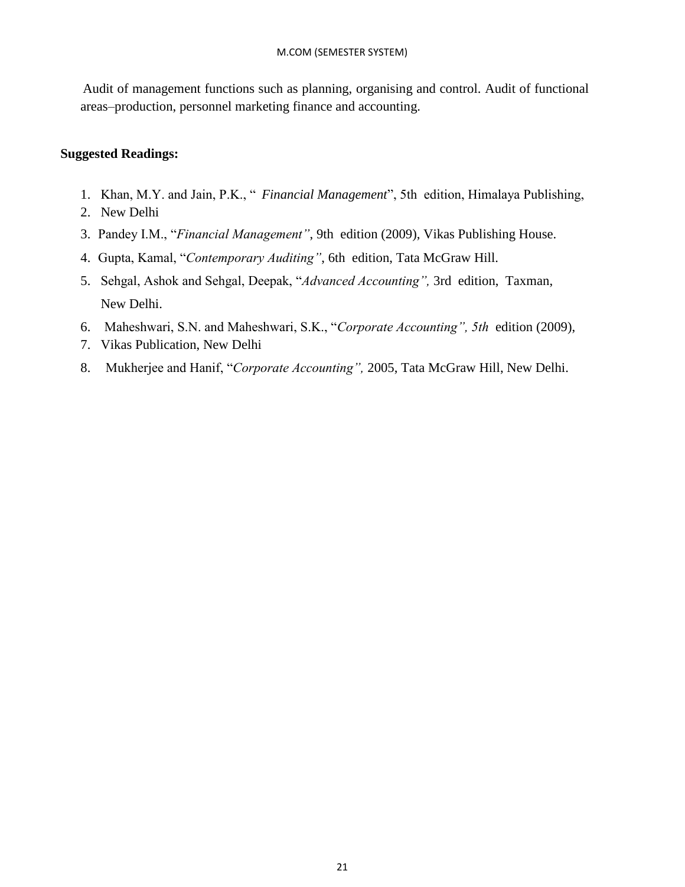Audit of management functions such as planning, organising and control. Audit of functional areas–production, personnel marketing finance and accounting.

**Suggested Readings:**

1. Khan, M.Y. and Jain, P.K., " *Financial Management*", 5th edition, Himalaya Publishing,
2. New Delhi
3. Pandey I.M., "*Financial Management"*, 9th edition (2009), Vikas Publishing House.
4. Gupta, Kamal, "*Contemporary Auditing"*, 6th edition, Tata McGraw Hill.
5. Sehgal, Ashok and Sehgal, Deepak, "*Advanced Accounting",* 3rd edition, Taxman, New Delhi.
6. Maheshwari, S.N. and Maheshwari, S.K., "*Corporate Accounting", 5th* edition (2009),
7. Vikas Publication, New Delhi
8. Mukherjee and Hanif, "*Corporate Accounting",* 2005, Tata McGraw Hill, New Delhi.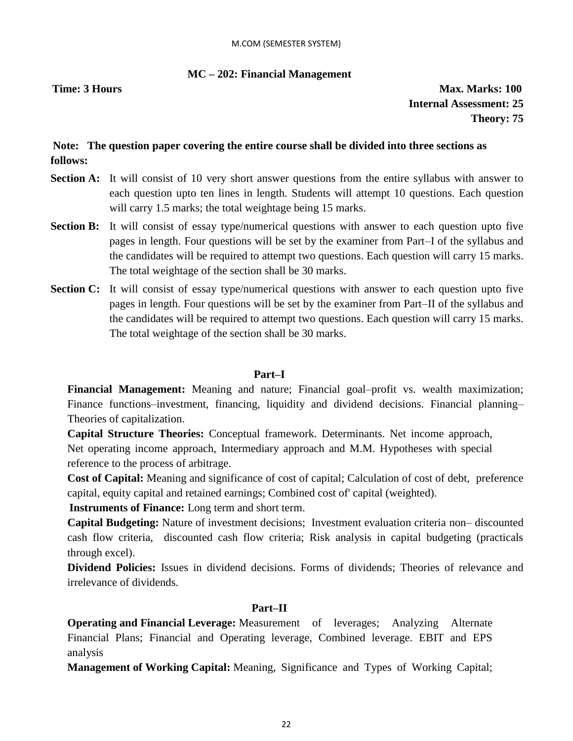## MC – 202: Financial Management

**Time: 3 Hours**

**Max. Marks: 100**
**Internal Assessment: 25**
**Theory: 75**

**Note: The question paper covering the entire course shall be divided into three sections as follows:**

**Section A:** It will consist of 10 very short answer questions from the entire syllabus with answer to each question upto ten lines in length. Students will attempt 10 questions. Each question will carry 1.5 marks; the total weightage being 15 marks.

**Section B:** It will consist of essay type/numerical questions with answer to each question upto five pages in length. Four questions will be set by the examiner from Part–I of the syllabus and the candidates will be required to attempt two questions. Each question will carry 15 marks. The total weightage of the section shall be 30 marks.

**Section C:** It will consist of essay type/numerical questions with answer to each question upto five pages in length. Four questions will be set by the examiner from Part–II of the syllabus and the candidates will be required to attempt two questions. Each question will carry 15 marks. The total weightage of the section shall be 30 marks.

### Part–I

**Financial Management:** Meaning and nature; Financial goal–profit vs. wealth maximization; Finance functions–investment, financing, liquidity and dividend decisions. Financial planning–Theories of capitalization.

**Capital Structure Theories:** Conceptual framework. Determinants. Net income approach, Net operating income approach, Intermediary approach and M.M. Hypotheses with special reference to the process of arbitrage.

**Cost of Capital:** Meaning and significance of cost of capital; Calculation of cost of debt, preference capital, equity capital and retained earnings; Combined cost of' capital (weighted).

**Instruments of Finance:** Long term and short term.

**Capital Budgeting:** Nature of investment decisions; Investment evaluation criteria non– discounted cash flow criteria, discounted cash flow criteria; Risk analysis in capital budgeting (practicals through excel).

**Dividend Policies:** Issues in dividend decisions. Forms of dividends; Theories of relevance and irrelevance of dividends.

### Part–II

**Operating and Financial Leverage:** Measurement of leverages; Analyzing Alternate Financial Plans; Financial and Operating leverage, Combined leverage. EBIT and EPS analysis

**Management of Working Capital:** Meaning, Significance and Types of Working Capital;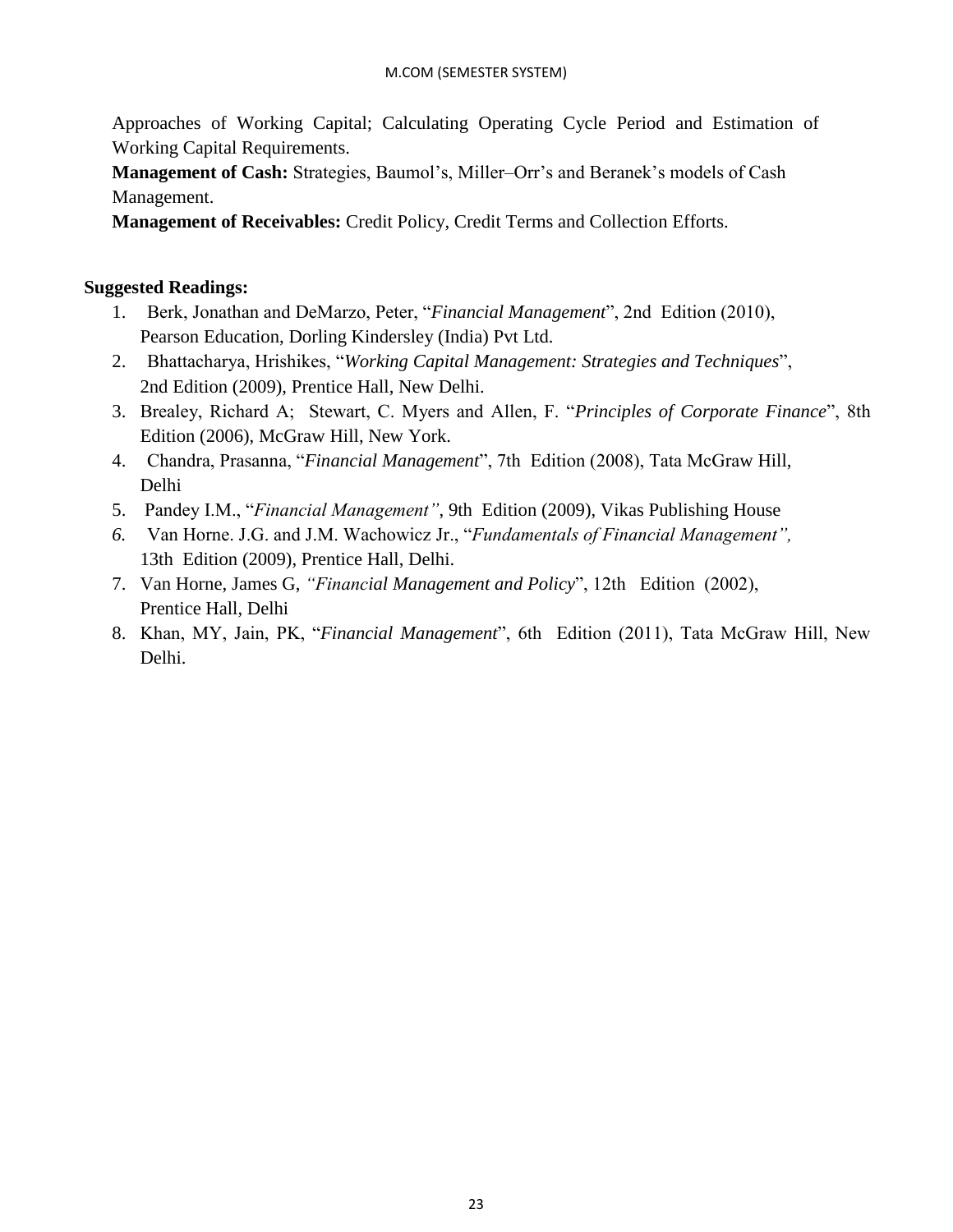Approaches of Working Capital; Calculating Operating Cycle Period and Estimation of Working Capital Requirements.

**Management of Cash:** Strategies, Baumol's, Miller–Orr's and Beranek's models of Cash Management.

**Management of Receivables:** Credit Policy, Credit Terms and Collection Efforts.

**Suggested Readings:**

1. Berk, Jonathan and DeMarzo, Peter, "*Financial Management*", 2nd Edition (2010), Pearson Education, Dorling Kindersley (India) Pvt Ltd.
2. Bhattacharya, Hrishikes, "*Working Capital Management: Strategies and Techniques*", 2nd Edition (2009), Prentice Hall, New Delhi.
3. Brealey, Richard A; Stewart, C. Myers and Allen, F. "*Principles of Corporate Finance*", 8th Edition (2006), McGraw Hill, New York.
4. Chandra, Prasanna, "*Financial Management*", 7th Edition (2008), Tata McGraw Hill, Delhi
5. Pandey I.M., "*Financial Management"*, 9th Edition (2009), Vikas Publishing House
6. Van Horne. J.G. and J.M. Wachowicz Jr., "*Fundamentals of Financial Management",* 13th Edition (2009), Prentice Hall, Delhi.
7. Van Horne, James G, *"Financial Management and Policy*", 12th Edition (2002), Prentice Hall, Delhi
8. Khan, MY, Jain, PK, "*Financial Management*", 6th Edition (2011), Tata McGraw Hill, New Delhi.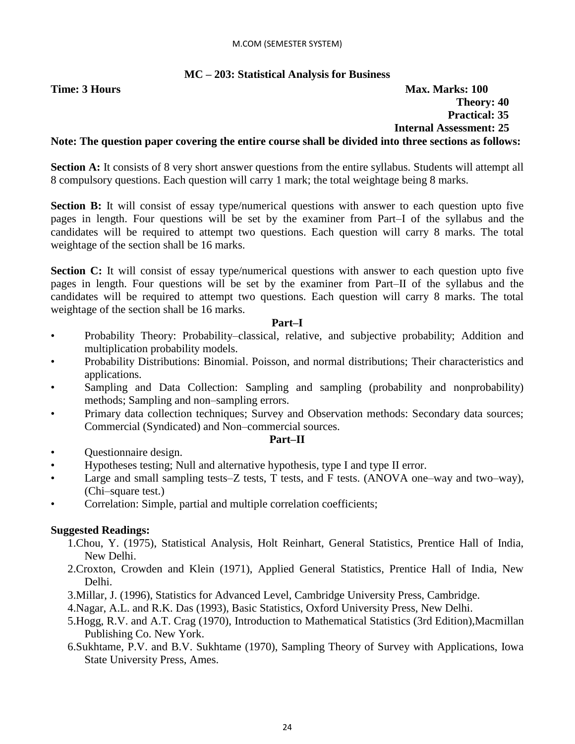M.COM (SEMESTER SYSTEM)

## MC – 203: Statistical Analysis for Business

**Time: 3 Hours** **Max. Marks: 100**

**Theory: 40**

**Practical: 35**

**Internal Assessment: 25**

**Note: The question paper covering the entire course shall be divided into three sections as follows:**

**Section A:** It consists of 8 very short answer questions from the entire syllabus. Students will attempt all 8 compulsory questions. Each question will carry 1 mark; the total weightage being 8 marks.

**Section B:** It will consist of essay type/numerical questions with answer to each question upto five pages in length. Four questions will be set by the examiner from Part–I of the syllabus and the candidates will be required to attempt two questions. Each question will carry 8 marks. The total weightage of the section shall be 16 marks.

**Section C:** It will consist of essay type/numerical questions with answer to each question upto five pages in length. Four questions will be set by the examiner from Part–II of the syllabus and the candidates will be required to attempt two questions. Each question will carry 8 marks. The total weightage of the section shall be 16 marks.

### Part–I

- Probability Theory: Probability–classical, relative, and subjective probability; Addition and multiplication probability models.
- Probability Distributions: Binomial. Poisson, and normal distributions; Their characteristics and applications.
- Sampling and Data Collection: Sampling and sampling (probability and nonprobability) methods; Sampling and non–sampling errors.
- Primary data collection techniques; Survey and Observation methods: Secondary data sources; Commercial (Syndicated) and Non–commercial sources.

### Part–II

- Questionnaire design.
- Hypotheses testing; Null and alternative hypothesis, type I and type II error.
- Large and small sampling tests–Z tests, T tests, and F tests. (ANOVA one–way and two–way), (Chi–square test.)
- Correlation: Simple, partial and multiple correlation coefficients;

### Suggested Readings:

1. Chou, Y. (1975), Statistical Analysis, Holt Reinhart, General Statistics, Prentice Hall of India, New Delhi.
2. Croxton, Crowden and Klein (1971), Applied General Statistics, Prentice Hall of India, New Delhi.
3. Millar, J. (1996), Statistics for Advanced Level, Cambridge University Press, Cambridge.
4. Nagar, A.L. and R.K. Das (1993), Basic Statistics, Oxford University Press, New Delhi.
5. Hogg, R.V. and A.T. Crag (1970), Introduction to Mathematical Statistics (3rd Edition),Macmillan Publishing Co. New York.
6. Sukhtame, P.V. and B.V. Sukhtame (1970), Sampling Theory of Survey with Applications, Iowa State University Press, Ames.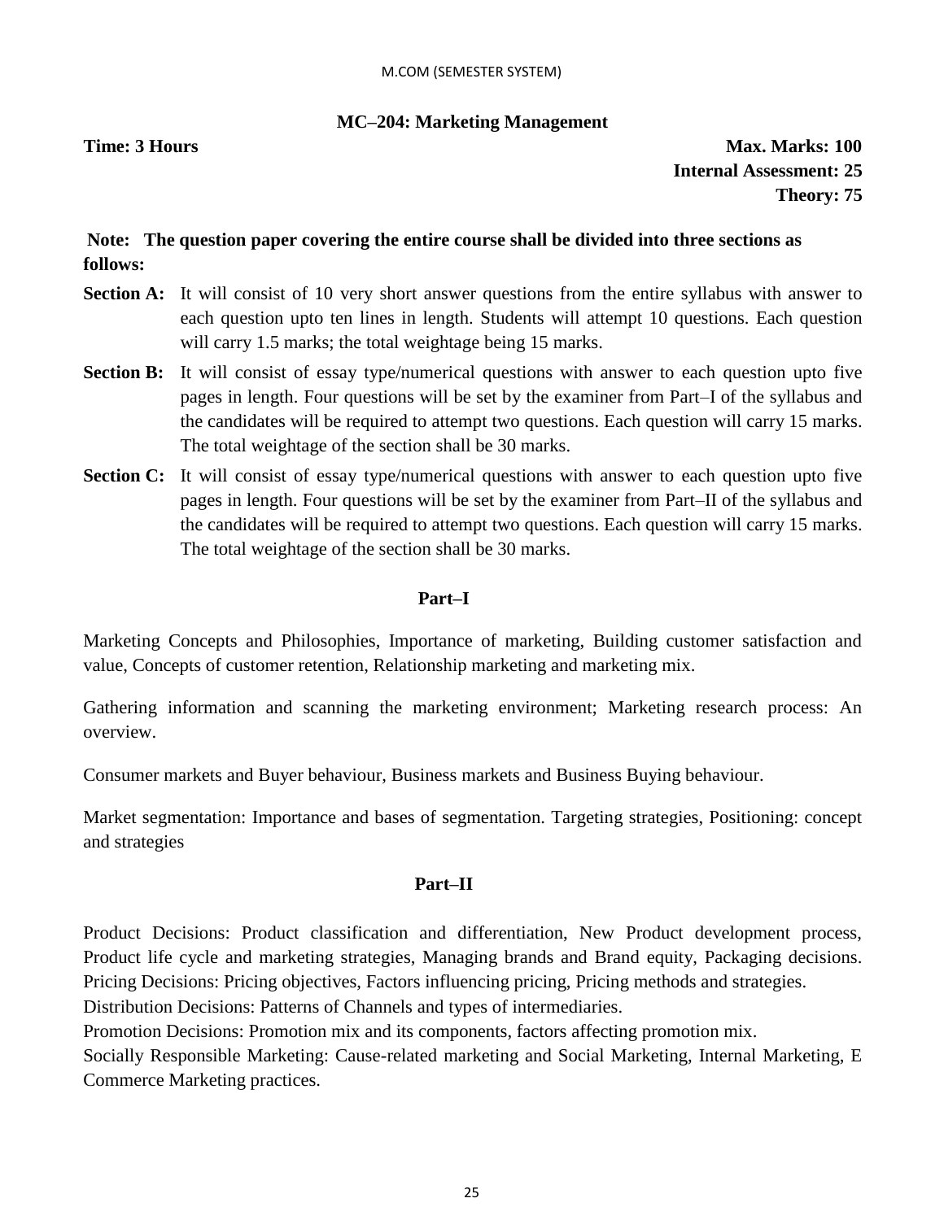# MC–204: Marketing Management

**Time: 3 Hours** **Max. Marks: 100**

**Internal Assessment: 25**

**Theory: 75**

**Note: The question paper covering the entire course shall be divided into three sections as follows:**

**Section A:** It will consist of 10 very short answer questions from the entire syllabus with answer to each question upto ten lines in length. Students will attempt 10 questions. Each question will carry 1.5 marks; the total weightage being 15 marks.

**Section B:** It will consist of essay type/numerical questions with answer to each question upto five pages in length. Four questions will be set by the examiner from Part–I of the syllabus and the candidates will be required to attempt two questions. Each question will carry 15 marks. The total weightage of the section shall be 30 marks.

**Section C:** It will consist of essay type/numerical questions with answer to each question upto five pages in length. Four questions will be set by the examiner from Part–II of the syllabus and the candidates will be required to attempt two questions. Each question will carry 15 marks. The total weightage of the section shall be 30 marks.

## Part–I

Marketing Concepts and Philosophies, Importance of marketing, Building customer satisfaction and value, Concepts of customer retention, Relationship marketing and marketing mix.

Gathering information and scanning the marketing environment; Marketing research process: An overview.

Consumer markets and Buyer behaviour, Business markets and Business Buying behaviour.

Market segmentation: Importance and bases of segmentation. Targeting strategies, Positioning: concept and strategies

## Part–II

Product Decisions: Product classification and differentiation, New Product development process, Product life cycle and marketing strategies, Managing brands and Brand equity, Packaging decisions.
Pricing Decisions: Pricing objectives, Factors influencing pricing, Pricing methods and strategies.
Distribution Decisions: Patterns of Channels and types of intermediaries.
Promotion Decisions: Promotion mix and its components, factors affecting promotion mix.
Socially Responsible Marketing: Cause-related marketing and Social Marketing, Internal Marketing, E Commerce Marketing practices.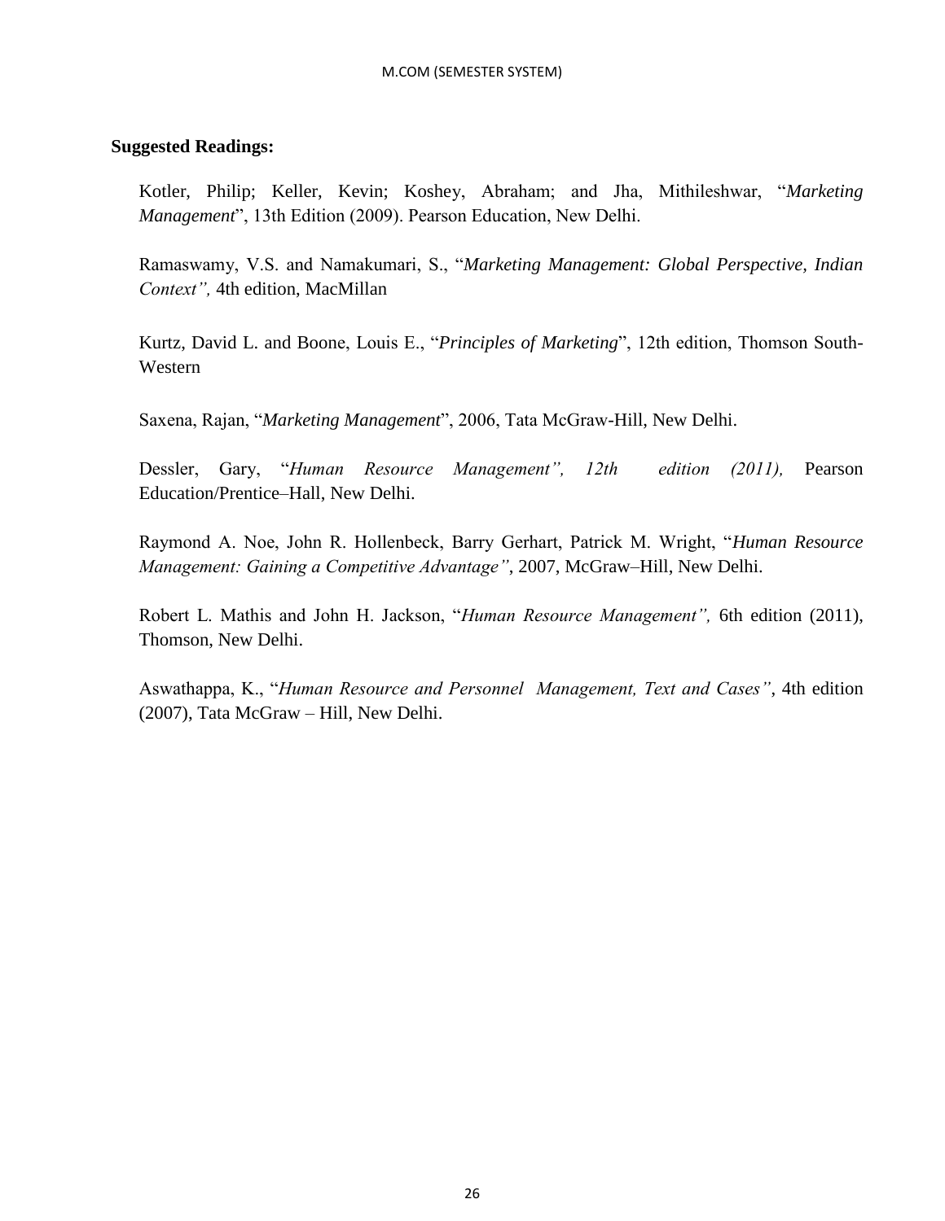**Suggested Readings:**

Kotler, Philip; Keller, Kevin; Koshey, Abraham; and Jha, Mithileshwar, "*Marketing Management*", 13th Edition (2009). Pearson Education, New Delhi.

Ramaswamy, V.S. and Namakumari, S., "*Marketing Management: Global Perspective, Indian Context",* 4th edition, MacMillan

Kurtz, David L. and Boone, Louis E., "*Principles of Marketing*", 12th edition, Thomson South-Western

Saxena, Rajan, "*Marketing Management*", 2006, Tata McGraw-Hill, New Delhi.

Dessler, Gary, "*Human Resource Management", 12th edition (2011),* Pearson Education/Prentice–Hall, New Delhi.

Raymond A. Noe, John R. Hollenbeck, Barry Gerhart, Patrick M. Wright, "*Human Resource Management: Gaining a Competitive Advantage"*, 2007, McGraw–Hill, New Delhi.

Robert L. Mathis and John H. Jackson, "*Human Resource Management",* 6th edition (2011), Thomson, New Delhi.

Aswathappa, K., "*Human Resource and Personnel Management, Text and Cases"*, 4th edition (2007), Tata McGraw – Hill, New Delhi.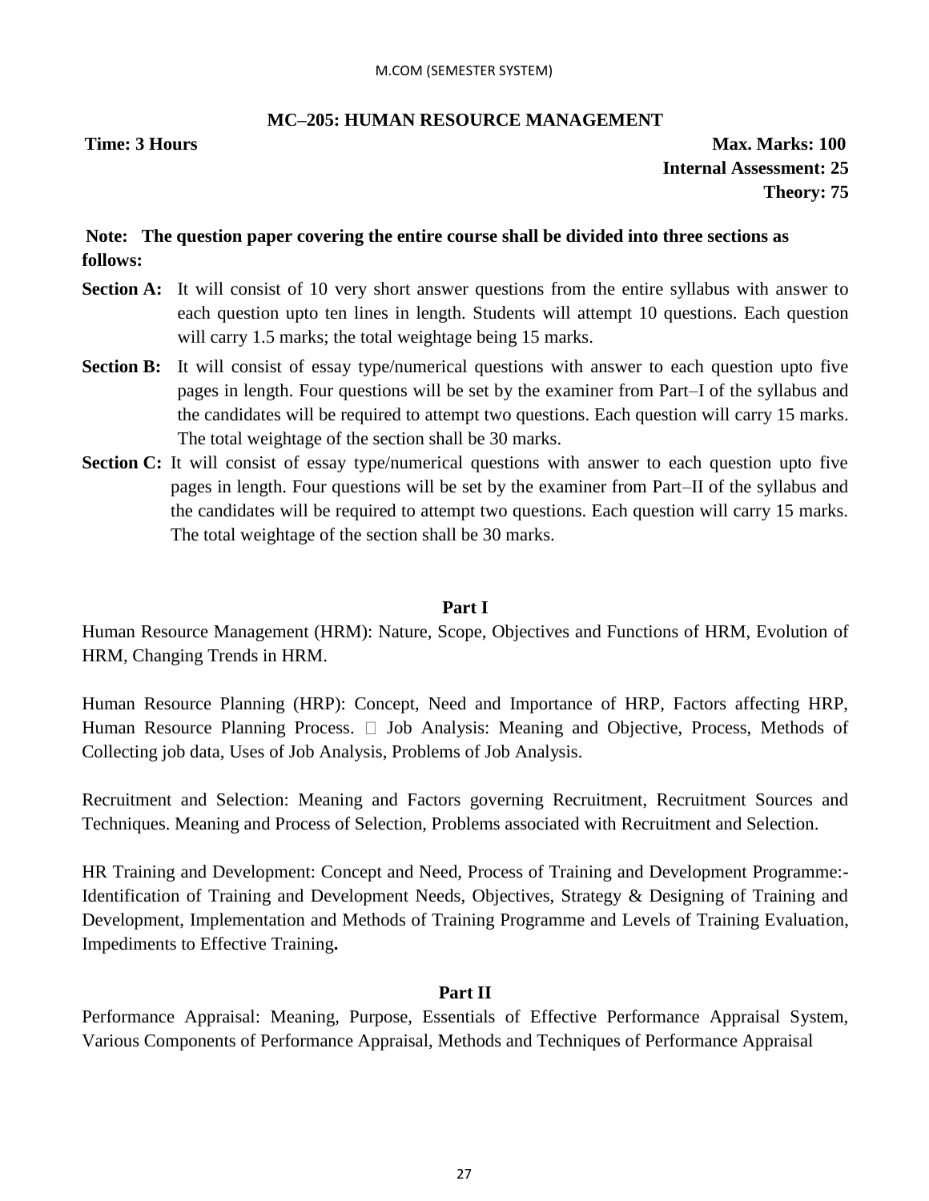M.COM (SEMESTER SYSTEM)

## MC–205: HUMAN RESOURCE MANAGEMENT

**Time: 3 Hours** **Max. Marks: 100**

**Internal Assessment: 25**

**Theory: 75**

**Note: The question paper covering the entire course shall be divided into three sections as follows:**

**Section A:** It will consist of 10 very short answer questions from the entire syllabus with answer to each question upto ten lines in length. Students will attempt 10 questions. Each question will carry 1.5 marks; the total weightage being 15 marks.

**Section B:** It will consist of essay type/numerical questions with answer to each question upto five pages in length. Four questions will be set by the examiner from Part–I of the syllabus and the candidates will be required to attempt two questions. Each question will carry 15 marks. The total weightage of the section shall be 30 marks.

**Section C:** It will consist of essay type/numerical questions with answer to each question upto five pages in length. Four questions will be set by the examiner from Part–II of the syllabus and the candidates will be required to attempt two questions. Each question will carry 15 marks. The total weightage of the section shall be 30 marks.

### Part I

Human Resource Management (HRM): Nature, Scope, Objectives and Functions of HRM, Evolution of HRM, Changing Trends in HRM.

Human Resource Planning (HRP): Concept, Need and Importance of HRP, Factors affecting HRP, Human Resource Planning Process.  Job Analysis: Meaning and Objective, Process, Methods of Collecting job data, Uses of Job Analysis, Problems of Job Analysis.

Recruitment and Selection: Meaning and Factors governing Recruitment, Recruitment Sources and Techniques. Meaning and Process of Selection, Problems associated with Recruitment and Selection.

HR Training and Development: Concept and Need, Process of Training and Development Programme:- Identification of Training and Development Needs, Objectives, Strategy & Designing of Training and Development, Implementation and Methods of Training Programme and Levels of Training Evaluation, Impediments to Effective Training**.**

### Part II

Performance Appraisal: Meaning, Purpose, Essentials of Effective Performance Appraisal System, Various Components of Performance Appraisal, Methods and Techniques of Performance Appraisal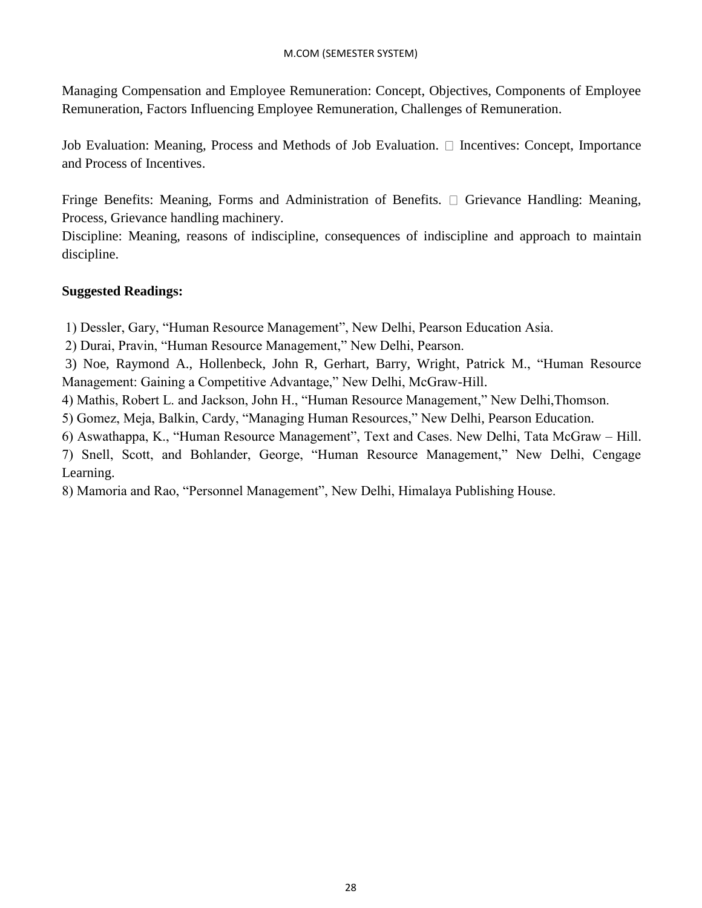Managing Compensation and Employee Remuneration: Concept, Objectives, Components of Employee Remuneration, Factors Influencing Employee Remuneration, Challenges of Remuneration.

Job Evaluation: Meaning, Process and Methods of Job Evaluation.  Incentives: Concept, Importance and Process of Incentives.

Fringe Benefits: Meaning, Forms and Administration of Benefits.  Grievance Handling: Meaning, Process, Grievance handling machinery.
Discipline: Meaning, reasons of indiscipline, consequences of indiscipline and approach to maintain discipline.

**Suggested Readings:**

1) Dessler, Gary, "Human Resource Management", New Delhi, Pearson Education Asia.
2) Durai, Pravin, "Human Resource Management," New Delhi, Pearson.
3) Noe, Raymond A., Hollenbeck, John R, Gerhart, Barry, Wright, Patrick M., "Human Resource Management: Gaining a Competitive Advantage," New Delhi, McGraw-Hill.
4) Mathis, Robert L. and Jackson, John H., "Human Resource Management," New Delhi,Thomson.
5) Gomez, Meja, Balkin, Cardy, "Managing Human Resources," New Delhi, Pearson Education.
6) Aswathappa, K., "Human Resource Management", Text and Cases. New Delhi, Tata McGraw – Hill.
7) Snell, Scott, and Bohlander, George, "Human Resource Management," New Delhi, Cengage Learning.
8) Mamoria and Rao, "Personnel Management", New Delhi, Himalaya Publishing House.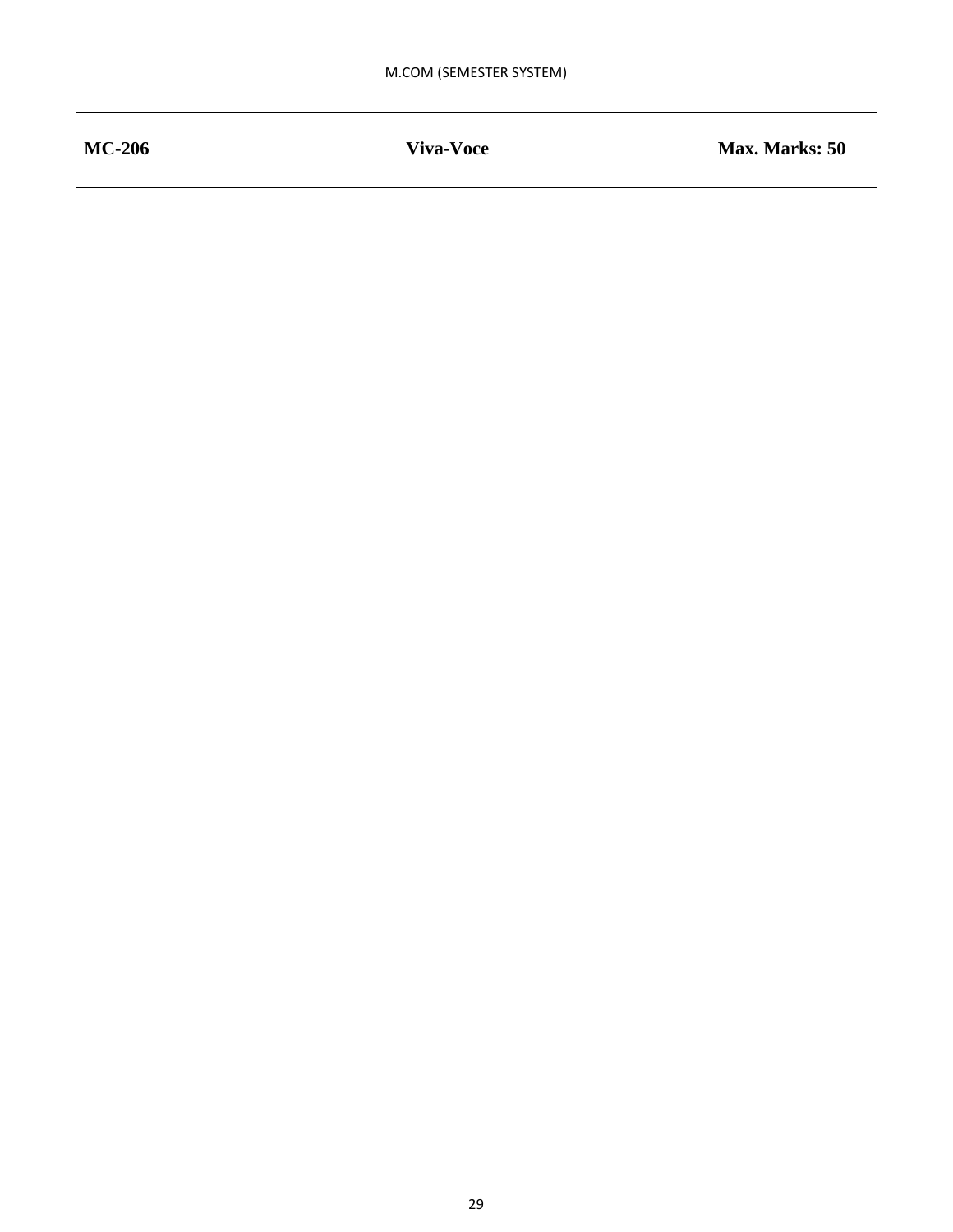| **MC-206** | **Viva-Voce** | **Max. Marks: 50** |
|---|---|---|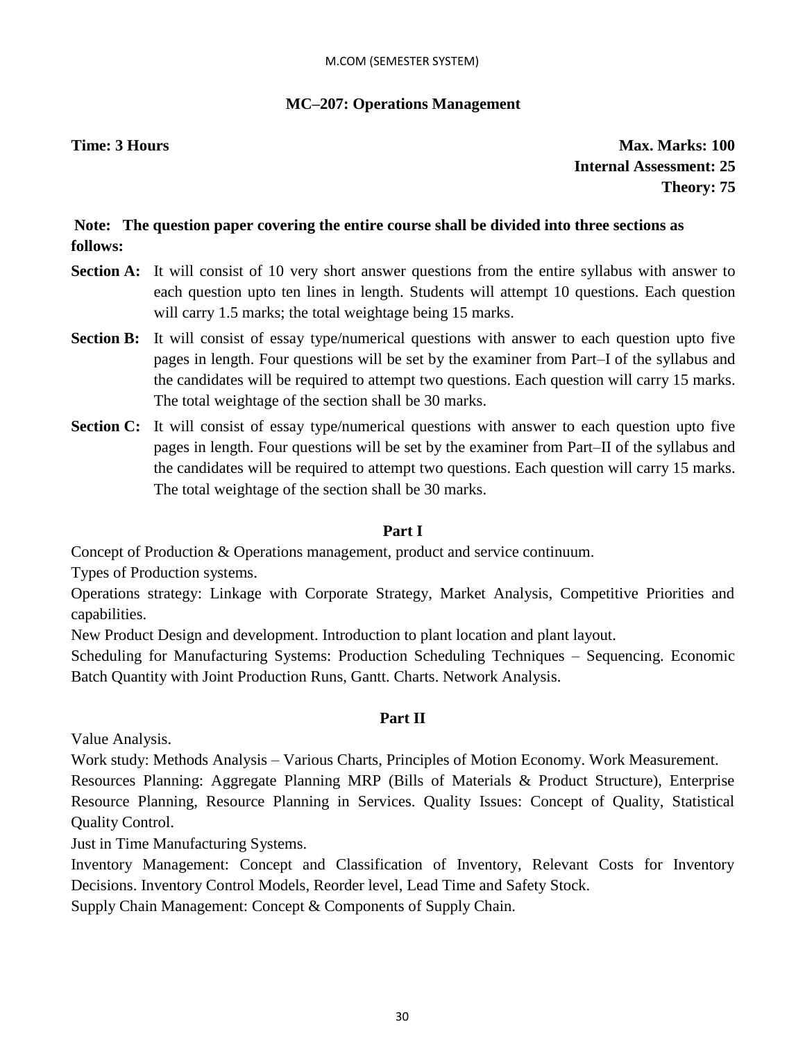## MC–207: Operations Management

**Time: 3 Hours** **Max. Marks: 100**
**Internal Assessment: 25**
**Theory: 75**

**Note: The question paper covering the entire course shall be divided into three sections as follows:**

**Section A:** It will consist of 10 very short answer questions from the entire syllabus with answer to each question upto ten lines in length. Students will attempt 10 questions. Each question will carry 1.5 marks; the total weightage being 15 marks.

**Section B:** It will consist of essay type/numerical questions with answer to each question upto five pages in length. Four questions will be set by the examiner from Part–I of the syllabus and the candidates will be required to attempt two questions. Each question will carry 15 marks. The total weightage of the section shall be 30 marks.

**Section C:** It will consist of essay type/numerical questions with answer to each question upto five pages in length. Four questions will be set by the examiner from Part–II of the syllabus and the candidates will be required to attempt two questions. Each question will carry 15 marks. The total weightage of the section shall be 30 marks.

### Part I

Concept of Production & Operations management, product and service continuum.

Types of Production systems.

Operations strategy: Linkage with Corporate Strategy, Market Analysis, Competitive Priorities and capabilities.

New Product Design and development. Introduction to plant location and plant layout.

Scheduling for Manufacturing Systems: Production Scheduling Techniques – Sequencing. Economic Batch Quantity with Joint Production Runs, Gantt. Charts. Network Analysis.

### Part II

Value Analysis.

Work study: Methods Analysis – Various Charts, Principles of Motion Economy. Work Measurement.

Resources Planning: Aggregate Planning MRP (Bills of Materials & Product Structure), Enterprise Resource Planning, Resource Planning in Services. Quality Issues: Concept of Quality, Statistical Quality Control.

Just in Time Manufacturing Systems.

Inventory Management: Concept and Classification of Inventory, Relevant Costs for Inventory Decisions. Inventory Control Models, Reorder level, Lead Time and Safety Stock.

Supply Chain Management: Concept & Components of Supply Chain.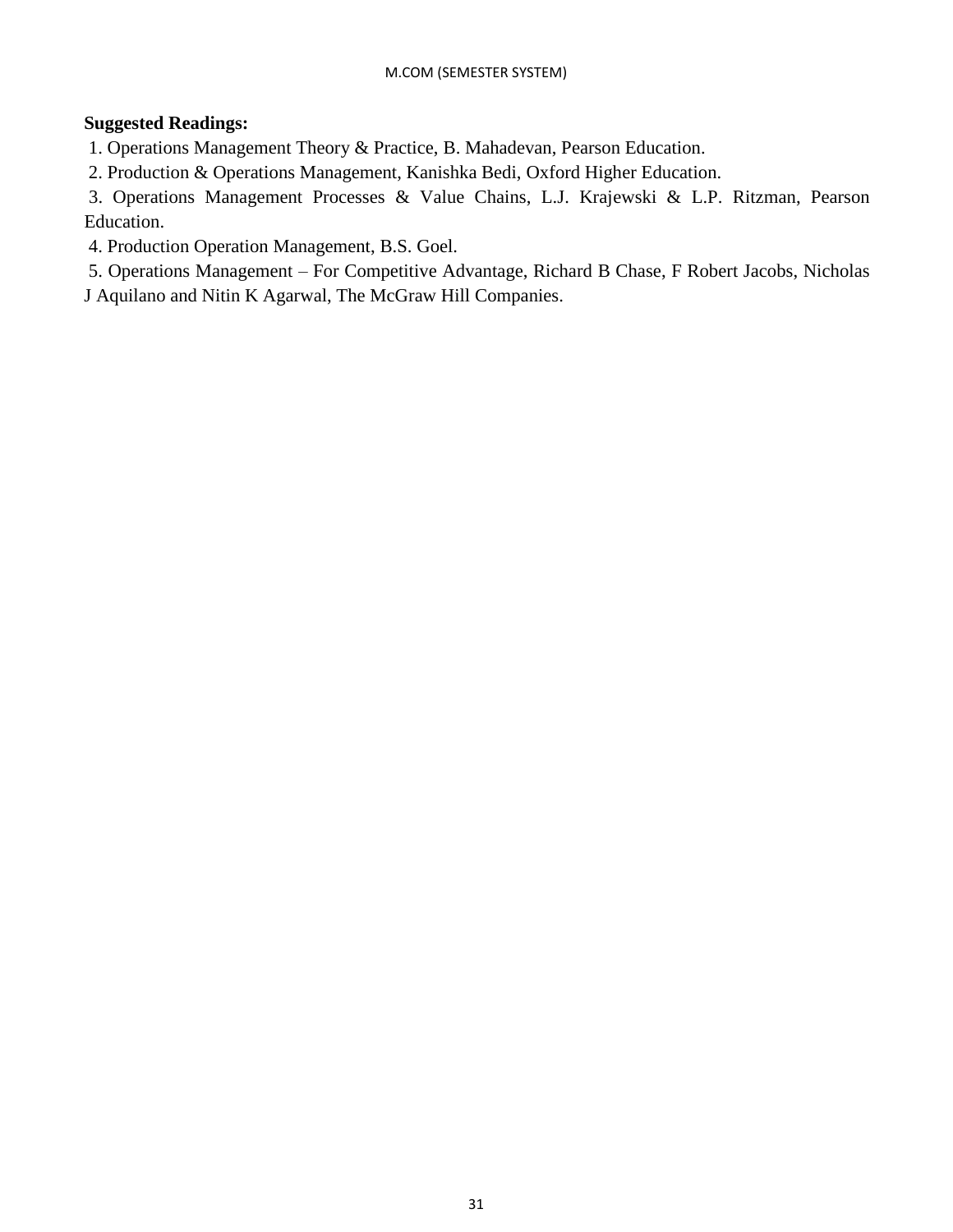**Suggested Readings:**

1. Operations Management Theory & Practice, B. Mahadevan, Pearson Education.
2. Production & Operations Management, Kanishka Bedi, Oxford Higher Education.
3. Operations Management Processes & Value Chains, L.J. Krajewski & L.P. Ritzman, Pearson Education.
4. Production Operation Management, B.S. Goel.
5. Operations Management – For Competitive Advantage, Richard B Chase, F Robert Jacobs, Nicholas J Aquilano and Nitin K Agarwal, The McGraw Hill Companies.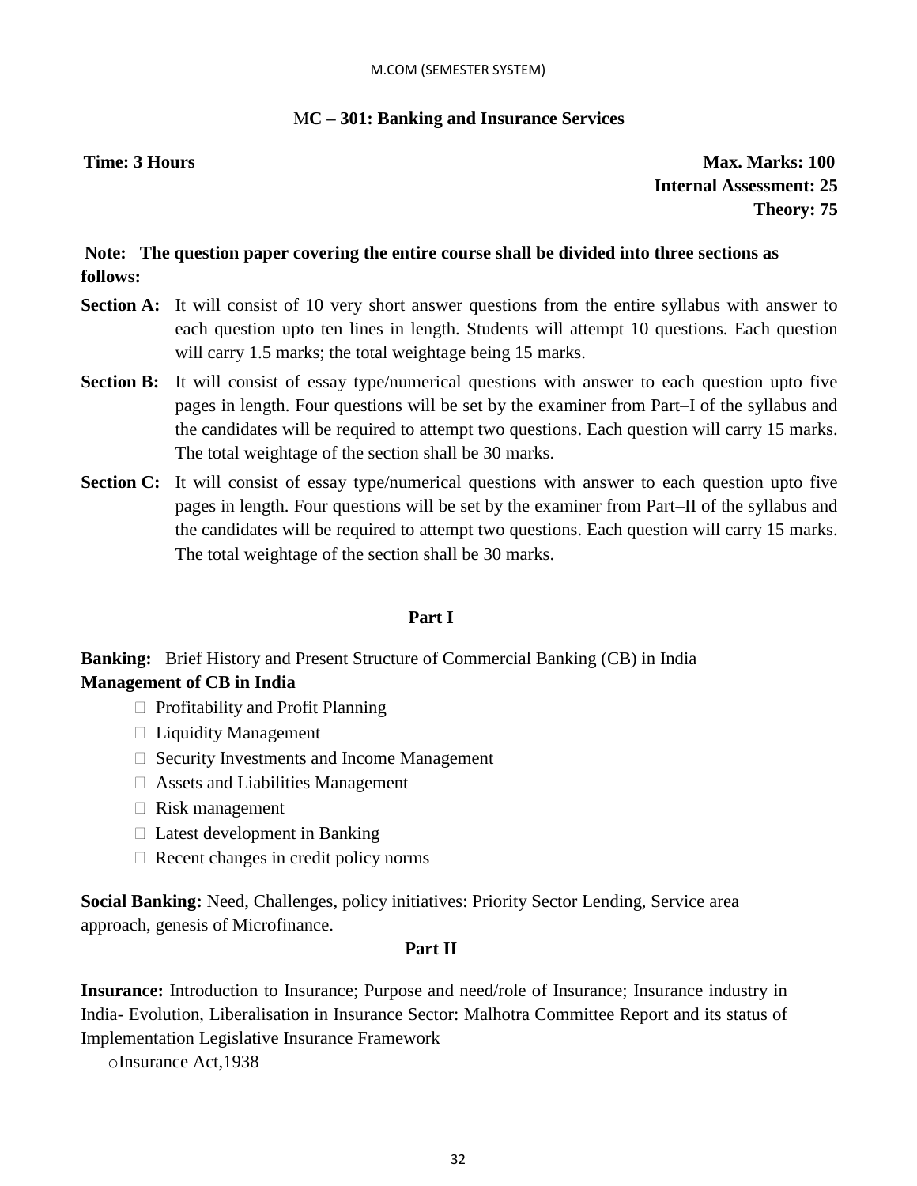M.COM (SEMESTER SYSTEM)

## MC – 301: Banking and Insurance Services

**Time: 3 Hours**

**Max. Marks: 100**
**Internal Assessment: 25**
**Theory: 75**

**Note: The question paper covering the entire course shall be divided into three sections as follows:**

**Section A:** It will consist of 10 very short answer questions from the entire syllabus with answer to each question upto ten lines in length. Students will attempt 10 questions. Each question will carry 1.5 marks; the total weightage being 15 marks.

**Section B:** It will consist of essay type/numerical questions with answer to each question upto five pages in length. Four questions will be set by the examiner from Part–I of the syllabus and the candidates will be required to attempt two questions. Each question will carry 15 marks. The total weightage of the section shall be 30 marks.

**Section C:** It will consist of essay type/numerical questions with answer to each question upto five pages in length. Four questions will be set by the examiner from Part–II of the syllabus and the candidates will be required to attempt two questions. Each question will carry 15 marks. The total weightage of the section shall be 30 marks.

### Part I

**Banking:** Brief History and Present Structure of Commercial Banking (CB) in India

**Management of CB in India**

- Profitability and Profit Planning
- Liquidity Management
- Security Investments and Income Management
- Assets and Liabilities Management
- Risk management
- Latest development in Banking
- Recent changes in credit policy norms

**Social Banking:** Need, Challenges, policy initiatives: Priority Sector Lending, Service area approach, genesis of Microfinance.

### Part II

**Insurance:** Introduction to Insurance; Purpose and need/role of Insurance; Insurance industry in India- Evolution, Liberalisation in Insurance Sector: Malhotra Committee Report and its status of Implementation Legislative Insurance Framework

- Insurance Act,1938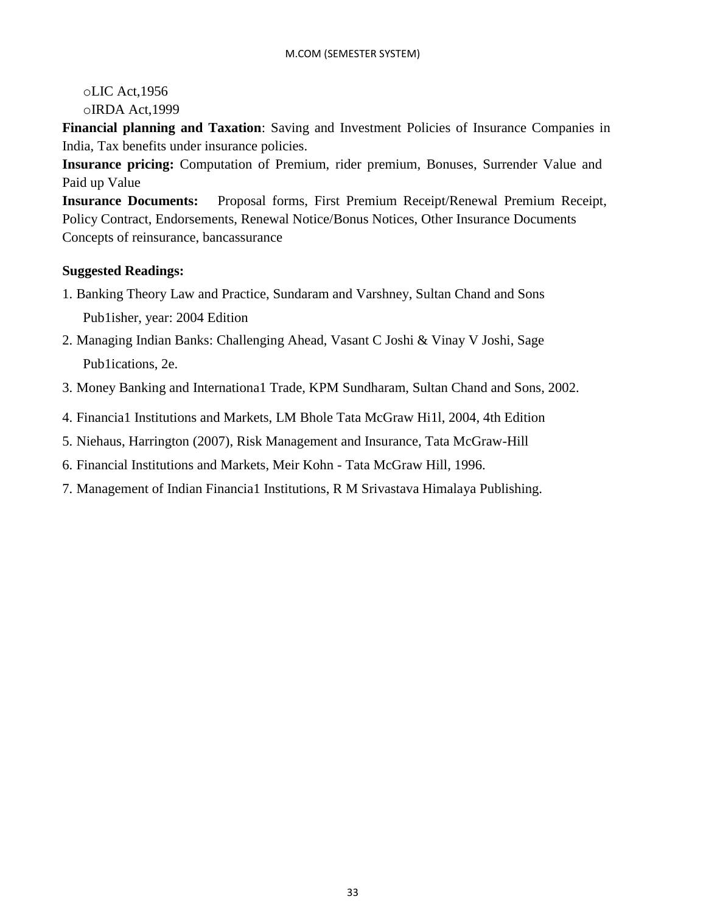- LIC Act,1956
- IRDA Act,1999

**Financial planning and Taxation**: Saving and Investment Policies of Insurance Companies in India, Tax benefits under insurance policies.

**Insurance pricing:** Computation of Premium, rider premium, Bonuses, Surrender Value and Paid up Value

**Insurance Documents:** Proposal forms, First Premium Receipt/Renewal Premium Receipt, Policy Contract, Endorsements, Renewal Notice/Bonus Notices, Other Insurance Documents Concepts of reinsurance, bancassurance

**Suggested Readings:**

1. Banking Theory Law and Practice, Sundaram and Varshney, Sultan Chand and Sons Pub1isher, year: 2004 Edition
2. Managing Indian Banks: Challenging Ahead, Vasant C Joshi & Vinay V Joshi, Sage Pub1ications, 2e.
3. Money Banking and Internationa1 Trade, KPM Sundharam, Sultan Chand and Sons, 2002.
4. Financia1 Institutions and Markets, LM Bhole Tata McGraw Hi1l, 2004, 4th Edition
5. Niehaus, Harrington (2007), Risk Management and Insurance, Tata McGraw-Hill
6. Financial Institutions and Markets, Meir Kohn - Tata McGraw Hill, 1996.
7. Management of Indian Financia1 Institutions, R M Srivastava Himalaya Publishing.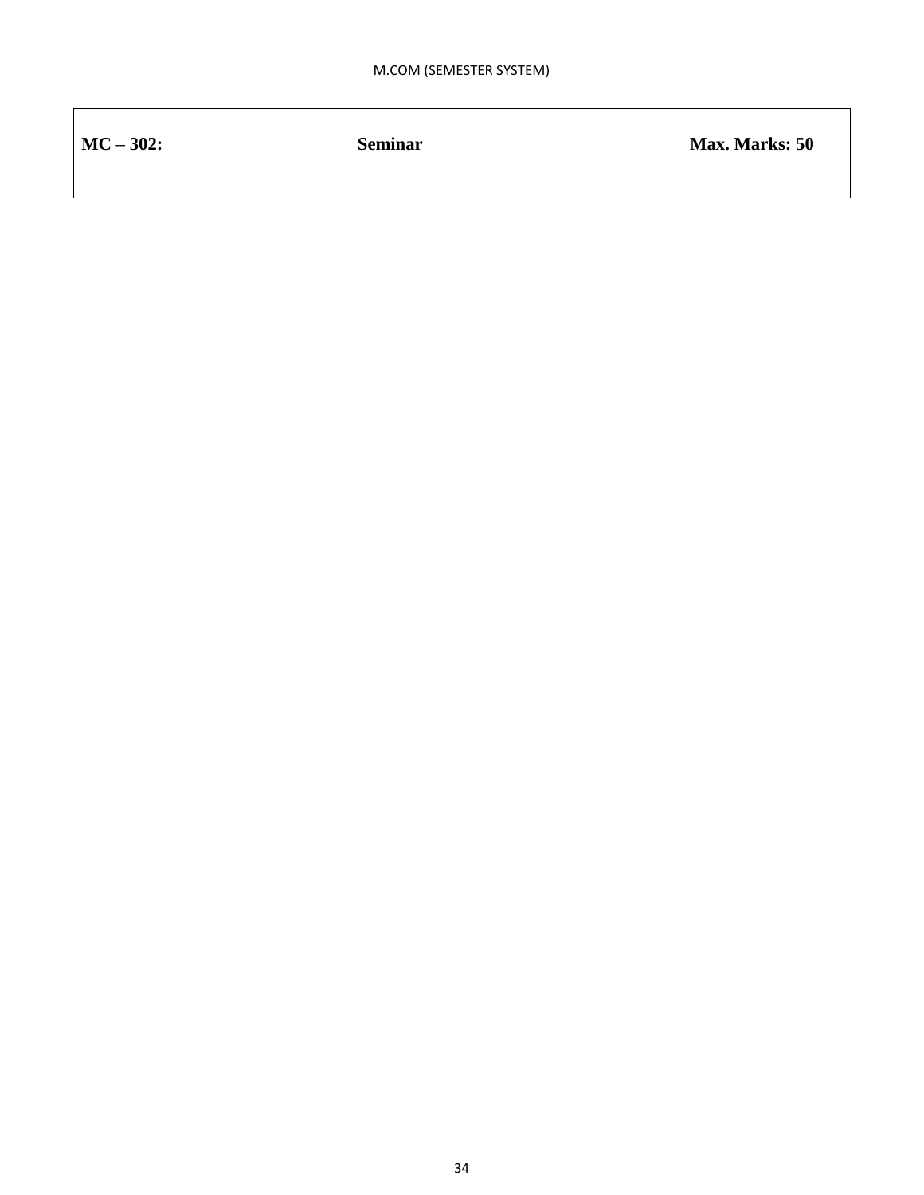| MC – 302: | Seminar | Max. Marks: 50 |
|---|---|---|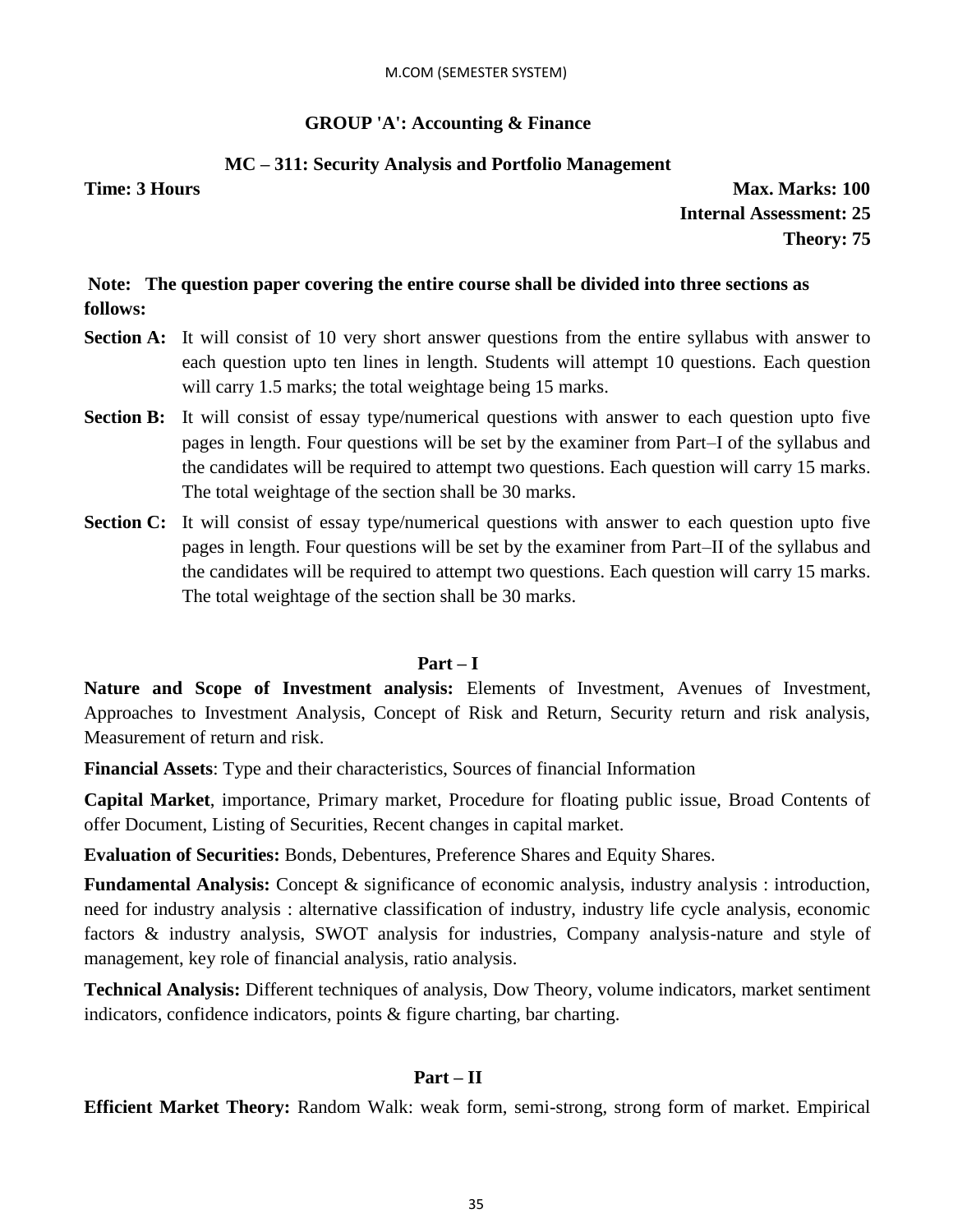M.COM (SEMESTER SYSTEM)

## GROUP 'A': Accounting & Finance

### MC – 311: Security Analysis and Portfolio Management

**Time: 3 Hours** | **Max. Marks: 100**
**Internal Assessment: 25**
**Theory: 75**

**Note: The question paper covering the entire course shall be divided into three sections as follows:**

**Section A:** It will consist of 10 very short answer questions from the entire syllabus with answer to each question upto ten lines in length. Students will attempt 10 questions. Each question will carry 1.5 marks; the total weightage being 15 marks.

**Section B:** It will consist of essay type/numerical questions with answer to each question upto five pages in length. Four questions will be set by the examiner from Part–I of the syllabus and the candidates will be required to attempt two questions. Each question will carry 15 marks. The total weightage of the section shall be 30 marks.

**Section C:** It will consist of essay type/numerical questions with answer to each question upto five pages in length. Four questions will be set by the examiner from Part–II of the syllabus and the candidates will be required to attempt two questions. Each question will carry 15 marks. The total weightage of the section shall be 30 marks.

### Part – I

**Nature and Scope of Investment analysis:** Elements of Investment, Avenues of Investment, Approaches to Investment Analysis, Concept of Risk and Return, Security return and risk analysis, Measurement of return and risk.

**Financial Assets**: Type and their characteristics, Sources of financial Information

**Capital Market**, importance, Primary market, Procedure for floating public issue, Broad Contents of offer Document, Listing of Securities, Recent changes in capital market.

**Evaluation of Securities:** Bonds, Debentures, Preference Shares and Equity Shares.

**Fundamental Analysis:** Concept & significance of economic analysis, industry analysis : introduction, need for industry analysis : alternative classification of industry, industry life cycle analysis, economic factors & industry analysis, SWOT analysis for industries, Company analysis-nature and style of management, key role of financial analysis, ratio analysis.

**Technical Analysis:** Different techniques of analysis, Dow Theory, volume indicators, market sentiment indicators, confidence indicators, points & figure charting, bar charting.

### Part – II

**Efficient Market Theory:** Random Walk: weak form, semi-strong, strong form of market. Empirical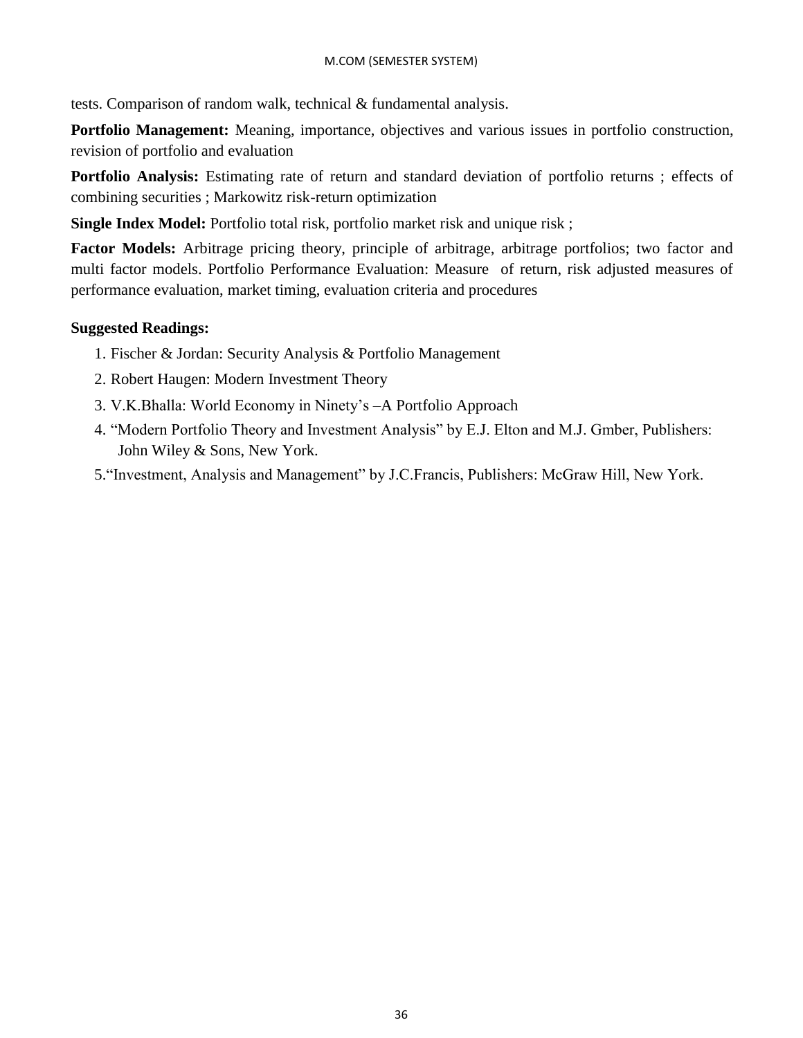tests. Comparison of random walk, technical & fundamental analysis.

**Portfolio Management:** Meaning, importance, objectives and various issues in portfolio construction, revision of portfolio and evaluation

**Portfolio Analysis:** Estimating rate of return and standard deviation of portfolio returns ; effects of combining securities ; Markowitz risk-return optimization

**Single Index Model:** Portfolio total risk, portfolio market risk and unique risk ;

**Factor Models:** Arbitrage pricing theory, principle of arbitrage, arbitrage portfolios; two factor and multi factor models. Portfolio Performance Evaluation: Measure of return, risk adjusted measures of performance evaluation, market timing, evaluation criteria and procedures

**Suggested Readings:**

1. Fischer & Jordan: Security Analysis & Portfolio Management
2. Robert Haugen: Modern Investment Theory
3. V.K.Bhalla: World Economy in Ninety's –A Portfolio Approach
4. "Modern Portfolio Theory and Investment Analysis" by E.J. Elton and M.J. Gmber, Publishers: John Wiley & Sons, New York.
5. "Investment, Analysis and Management" by J.C.Francis, Publishers: McGraw Hill, New York.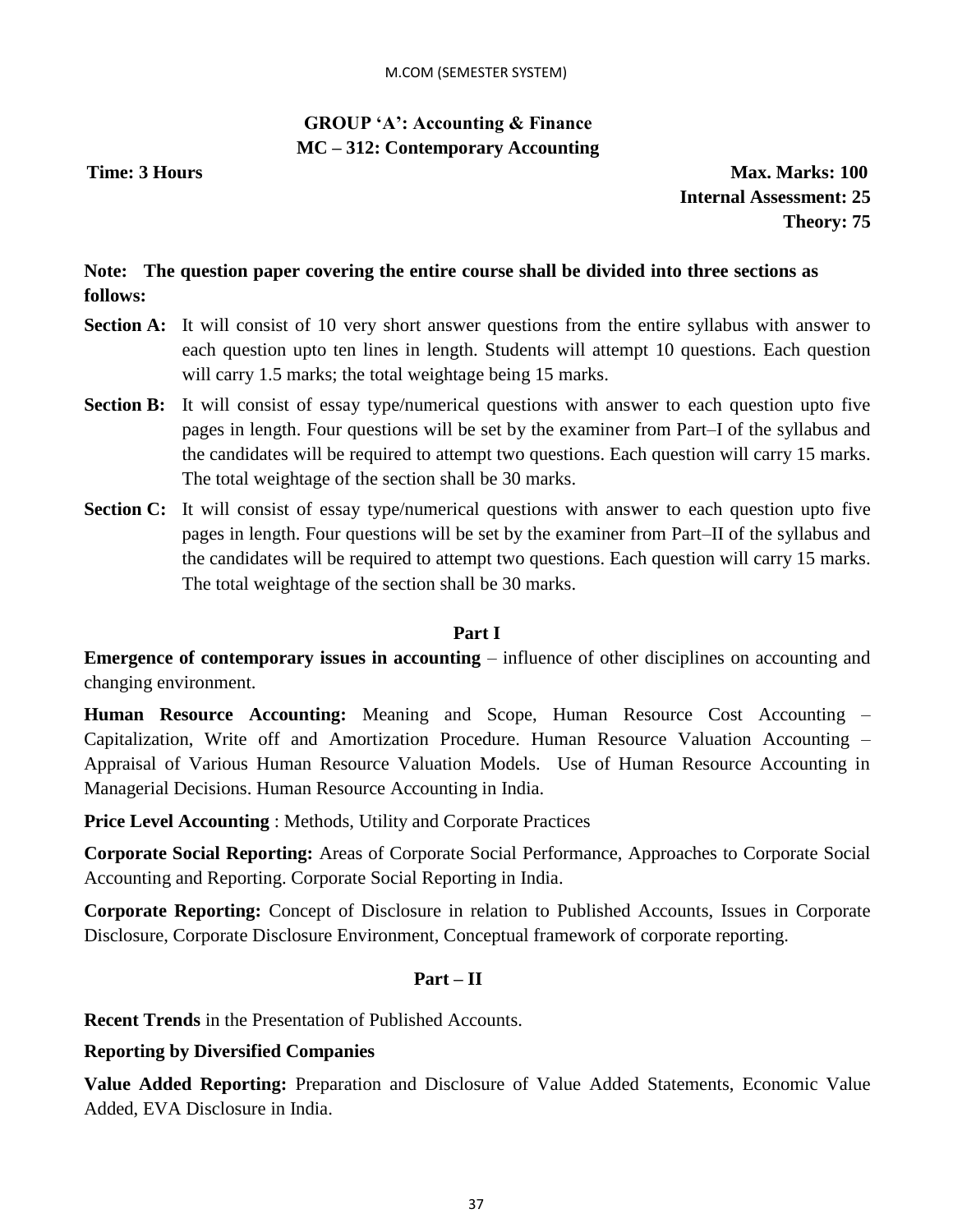## GROUP 'A': Accounting & Finance
## MC – 312: Contemporary Accounting

**Time: 3 Hours** **Max. Marks: 100**
**Internal Assessment: 25**
**Theory: 75**

**Note: The question paper covering the entire course shall be divided into three sections as follows:**

**Section A:** It will consist of 10 very short answer questions from the entire syllabus with answer to each question upto ten lines in length. Students will attempt 10 questions. Each question will carry 1.5 marks; the total weightage being 15 marks.

**Section B:** It will consist of essay type/numerical questions with answer to each question upto five pages in length. Four questions will be set by the examiner from Part–I of the syllabus and the candidates will be required to attempt two questions. Each question will carry 15 marks. The total weightage of the section shall be 30 marks.

**Section C:** It will consist of essay type/numerical questions with answer to each question upto five pages in length. Four questions will be set by the examiner from Part–II of the syllabus and the candidates will be required to attempt two questions. Each question will carry 15 marks. The total weightage of the section shall be 30 marks.

### Part I

**Emergence of contemporary issues in accounting** – influence of other disciplines on accounting and changing environment.

**Human Resource Accounting:** Meaning and Scope, Human Resource Cost Accounting – Capitalization, Write off and Amortization Procedure. Human Resource Valuation Accounting – Appraisal of Various Human Resource Valuation Models. Use of Human Resource Accounting in Managerial Decisions. Human Resource Accounting in India.

**Price Level Accounting** : Methods, Utility and Corporate Practices

**Corporate Social Reporting:** Areas of Corporate Social Performance, Approaches to Corporate Social Accounting and Reporting. Corporate Social Reporting in India.

**Corporate Reporting:** Concept of Disclosure in relation to Published Accounts, Issues in Corporate Disclosure, Corporate Disclosure Environment, Conceptual framework of corporate reporting.

### Part – II

**Recent Trends** in the Presentation of Published Accounts.

**Reporting by Diversified Companies**

**Value Added Reporting:** Preparation and Disclosure of Value Added Statements, Economic Value Added, EVA Disclosure in India.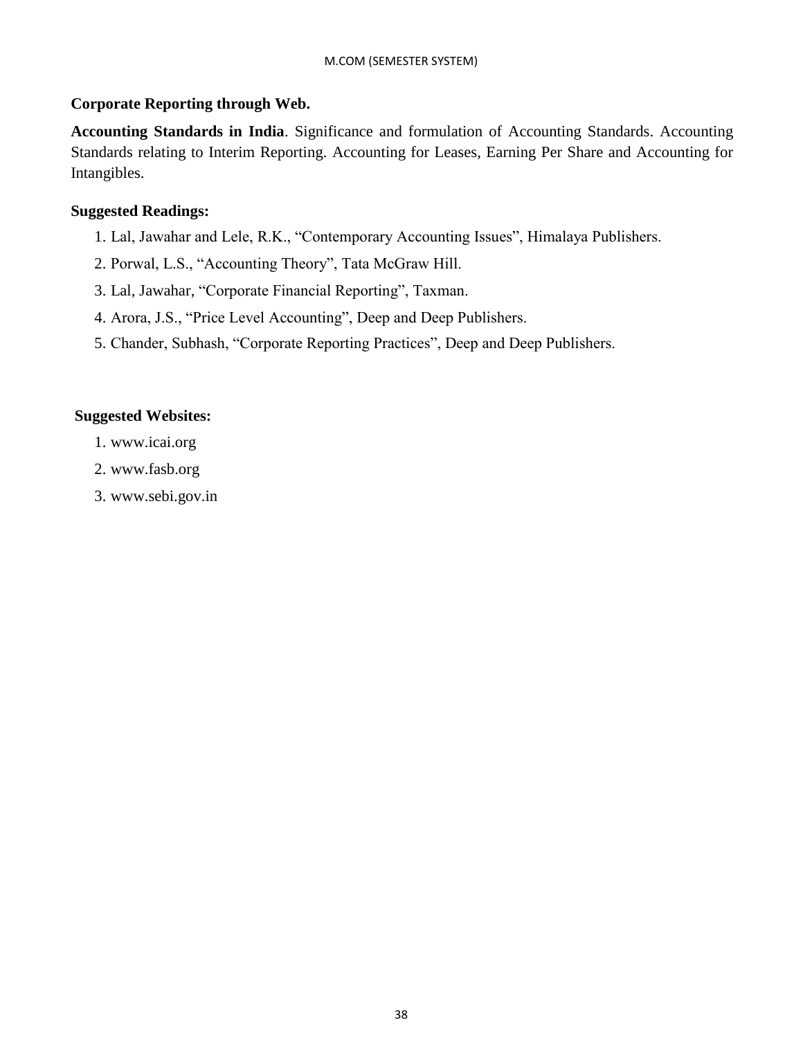**Corporate Reporting through Web.**

**Accounting Standards in India**. Significance and formulation of Accounting Standards. Accounting Standards relating to Interim Reporting. Accounting for Leases, Earning Per Share and Accounting for Intangibles.

**Suggested Readings:**

1. Lal, Jawahar and Lele, R.K., "Contemporary Accounting Issues", Himalaya Publishers.
2. Porwal, L.S., "Accounting Theory", Tata McGraw Hill.
3. Lal, Jawahar, "Corporate Financial Reporting", Taxman.
4. Arora, J.S., "Price Level Accounting", Deep and Deep Publishers.
5. Chander, Subhash, "Corporate Reporting Practices", Deep and Deep Publishers.

**Suggested Websites:**

1. www.icai.org
2. www.fasb.org
3. www.sebi.gov.in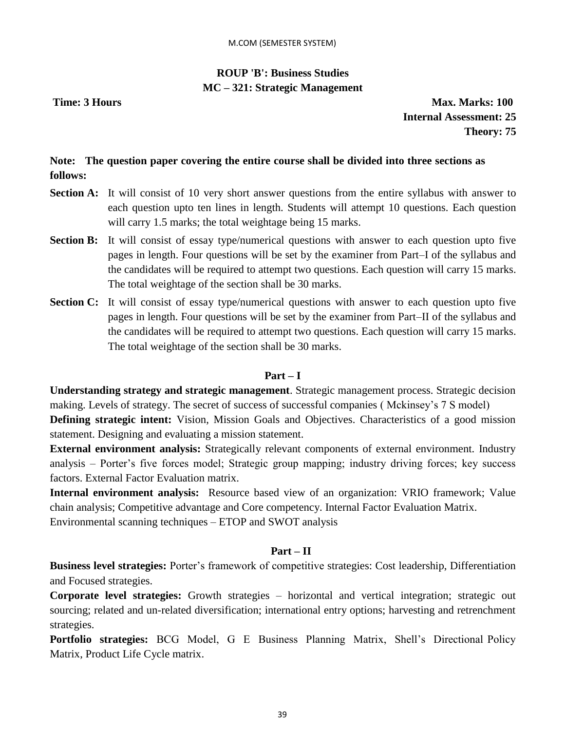## ROUP 'B': Business Studies
## MC – 321: Strategic Management

**Time: 3 Hours** **Max. Marks: 100**
**Internal Assessment: 25**
**Theory: 75**

**Note: The question paper covering the entire course shall be divided into three sections as follows:**

**Section A:** It will consist of 10 very short answer questions from the entire syllabus with answer to each question upto ten lines in length. Students will attempt 10 questions. Each question will carry 1.5 marks; the total weightage being 15 marks.

**Section B:** It will consist of essay type/numerical questions with answer to each question upto five pages in length. Four questions will be set by the examiner from Part–I of the syllabus and the candidates will be required to attempt two questions. Each question will carry 15 marks. The total weightage of the section shall be 30 marks.

**Section C:** It will consist of essay type/numerical questions with answer to each question upto five pages in length. Four questions will be set by the examiner from Part–II of the syllabus and the candidates will be required to attempt two questions. Each question will carry 15 marks. The total weightage of the section shall be 30 marks.

### Part – I

**Understanding strategy and strategic management**. Strategic management process. Strategic decision making. Levels of strategy. The secret of success of successful companies ( Mckinsey's 7 S model)

**Defining strategic intent:** Vision, Mission Goals and Objectives. Characteristics of a good mission statement. Designing and evaluating a mission statement.

**External environment analysis:** Strategically relevant components of external environment. Industry analysis – Porter's five forces model; Strategic group mapping; industry driving forces; key success factors. External Factor Evaluation matrix.

**Internal environment analysis:** Resource based view of an organization: VRIO framework; Value chain analysis; Competitive advantage and Core competency. Internal Factor Evaluation Matrix.
Environmental scanning techniques – ETOP and SWOT analysis

### Part – II

**Business level strategies:** Porter's framework of competitive strategies: Cost leadership, Differentiation and Focused strategies.

**Corporate level strategies:** Growth strategies – horizontal and vertical integration; strategic out sourcing; related and un-related diversification; international entry options; harvesting and retrenchment strategies.

**Portfolio strategies:** BCG Model, G E Business Planning Matrix, Shell's Directional Policy Matrix, Product Life Cycle matrix.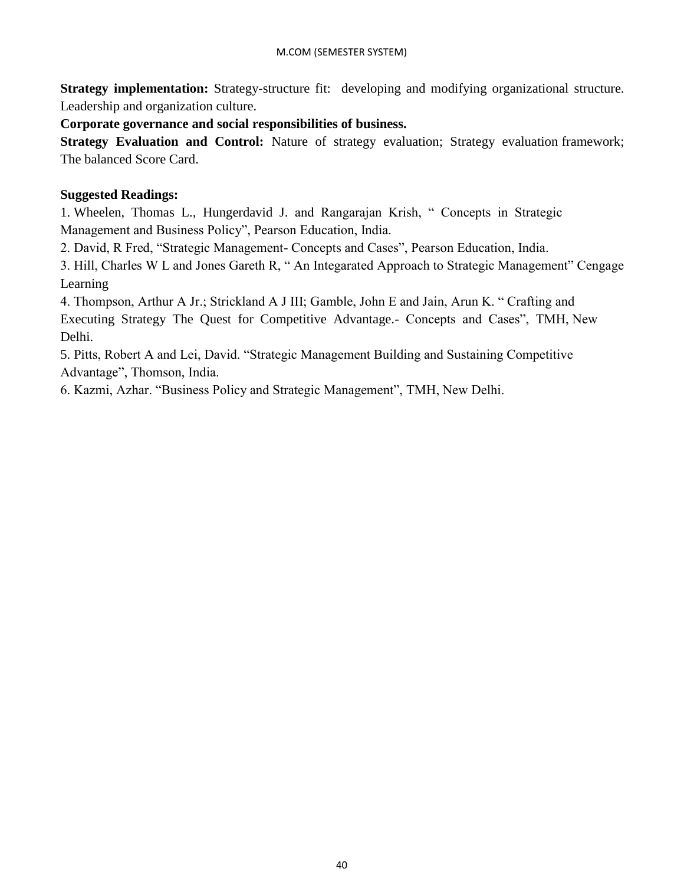**Strategy implementation:** Strategy-structure fit: developing and modifying organizational structure. Leadership and organization culture.

**Corporate governance and social responsibilities of business.**

**Strategy Evaluation and Control:** Nature of strategy evaluation; Strategy evaluation framework; The balanced Score Card.

**Suggested Readings:**

1. Wheelen, Thomas L., Hungerdavid J. and Rangarajan Krish, " Concepts in Strategic Management and Business Policy", Pearson Education, India.
2. David, R Fred, "Strategic Management- Concepts and Cases", Pearson Education, India.
3. Hill, Charles W L and Jones Gareth R, " An Integarated Approach to Strategic Management" Cengage Learning
4. Thompson, Arthur A Jr.; Strickland A J III; Gamble, John E and Jain, Arun K. " Crafting and Executing Strategy The Quest for Competitive Advantage.- Concepts and Cases", TMH, New Delhi.
5. Pitts, Robert A and Lei, David. "Strategic Management Building and Sustaining Competitive Advantage", Thomson, India.
6. Kazmi, Azhar. "Business Policy and Strategic Management", TMH, New Delhi.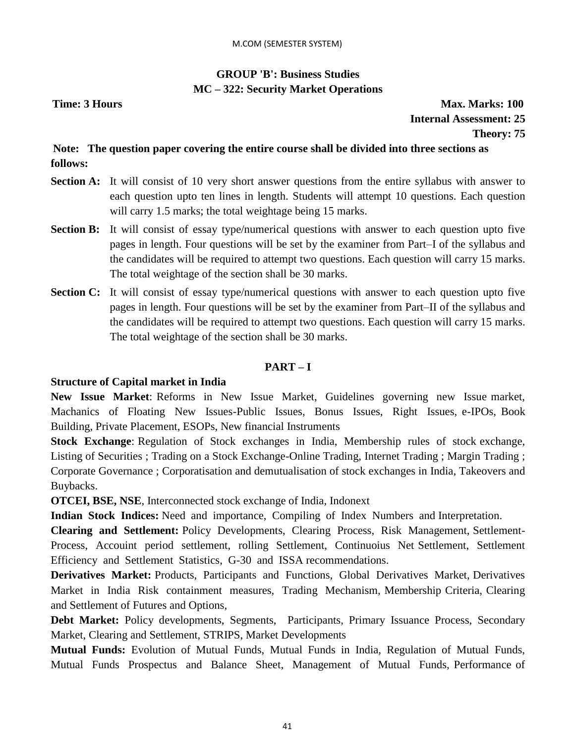## GROUP 'B': Business Studies

## MC – 322: Security Market Operations

**Time: 3 Hours** **Max. Marks: 100**

**Internal Assessment: 25**

**Theory: 75**

**Note: The question paper covering the entire course shall be divided into three sections as follows:**

**Section A:** It will consist of 10 very short answer questions from the entire syllabus with answer to each question upto ten lines in length. Students will attempt 10 questions. Each question will carry 1.5 marks; the total weightage being 15 marks.

**Section B:** It will consist of essay type/numerical questions with answer to each question upto five pages in length. Four questions will be set by the examiner from Part–I of the syllabus and the candidates will be required to attempt two questions. Each question will carry 15 marks. The total weightage of the section shall be 30 marks.

**Section C:** It will consist of essay type/numerical questions with answer to each question upto five pages in length. Four questions will be set by the examiner from Part–II of the syllabus and the candidates will be required to attempt two questions. Each question will carry 15 marks. The total weightage of the section shall be 30 marks.

### PART – I

**Structure of Capital market in India**

**New Issue Market**: Reforms in New Issue Market, Guidelines governing new Issue market, Machanics of Floating New Issues-Public Issues, Bonus Issues, Right Issues, e-IPOs, Book Building, Private Placement, ESOPs, New financial Instruments

**Stock Exchange**: Regulation of Stock exchanges in India, Membership rules of stock exchange, Listing of Securities ; Trading on a Stock Exchange-Online Trading, Internet Trading ; Margin Trading ; Corporate Governance ; Corporatisation and demutualisation of stock exchanges in India, Takeovers and Buybacks.

**OTCEI, BSE, NSE**, Interconnected stock exchange of India, Indonext

**Indian Stock Indices:** Need and importance, Compiling of Index Numbers and Interpretation.

**Clearing and Settlement:** Policy Developments, Clearing Process, Risk Management, Settlement-Process, Accouint period settlement, rolling Settlement, Continuoius Net Settlement, Settlement Efficiency and Settlement Statistics, G-30 and ISSA recommendations.

**Derivatives Market:** Products, Participants and Functions, Global Derivatives Market, Derivatives Market in India Risk containment measures, Trading Mechanism, Membership Criteria, Clearing and Settlement of Futures and Options,

**Debt Market:** Policy developments, Segments, Participants, Primary Issuance Process, Secondary Market, Clearing and Settlement, STRIPS, Market Developments

**Mutual Funds:** Evolution of Mutual Funds, Mutual Funds in India, Regulation of Mutual Funds, Mutual Funds Prospectus and Balance Sheet, Management of Mutual Funds, Performance of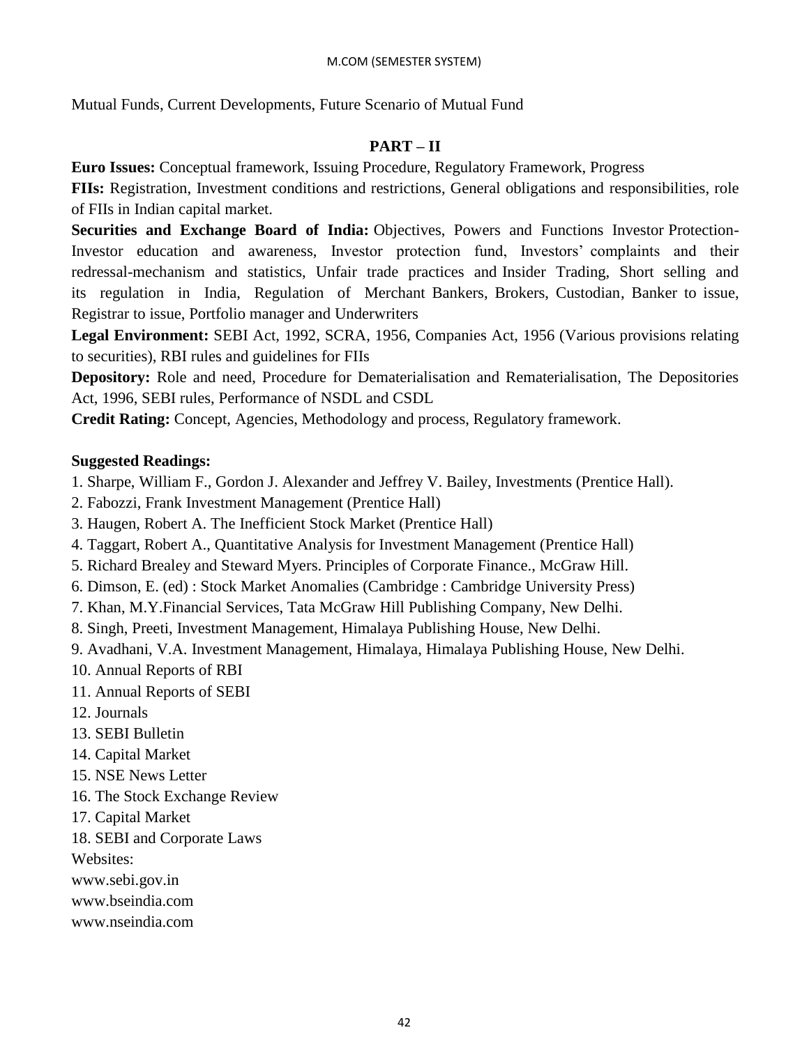Mutual Funds, Current Developments, Future Scenario of Mutual Fund

## PART – II

**Euro Issues:** Conceptual framework, Issuing Procedure, Regulatory Framework, Progress

**FIIs:** Registration, Investment conditions and restrictions, General obligations and responsibilities, role of FIIs in Indian capital market.

**Securities and Exchange Board of India:** Objectives, Powers and Functions Investor Protection-Investor education and awareness, Investor protection fund, Investors' complaints and their redressal-mechanism and statistics, Unfair trade practices and Insider Trading, Short selling and its regulation in India, Regulation of Merchant Bankers, Brokers, Custodian, Banker to issue, Registrar to issue, Portfolio manager and Underwriters

**Legal Environment:** SEBI Act, 1992, SCRA, 1956, Companies Act, 1956 (Various provisions relating to securities), RBI rules and guidelines for FIIs

**Depository:** Role and need, Procedure for Dematerialisation and Rematerialisation, The Depositories Act, 1996, SEBI rules, Performance of NSDL and CSDL

**Credit Rating:** Concept, Agencies, Methodology and process, Regulatory framework.

**Suggested Readings:**

1. Sharpe, William F., Gordon J. Alexander and Jeffrey V. Bailey, Investments (Prentice Hall).
2. Fabozzi, Frank Investment Management (Prentice Hall)
3. Haugen, Robert A. The Inefficient Stock Market (Prentice Hall)
4. Taggart, Robert A., Quantitative Analysis for Investment Management (Prentice Hall)
5. Richard Brealey and Steward Myers. Principles of Corporate Finance., McGraw Hill.
6. Dimson, E. (ed) : Stock Market Anomalies (Cambridge : Cambridge University Press)
7. Khan, M.Y.Financial Services, Tata McGraw Hill Publishing Company, New Delhi.
8. Singh, Preeti, Investment Management, Himalaya Publishing House, New Delhi.
9. Avadhani, V.A. Investment Management, Himalaya, Himalaya Publishing House, New Delhi.
10. Annual Reports of RBI
11. Annual Reports of SEBI
12. Journals
13. SEBI Bulletin
14. Capital Market
15. NSE News Letter
16. The Stock Exchange Review
17. Capital Market
18. SEBI and Corporate Laws

Websites:

www.sebi.gov.in

www.bseindia.com

www.nseindia.com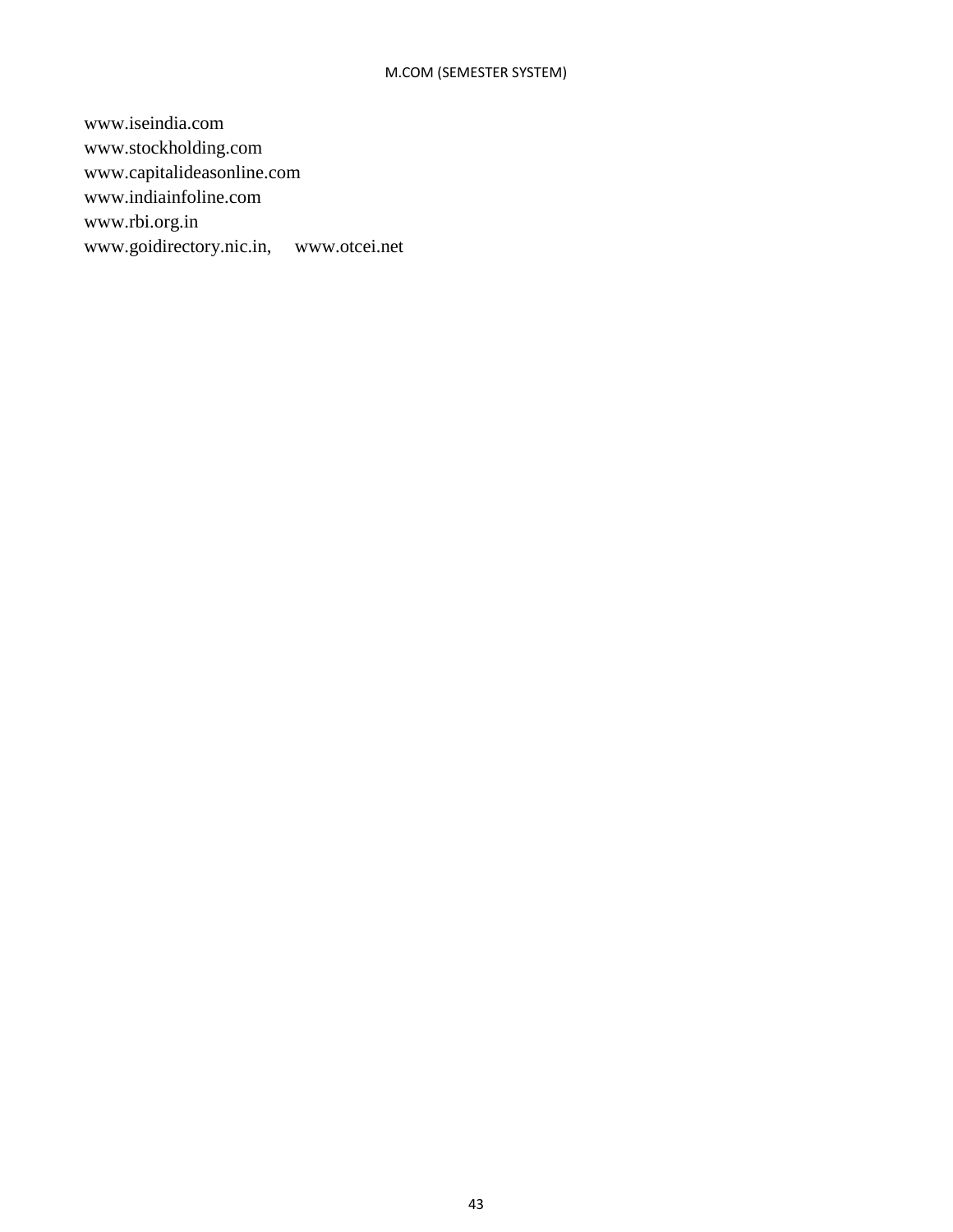www.iseindia.com
www.stockholding.com
www.capitalideasonline.com
www.indiainfoline.com
www.rbi.org.in
www.goidirectory.nic.in, www.otcei.net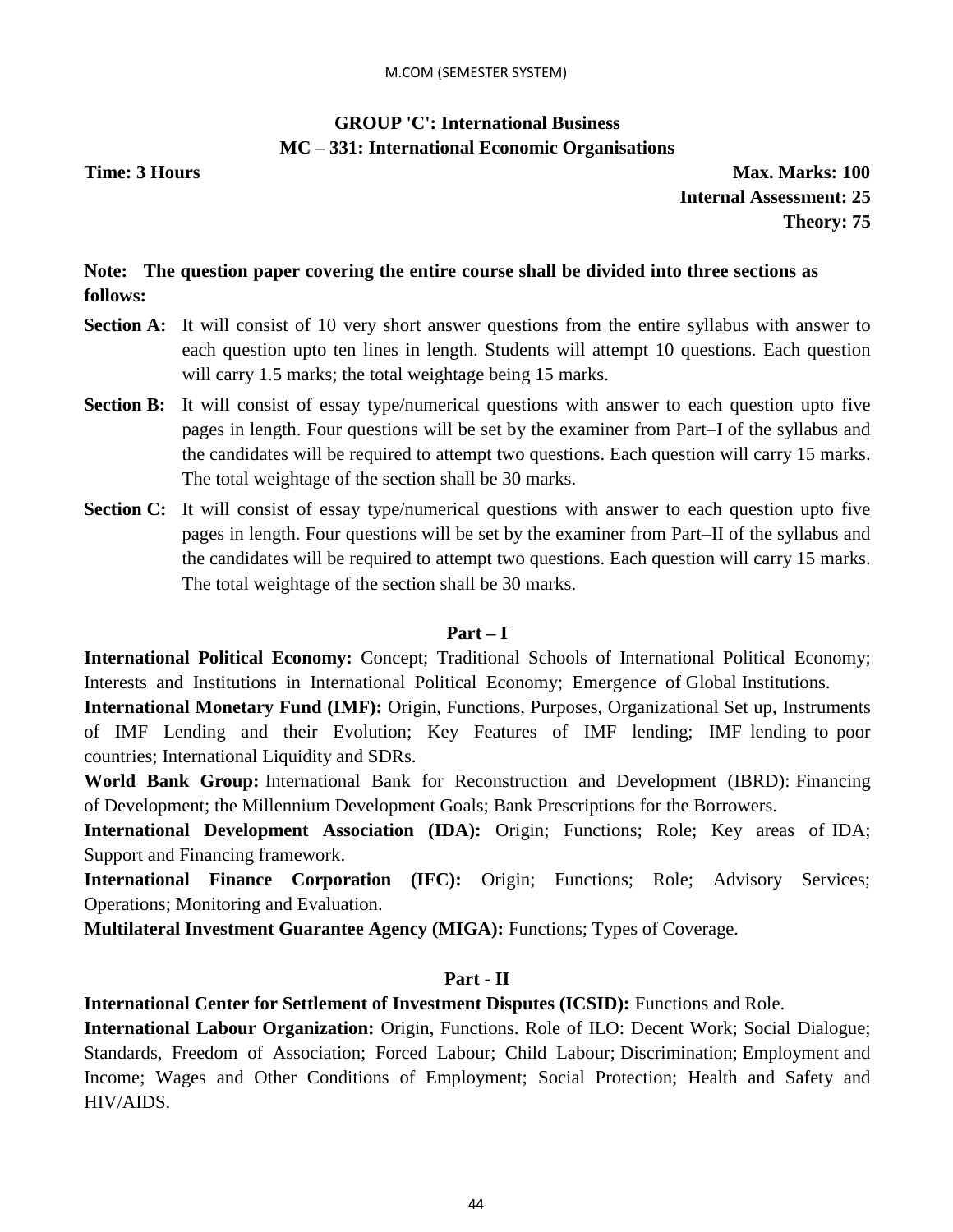## GROUP 'C': International Business

### MC – 331: International Economic Organisations

**Time: 3 Hours**

**Max. Marks: 100**
**Internal Assessment: 25**
**Theory: 75**

**Note: The question paper covering the entire course shall be divided into three sections as follows:**

**Section A:** It will consist of 10 very short answer questions from the entire syllabus with answer to each question upto ten lines in length. Students will attempt 10 questions. Each question will carry 1.5 marks; the total weightage being 15 marks.

**Section B:** It will consist of essay type/numerical questions with answer to each question upto five pages in length. Four questions will be set by the examiner from Part–I of the syllabus and the candidates will be required to attempt two questions. Each question will carry 15 marks. The total weightage of the section shall be 30 marks.

**Section C:** It will consist of essay type/numerical questions with answer to each question upto five pages in length. Four questions will be set by the examiner from Part–II of the syllabus and the candidates will be required to attempt two questions. Each question will carry 15 marks. The total weightage of the section shall be 30 marks.

### Part – I

**International Political Economy:** Concept; Traditional Schools of International Political Economy; Interests and Institutions in International Political Economy; Emergence of Global Institutions.

**International Monetary Fund (IMF):** Origin, Functions, Purposes, Organizational Set up, Instruments of IMF Lending and their Evolution; Key Features of IMF lending; IMF lending to poor countries; International Liquidity and SDRs.

**World Bank Group:** International Bank for Reconstruction and Development (IBRD): Financing of Development; the Millennium Development Goals; Bank Prescriptions for the Borrowers.

**International Development Association (IDA):** Origin; Functions; Role; Key areas of IDA; Support and Financing framework.

**International Finance Corporation (IFC):** Origin; Functions; Role; Advisory Services; Operations; Monitoring and Evaluation.

**Multilateral Investment Guarantee Agency (MIGA):** Functions; Types of Coverage.

### Part - II

**International Center for Settlement of Investment Disputes (ICSID):** Functions and Role.

**International Labour Organization:** Origin, Functions. Role of ILO: Decent Work; Social Dialogue; Standards, Freedom of Association; Forced Labour; Child Labour; Discrimination; Employment and Income; Wages and Other Conditions of Employment; Social Protection; Health and Safety and HIV/AIDS.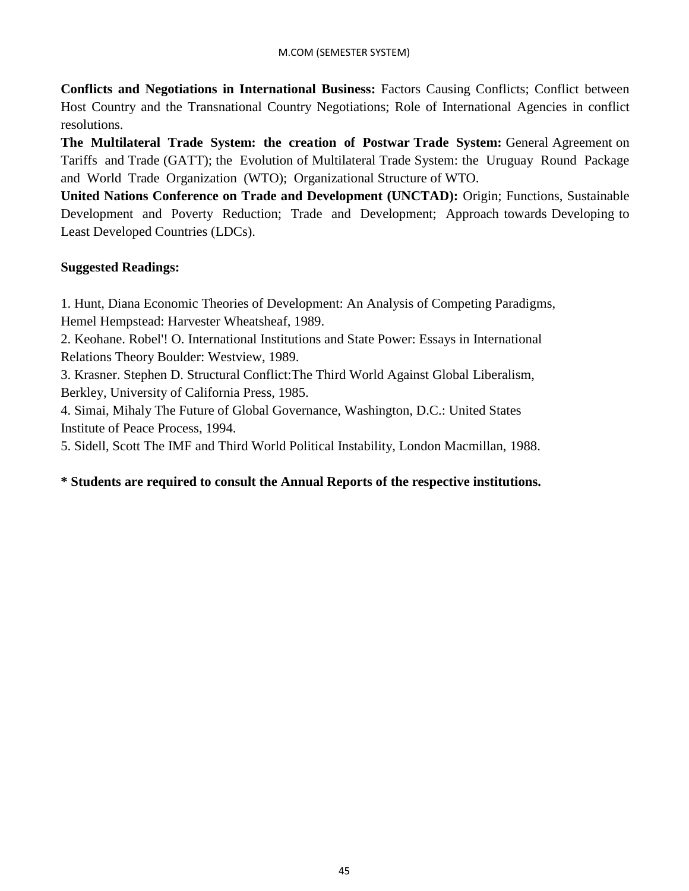**Conflicts and Negotiations in International Business:** Factors Causing Conflicts; Conflict between Host Country and the Transnational Country Negotiations; Role of International Agencies in conflict resolutions.

**The Multilateral Trade System: the creation of Postwar Trade System:** General Agreement on Tariffs and Trade (GATT); the Evolution of Multilateral Trade System: the Uruguay Round Package and World Trade Organization (WTO); Organizational Structure of WTO.

**United Nations Conference on Trade and Development (UNCTAD):** Origin; Functions, Sustainable Development and Poverty Reduction; Trade and Development; Approach towards Developing to Least Developed Countries (LDCs).

**Suggested Readings:**

1. Hunt, Diana Economic Theories of Development: An Analysis of Competing Paradigms, Hemel Hempstead: Harvester Wheatsheaf, 1989.
2. Keohane. Robel'! O. International Institutions and State Power: Essays in International Relations Theory Boulder: Westview, 1989.
3. Krasner. Stephen D. Structural Conflict:The Third World Against Global Liberalism, Berkley, University of California Press, 1985.
4. Simai, Mihaly The Future of Global Governance, Washington, D.C.: United States Institute of Peace Process, 1994.
5. Sidell, Scott The IMF and Third World Political Instability, London Macmillan, 1988.

**\* Students are required to consult the Annual Reports of the respective institutions.**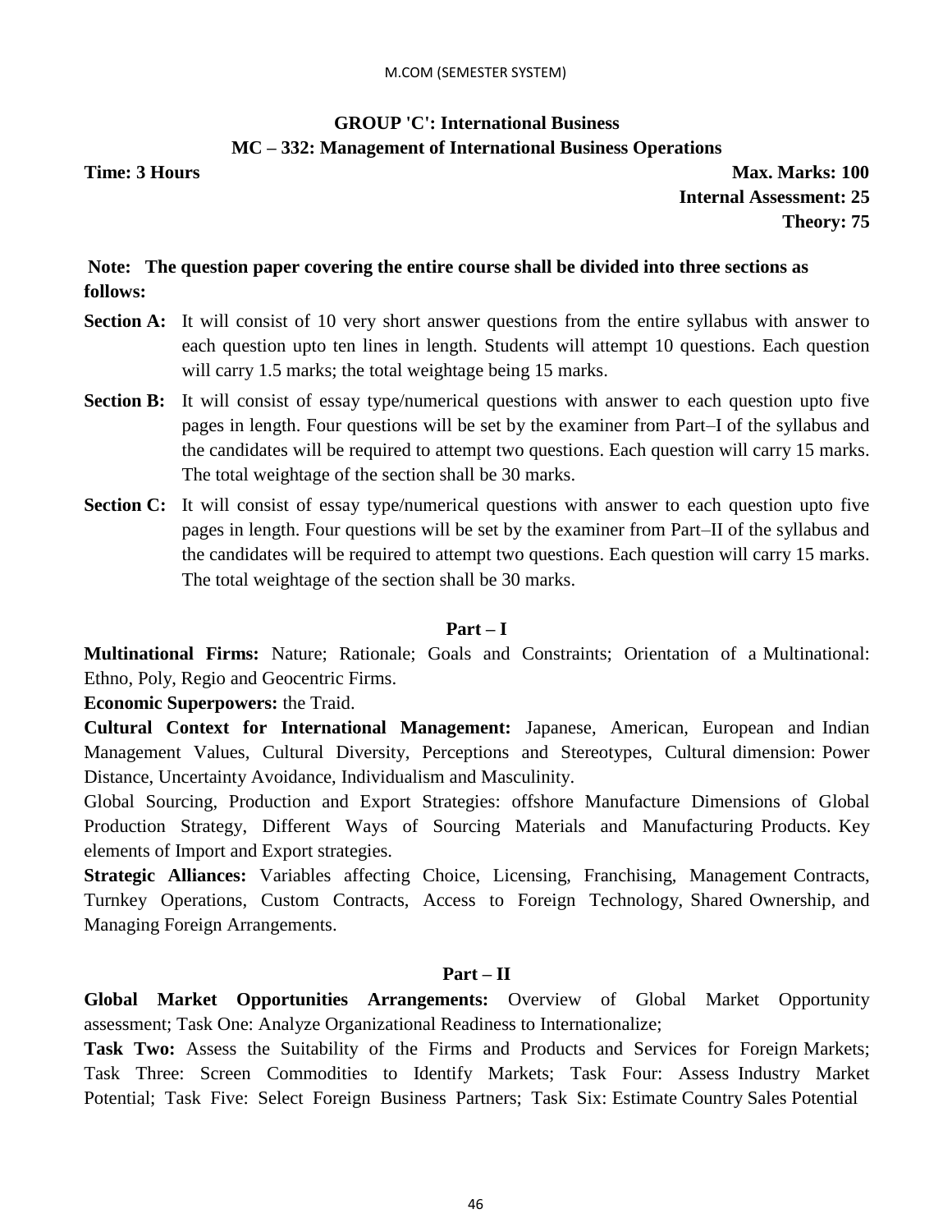**GROUP 'C': International Business**

**MC – 332: Management of International Business Operations**

**Time: 3 Hours** | **Max. Marks: 100**
**Internal Assessment: 25**
**Theory: 75**

**Note: The question paper covering the entire course shall be divided into three sections as follows:**

**Section A:** It will consist of 10 very short answer questions from the entire syllabus with answer to each question upto ten lines in length. Students will attempt 10 questions. Each question will carry 1.5 marks; the total weightage being 15 marks.

**Section B:** It will consist of essay type/numerical questions with answer to each question upto five pages in length. Four questions will be set by the examiner from Part–I of the syllabus and the candidates will be required to attempt two questions. Each question will carry 15 marks. The total weightage of the section shall be 30 marks.

**Section C:** It will consist of essay type/numerical questions with answer to each question upto five pages in length. Four questions will be set by the examiner from Part–II of the syllabus and the candidates will be required to attempt two questions. Each question will carry 15 marks. The total weightage of the section shall be 30 marks.

**Part – I**

**Multinational Firms:** Nature; Rationale; Goals and Constraints; Orientation of a Multinational: Ethno, Poly, Regio and Geocentric Firms.

**Economic Superpowers:** the Traid.

**Cultural Context for International Management:** Japanese, American, European and Indian Management Values, Cultural Diversity, Perceptions and Stereotypes, Cultural dimension: Power Distance, Uncertainty Avoidance, Individualism and Masculinity.

Global Sourcing, Production and Export Strategies: offshore Manufacture Dimensions of Global Production Strategy, Different Ways of Sourcing Materials and Manufacturing Products. Key elements of Import and Export strategies.

**Strategic Alliances:** Variables affecting Choice, Licensing, Franchising, Management Contracts, Turnkey Operations, Custom Contracts, Access to Foreign Technology, Shared Ownership, and Managing Foreign Arrangements.

**Part – II**

**Global Market Opportunities Arrangements:** Overview of Global Market Opportunity assessment; Task One: Analyze Organizational Readiness to Internationalize;

**Task Two:** Assess the Suitability of the Firms and Products and Services for Foreign Markets; Task Three: Screen Commodities to Identify Markets; Task Four: Assess Industry Market Potential; Task Five: Select Foreign Business Partners; Task Six: Estimate Country Sales Potential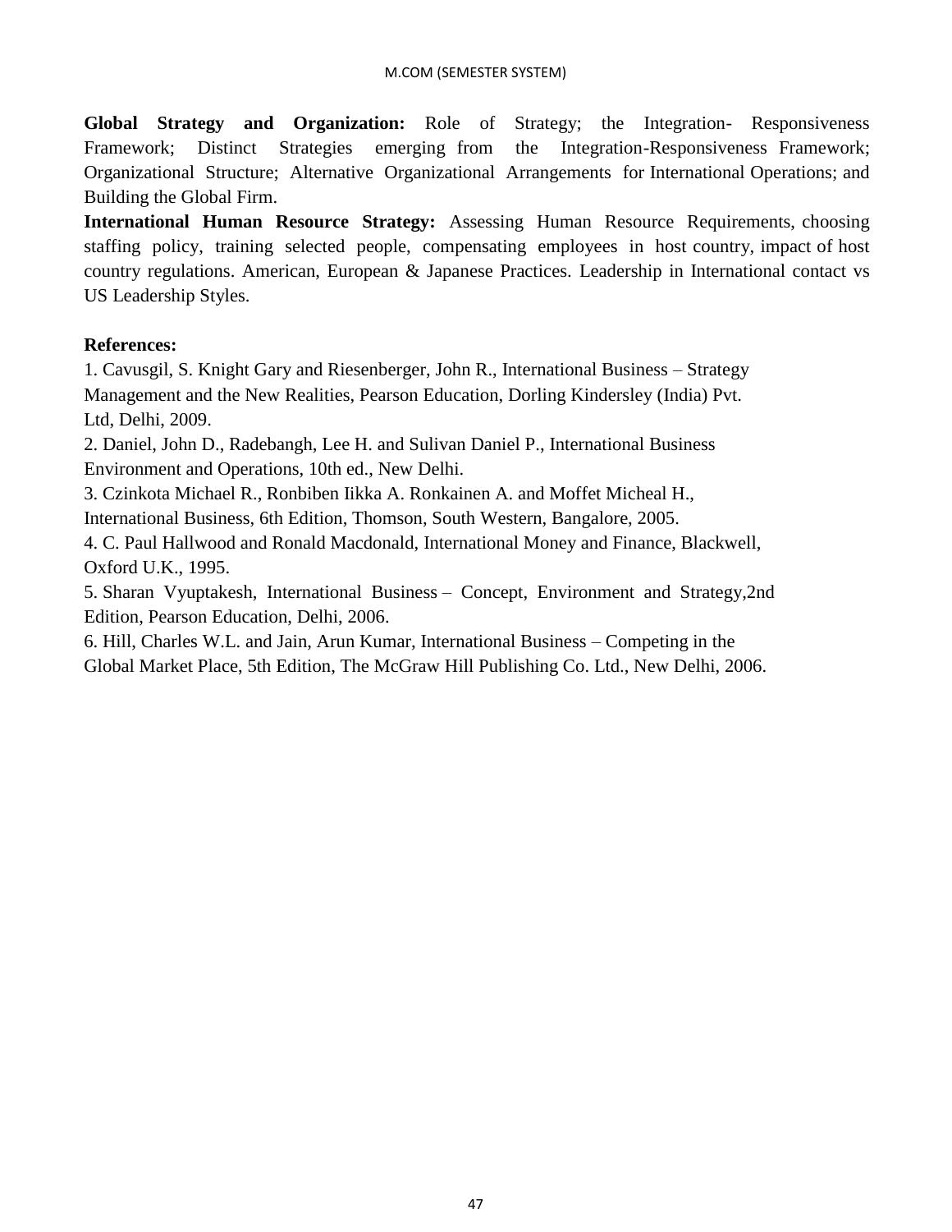**Global Strategy and Organization:** Role of Strategy; the Integration- Responsiveness Framework; Distinct Strategies emerging from the Integration-Responsiveness Framework; Organizational Structure; Alternative Organizational Arrangements for International Operations; and Building the Global Firm.

**International Human Resource Strategy:** Assessing Human Resource Requirements, choosing staffing policy, training selected people, compensating employees in host country, impact of host country regulations. American, European & Japanese Practices. Leadership in International contact vs US Leadership Styles.

**References:**

1. Cavusgil, S. Knight Gary and Riesenberger, John R., International Business – Strategy Management and the New Realities, Pearson Education, Dorling Kindersley (India) Pvt. Ltd, Delhi, 2009.
2. Daniel, John D., Radebangh, Lee H. and Sulivan Daniel P., International Business Environment and Operations, 10th ed., New Delhi.
3. Czinkota Michael R., Ronbiben Iikka A. Ronkainen A. and Moffet Micheal H., International Business, 6th Edition, Thomson, South Western, Bangalore, 2005.
4. C. Paul Hallwood and Ronald Macdonald, International Money and Finance, Blackwell, Oxford U.K., 1995.
5. Sharan Vyuptakesh, International Business – Concept, Environment and Strategy,2nd Edition, Pearson Education, Delhi, 2006.
6. Hill, Charles W.L. and Jain, Arun Kumar, International Business – Competing in the Global Market Place, 5th Edition, The McGraw Hill Publishing Co. Ltd., New Delhi, 2006.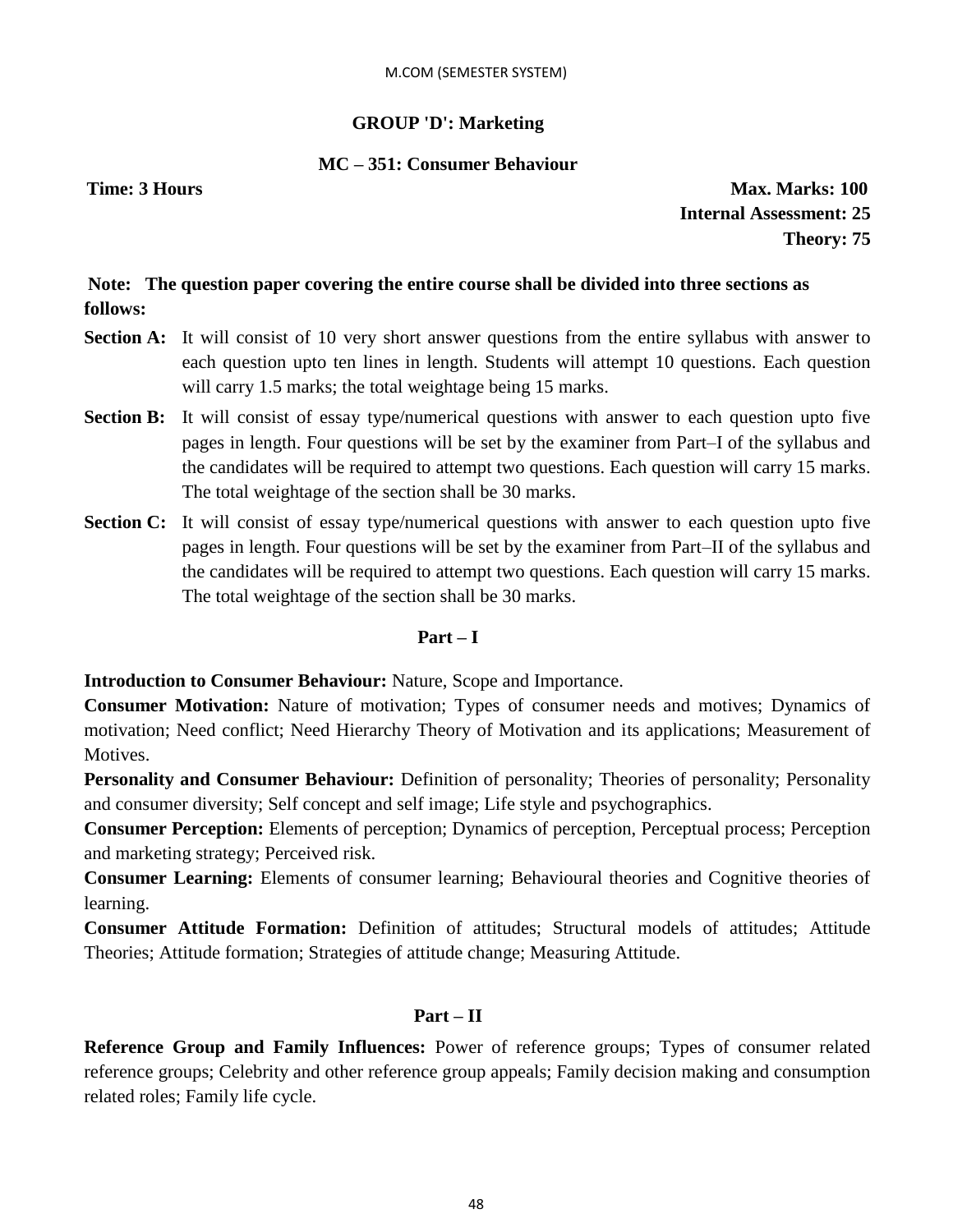M.COM (SEMESTER SYSTEM)

## GROUP 'D': Marketing

### MC – 351: Consumer Behaviour

**Time: 3 Hours** **Max. Marks: 100**
**Internal Assessment: 25**
**Theory: 75**

**Note: The question paper covering the entire course shall be divided into three sections as follows:**

**Section A:** It will consist of 10 very short answer questions from the entire syllabus with answer to each question upto ten lines in length. Students will attempt 10 questions. Each question will carry 1.5 marks; the total weightage being 15 marks.

**Section B:** It will consist of essay type/numerical questions with answer to each question upto five pages in length. Four questions will be set by the examiner from Part–I of the syllabus and the candidates will be required to attempt two questions. Each question will carry 15 marks. The total weightage of the section shall be 30 marks.

**Section C:** It will consist of essay type/numerical questions with answer to each question upto five pages in length. Four questions will be set by the examiner from Part–II of the syllabus and the candidates will be required to attempt two questions. Each question will carry 15 marks. The total weightage of the section shall be 30 marks.

### Part – I

**Introduction to Consumer Behaviour:** Nature, Scope and Importance.

**Consumer Motivation:** Nature of motivation; Types of consumer needs and motives; Dynamics of motivation; Need conflict; Need Hierarchy Theory of Motivation and its applications; Measurement of Motives.

**Personality and Consumer Behaviour:** Definition of personality; Theories of personality; Personality and consumer diversity; Self concept and self image; Life style and psychographics.

**Consumer Perception:** Elements of perception; Dynamics of perception, Perceptual process; Perception and marketing strategy; Perceived risk.

**Consumer Learning:** Elements of consumer learning; Behavioural theories and Cognitive theories of learning.

**Consumer Attitude Formation:** Definition of attitudes; Structural models of attitudes; Attitude Theories; Attitude formation; Strategies of attitude change; Measuring Attitude.

### Part – II

**Reference Group and Family Influences:** Power of reference groups; Types of consumer related reference groups; Celebrity and other reference group appeals; Family decision making and consumption related roles; Family life cycle.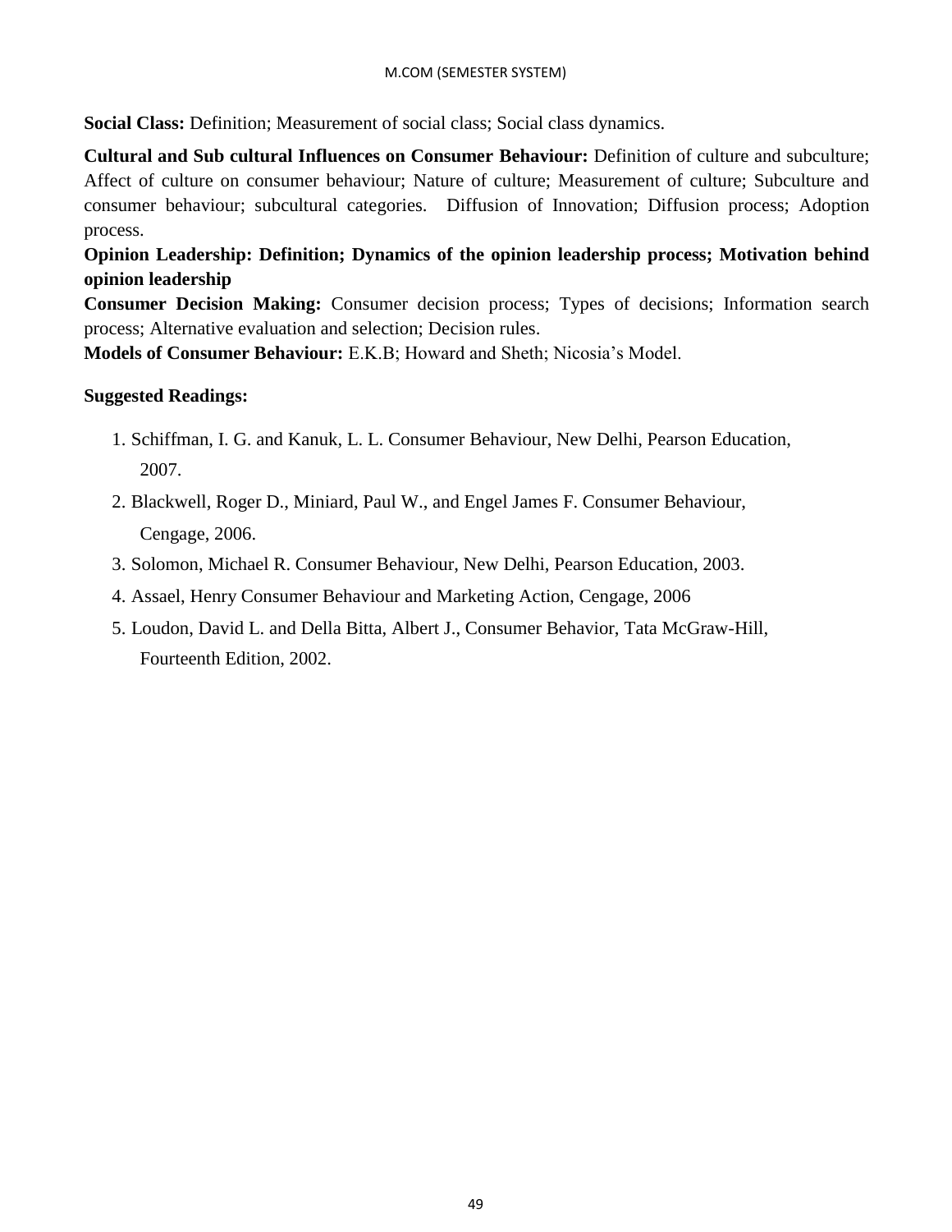**Social Class:** Definition; Measurement of social class; Social class dynamics.

**Cultural and Sub cultural Influences on Consumer Behaviour:** Definition of culture and subculture; Affect of culture on consumer behaviour; Nature of culture; Measurement of culture; Subculture and consumer behaviour; subcultural categories. Diffusion of Innovation; Diffusion process; Adoption process.

**Opinion Leadership: Definition; Dynamics of the opinion leadership process; Motivation behind opinion leadership**

**Consumer Decision Making:** Consumer decision process; Types of decisions; Information search process; Alternative evaluation and selection; Decision rules.

**Models of Consumer Behaviour:** E.K.B; Howard and Sheth; Nicosia's Model.

**Suggested Readings:**

1. Schiffman, I. G. and Kanuk, L. L. Consumer Behaviour, New Delhi, Pearson Education, 2007.
2. Blackwell, Roger D., Miniard, Paul W., and Engel James F. Consumer Behaviour, Cengage, 2006.
3. Solomon, Michael R. Consumer Behaviour, New Delhi, Pearson Education, 2003.
4. Assael, Henry Consumer Behaviour and Marketing Action, Cengage, 2006
5. Loudon, David L. and Della Bitta, Albert J., Consumer Behavior, Tata McGraw-Hill, Fourteenth Edition, 2002.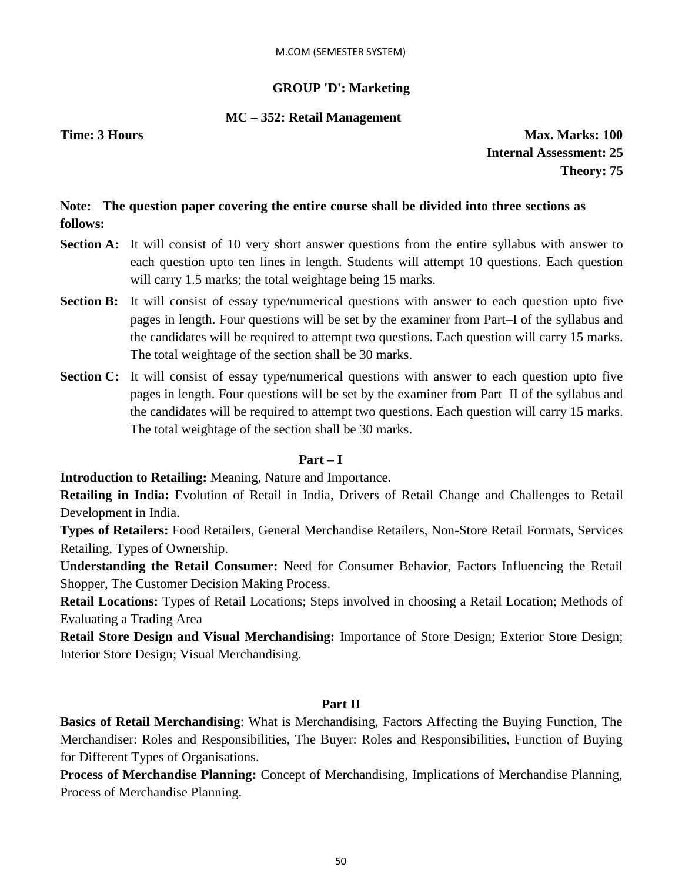## GROUP 'D': Marketing

### MC – 352: Retail Management

**Time: 3 Hours**

**Max. Marks: 100**
**Internal Assessment: 25**
**Theory: 75**

**Note: The question paper covering the entire course shall be divided into three sections as follows:**

**Section A:** It will consist of 10 very short answer questions from the entire syllabus with answer to each question upto ten lines in length. Students will attempt 10 questions. Each question will carry 1.5 marks; the total weightage being 15 marks.

**Section B:** It will consist of essay type/numerical questions with answer to each question upto five pages in length. Four questions will be set by the examiner from Part–I of the syllabus and the candidates will be required to attempt two questions. Each question will carry 15 marks. The total weightage of the section shall be 30 marks.

**Section C:** It will consist of essay type/numerical questions with answer to each question upto five pages in length. Four questions will be set by the examiner from Part–II of the syllabus and the candidates will be required to attempt two questions. Each question will carry 15 marks. The total weightage of the section shall be 30 marks.

### Part – I

**Introduction to Retailing:** Meaning, Nature and Importance.

**Retailing in India:** Evolution of Retail in India, Drivers of Retail Change and Challenges to Retail Development in India.

**Types of Retailers:** Food Retailers, General Merchandise Retailers, Non-Store Retail Formats, Services Retailing, Types of Ownership.

**Understanding the Retail Consumer:** Need for Consumer Behavior, Factors Influencing the Retail Shopper, The Customer Decision Making Process.

**Retail Locations:** Types of Retail Locations; Steps involved in choosing a Retail Location; Methods of Evaluating a Trading Area

**Retail Store Design and Visual Merchandising:** Importance of Store Design; Exterior Store Design; Interior Store Design; Visual Merchandising.

### Part II

**Basics of Retail Merchandising**: What is Merchandising, Factors Affecting the Buying Function, The Merchandiser: Roles and Responsibilities, The Buyer: Roles and Responsibilities, Function of Buying for Different Types of Organisations.

**Process of Merchandise Planning:** Concept of Merchandising, Implications of Merchandise Planning, Process of Merchandise Planning.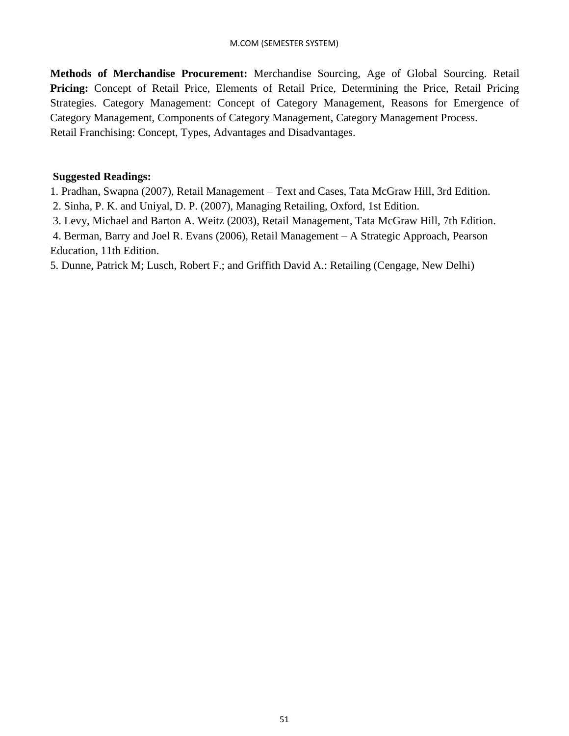**Methods of Merchandise Procurement:** Merchandise Sourcing, Age of Global Sourcing. Retail **Pricing:** Concept of Retail Price, Elements of Retail Price, Determining the Price, Retail Pricing Strategies. Category Management: Concept of Category Management, Reasons for Emergence of Category Management, Components of Category Management, Category Management Process.
Retail Franchising: Concept, Types, Advantages and Disadvantages.

**Suggested Readings:**

1. Pradhan, Swapna (2007), Retail Management – Text and Cases, Tata McGraw Hill, 3rd Edition.
2. Sinha, P. K. and Uniyal, D. P. (2007), Managing Retailing, Oxford, 1st Edition.
3. Levy, Michael and Barton A. Weitz (2003), Retail Management, Tata McGraw Hill, 7th Edition.
4. Berman, Barry and Joel R. Evans (2006), Retail Management – A Strategic Approach, Pearson Education, 11th Edition.
5. Dunne, Patrick M; Lusch, Robert F.; and Griffith David A.: Retailing (Cengage, New Delhi)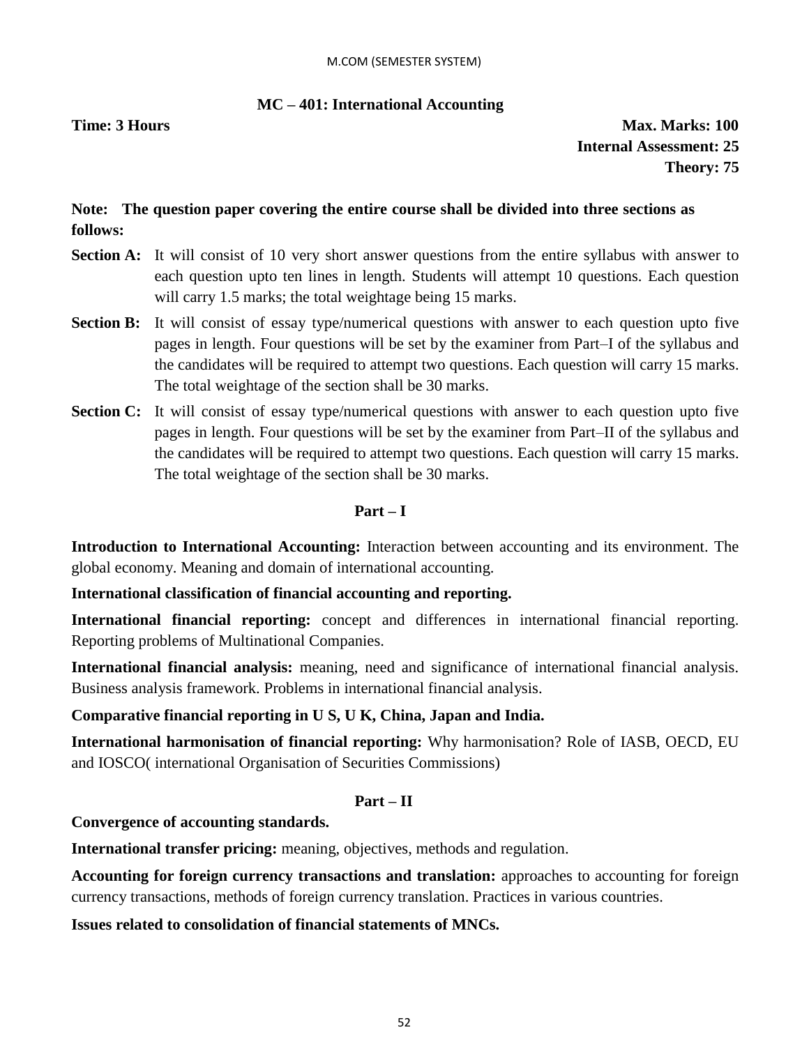## MC – 401: International Accounting

**Time: 3 Hours** **Max. Marks: 100**

**Internal Assessment: 25**

**Theory: 75**

**Note: The question paper covering the entire course shall be divided into three sections as follows:**

**Section A:** It will consist of 10 very short answer questions from the entire syllabus with answer to each question upto ten lines in length. Students will attempt 10 questions. Each question will carry 1.5 marks; the total weightage being 15 marks.

**Section B:** It will consist of essay type/numerical questions with answer to each question upto five pages in length. Four questions will be set by the examiner from Part–I of the syllabus and the candidates will be required to attempt two questions. Each question will carry 15 marks. The total weightage of the section shall be 30 marks.

**Section C:** It will consist of essay type/numerical questions with answer to each question upto five pages in length. Four questions will be set by the examiner from Part–II of the syllabus and the candidates will be required to attempt two questions. Each question will carry 15 marks. The total weightage of the section shall be 30 marks.

### Part – I

**Introduction to International Accounting:** Interaction between accounting and its environment. The global economy. Meaning and domain of international accounting.

**International classification of financial accounting and reporting.**

**International financial reporting:** concept and differences in international financial reporting. Reporting problems of Multinational Companies.

**International financial analysis:** meaning, need and significance of international financial analysis. Business analysis framework. Problems in international financial analysis.

**Comparative financial reporting in U S, U K, China, Japan and India.**

**International harmonisation of financial reporting:** Why harmonisation? Role of IASB, OECD, EU and IOSCO( international Organisation of Securities Commissions)

### Part – II

**Convergence of accounting standards.**

**International transfer pricing:** meaning, objectives, methods and regulation.

**Accounting for foreign currency transactions and translation:** approaches to accounting for foreign currency transactions, methods of foreign currency translation. Practices in various countries.

**Issues related to consolidation of financial statements of MNCs.**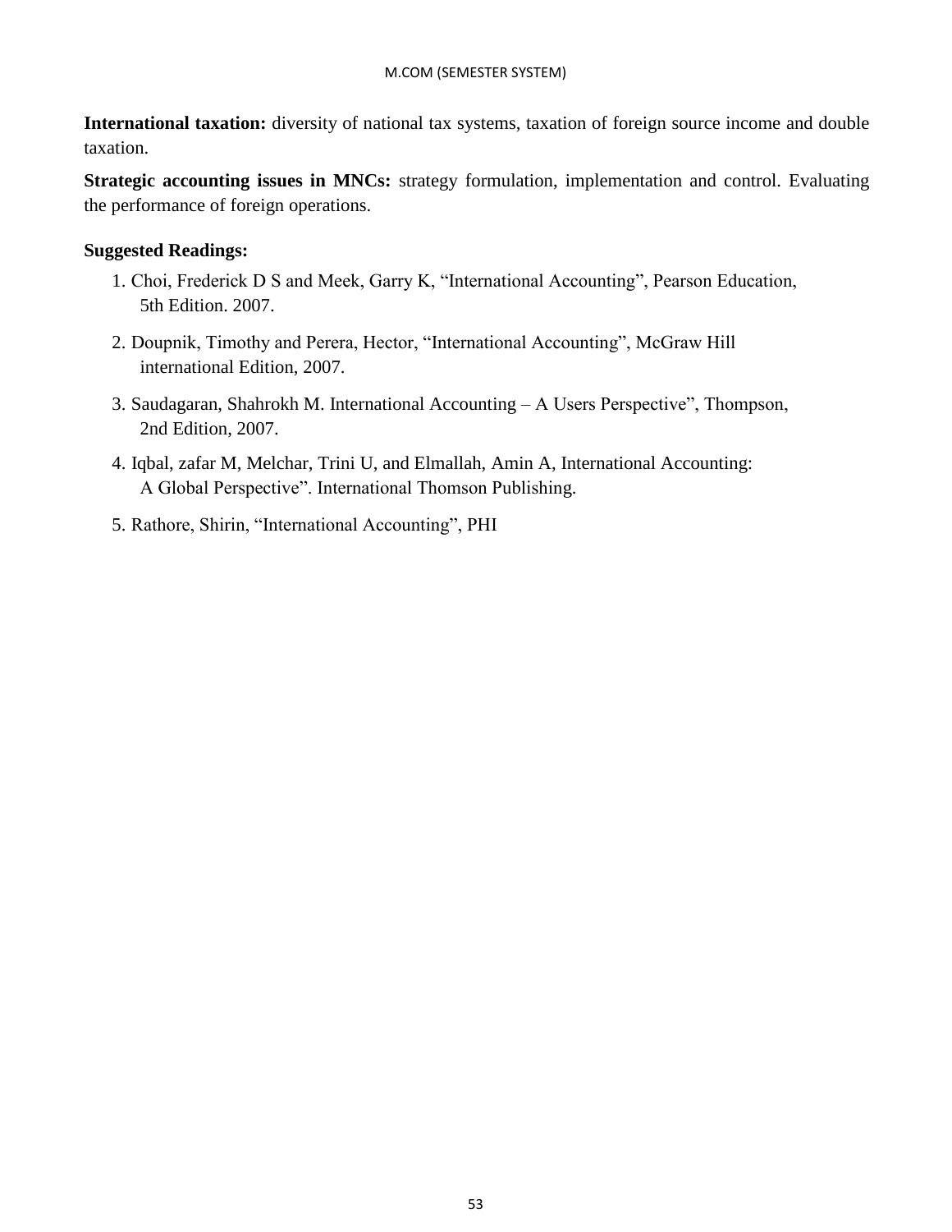**International taxation:** diversity of national tax systems, taxation of foreign source income and double taxation.

**Strategic accounting issues in MNCs:** strategy formulation, implementation and control. Evaluating the performance of foreign operations.

**Suggested Readings:**

1. Choi, Frederick D S and Meek, Garry K, “International Accounting”, Pearson Education, 5th Edition. 2007.
2. Doupnik, Timothy and Perera, Hector, “International Accounting”, McGraw Hill international Edition, 2007.
3. Saudagaran, Shahrokh M. International Accounting – A Users Perspective”, Thompson, 2nd Edition, 2007.
4. Iqbal, zafar M, Melchar, Trini U, and Elmallah, Amin A, International Accounting: A Global Perspective”. International Thomson Publishing.
5. Rathore, Shirin, “International Accounting”, PHI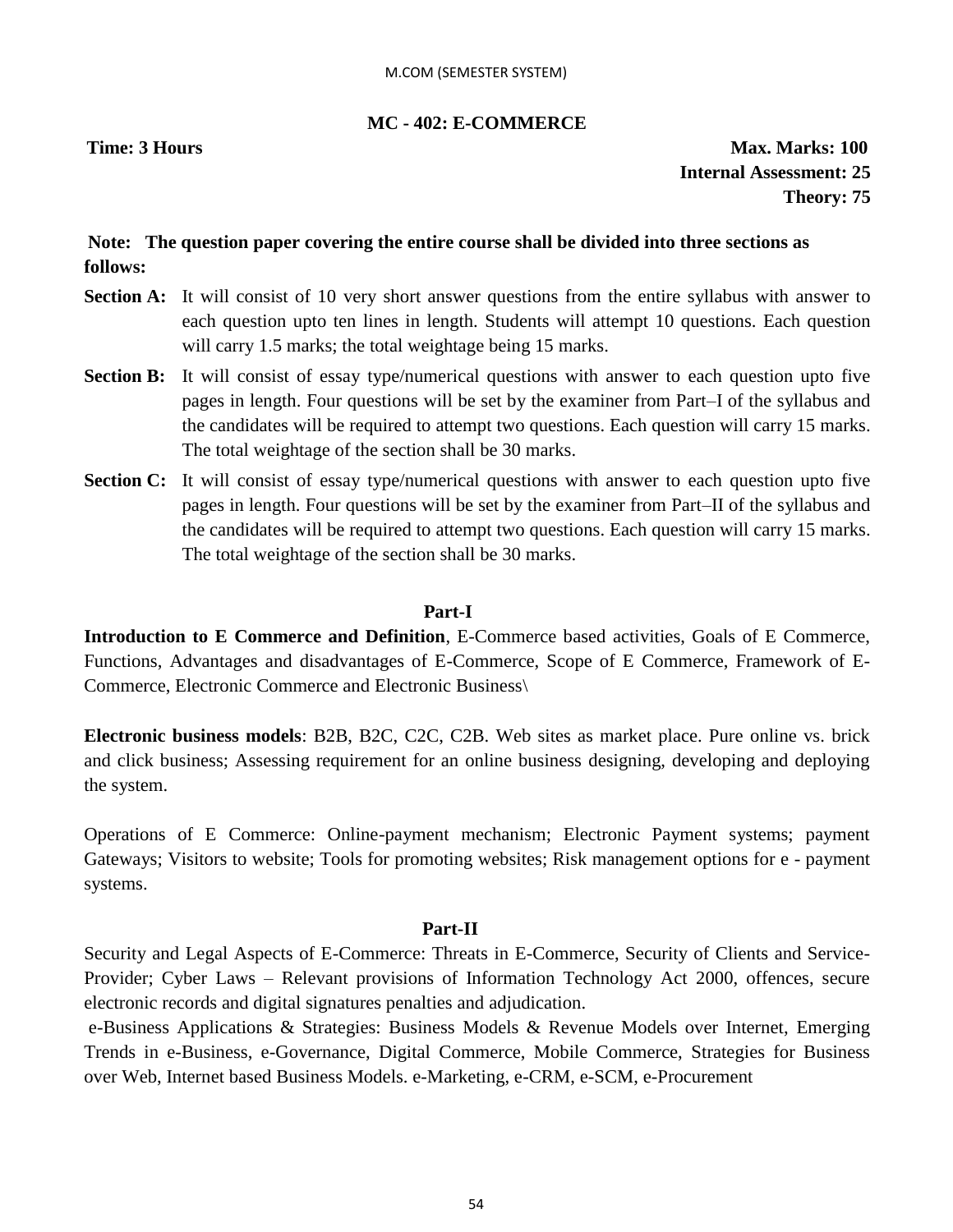M.COM (SEMESTER SYSTEM)

## MC - 402: E-COMMERCE

**Time: 3 Hours** **Max. Marks: 100**
**Internal Assessment: 25**
**Theory: 75**

**Note: The question paper covering the entire course shall be divided into three sections as follows:**

**Section A:** It will consist of 10 very short answer questions from the entire syllabus with answer to each question upto ten lines in length. Students will attempt 10 questions. Each question will carry 1.5 marks; the total weightage being 15 marks.

**Section B:** It will consist of essay type/numerical questions with answer to each question upto five pages in length. Four questions will be set by the examiner from Part–I of the syllabus and the candidates will be required to attempt two questions. Each question will carry 15 marks. The total weightage of the section shall be 30 marks.

**Section C:** It will consist of essay type/numerical questions with answer to each question upto five pages in length. Four questions will be set by the examiner from Part–II of the syllabus and the candidates will be required to attempt two questions. Each question will carry 15 marks. The total weightage of the section shall be 30 marks.

### Part-I

**Introduction to E Commerce and Definition**, E-Commerce based activities, Goals of E Commerce, Functions, Advantages and disadvantages of E-Commerce, Scope of E Commerce, Framework of E-Commerce, Electronic Commerce and Electronic Business\

**Electronic business models**: B2B, B2C, C2C, C2B. Web sites as market place. Pure online vs. brick and click business; Assessing requirement for an online business designing, developing and deploying the system.

Operations of E Commerce: Online-payment mechanism; Electronic Payment systems; payment Gateways; Visitors to website; Tools for promoting websites; Risk management options for e - payment systems.

### Part-II

Security and Legal Aspects of E-Commerce: Threats in E-Commerce, Security of Clients and Service-Provider; Cyber Laws – Relevant provisions of Information Technology Act 2000, offences, secure electronic records and digital signatures penalties and adjudication.

e-Business Applications & Strategies: Business Models & Revenue Models over Internet, Emerging Trends in e-Business, e-Governance, Digital Commerce, Mobile Commerce, Strategies for Business over Web, Internet based Business Models. e-Marketing, e-CRM, e-SCM, e-Procurement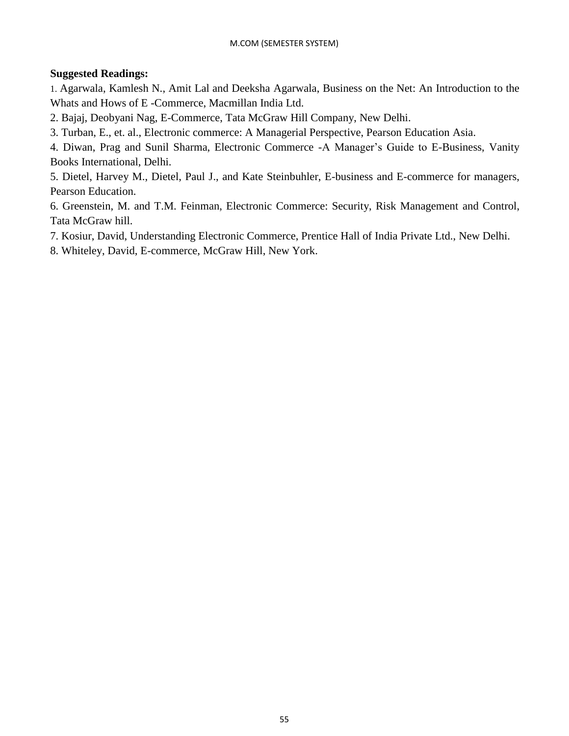**Suggested Readings:**

1. Agarwala, Kamlesh N., Amit Lal and Deeksha Agarwala, Business on the Net: An Introduction to the Whats and Hows of E -Commerce, Macmillan India Ltd.
2. Bajaj, Deobyani Nag, E-Commerce, Tata McGraw Hill Company, New Delhi.
3. Turban, E., et. al., Electronic commerce: A Managerial Perspective, Pearson Education Asia.
4. Diwan, Prag and Sunil Sharma, Electronic Commerce -A Manager's Guide to E-Business, Vanity Books International, Delhi.
5. Dietel, Harvey M., Dietel, Paul J., and Kate Steinbuhler, E-business and E-commerce for managers, Pearson Education.
6. Greenstein, M. and T.M. Feinman, Electronic Commerce: Security, Risk Management and Control, Tata McGraw hill.
7. Kosiur, David, Understanding Electronic Commerce, Prentice Hall of India Private Ltd., New Delhi.
8. Whiteley, David, E-commerce, McGraw Hill, New York.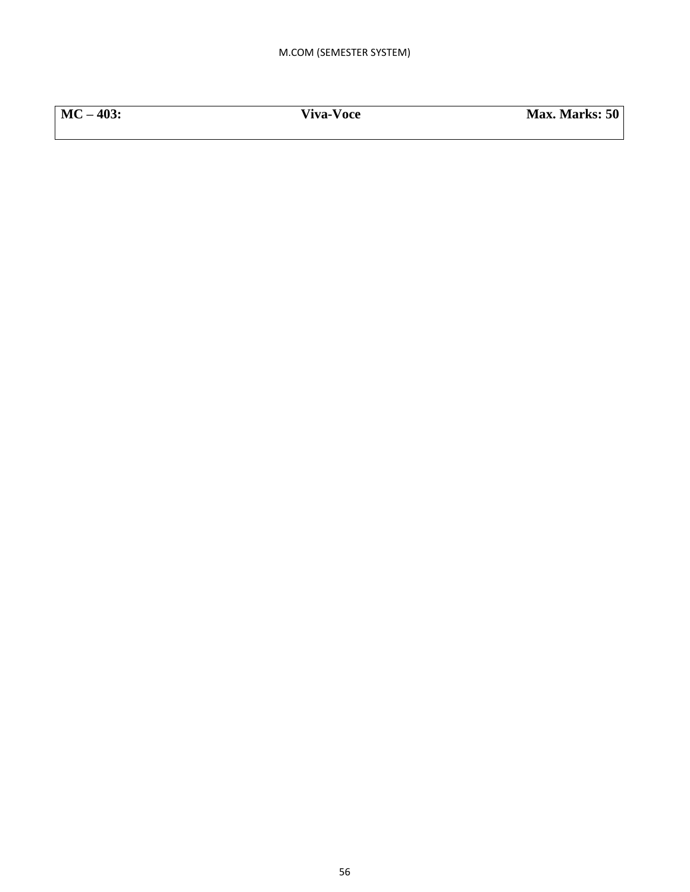| | | |
|---|---|---|
| **MC – 403:** | **Viva-Voce** | **Max. Marks: 50** |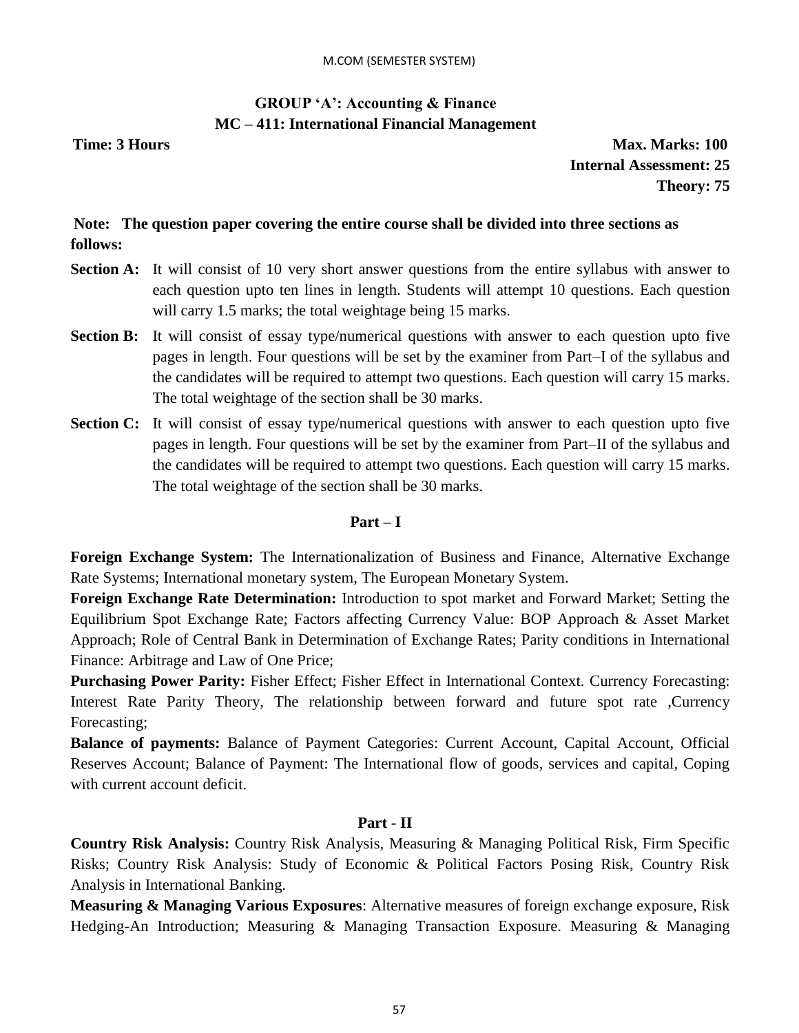## GROUP 'A': Accounting & Finance
## MC – 411: International Financial Management

**Time: 3 Hours** **Max. Marks: 100**
**Internal Assessment: 25**
**Theory: 75**

**Note: The question paper covering the entire course shall be divided into three sections as follows:**

**Section A:** It will consist of 10 very short answer questions from the entire syllabus with answer to each question upto ten lines in length. Students will attempt 10 questions. Each question will carry 1.5 marks; the total weightage being 15 marks.

**Section B:** It will consist of essay type/numerical questions with answer to each question upto five pages in length. Four questions will be set by the examiner from Part–I of the syllabus and the candidates will be required to attempt two questions. Each question will carry 15 marks. The total weightage of the section shall be 30 marks.

**Section C:** It will consist of essay type/numerical questions with answer to each question upto five pages in length. Four questions will be set by the examiner from Part–II of the syllabus and the candidates will be required to attempt two questions. Each question will carry 15 marks. The total weightage of the section shall be 30 marks.

### Part – I

**Foreign Exchange System:** The Internationalization of Business and Finance, Alternative Exchange Rate Systems; International monetary system, The European Monetary System.

**Foreign Exchange Rate Determination:** Introduction to spot market and Forward Market; Setting the Equilibrium Spot Exchange Rate; Factors affecting Currency Value: BOP Approach & Asset Market Approach; Role of Central Bank in Determination of Exchange Rates; Parity conditions in International Finance: Arbitrage and Law of One Price;

**Purchasing Power Parity:** Fisher Effect; Fisher Effect in International Context. Currency Forecasting: Interest Rate Parity Theory, The relationship between forward and future spot rate ,Currency Forecasting;

**Balance of payments:** Balance of Payment Categories: Current Account, Capital Account, Official Reserves Account; Balance of Payment: The International flow of goods, services and capital, Coping with current account deficit.

### Part - II

**Country Risk Analysis:** Country Risk Analysis, Measuring & Managing Political Risk, Firm Specific Risks; Country Risk Analysis: Study of Economic & Political Factors Posing Risk, Country Risk Analysis in International Banking.

**Measuring & Managing Various Exposures**: Alternative measures of foreign exchange exposure, Risk Hedging-An Introduction; Measuring & Managing Transaction Exposure. Measuring & Managing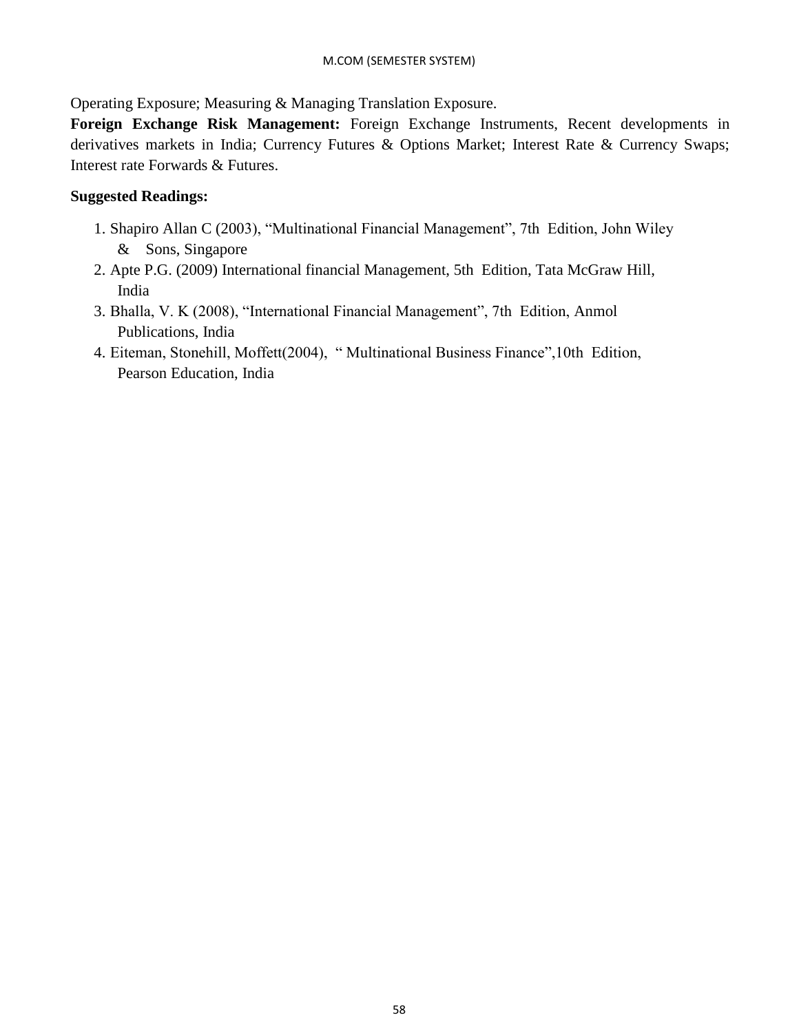Operating Exposure; Measuring & Managing Translation Exposure.

**Foreign Exchange Risk Management:** Foreign Exchange Instruments, Recent developments in derivatives markets in India; Currency Futures & Options Market; Interest Rate & Currency Swaps; Interest rate Forwards & Futures.

**Suggested Readings:**

1. Shapiro Allan C (2003), "Multinational Financial Management", 7th Edition, John Wiley & Sons, Singapore
2. Apte P.G. (2009) International financial Management, 5th Edition, Tata McGraw Hill, India
3. Bhalla, V. K (2008), "International Financial Management", 7th Edition, Anmol Publications, India
4. Eiteman, Stonehill, Moffett(2004), " Multinational Business Finance",10th Edition, Pearson Education, India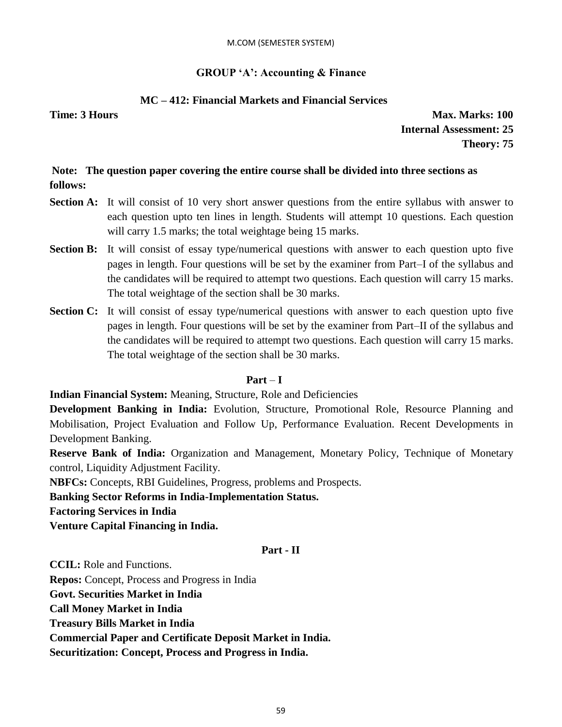M.COM (SEMESTER SYSTEM)

## GROUP 'A': Accounting & Finance

### MC – 412: Financial Markets and Financial Services

**Time: 3 Hours** **Max. Marks: 100**
**Internal Assessment: 25**
**Theory: 75**

**Note: The question paper covering the entire course shall be divided into three sections as follows:**

**Section A:** It will consist of 10 very short answer questions from the entire syllabus with answer to each question upto ten lines in length. Students will attempt 10 questions. Each question will carry 1.5 marks; the total weightage being 15 marks.

**Section B:** It will consist of essay type/numerical questions with answer to each question upto five pages in length. Four questions will be set by the examiner from Part–I of the syllabus and the candidates will be required to attempt two questions. Each question will carry 15 marks. The total weightage of the section shall be 30 marks.

**Section C:** It will consist of essay type/numerical questions with answer to each question upto five pages in length. Four questions will be set by the examiner from Part–II of the syllabus and the candidates will be required to attempt two questions. Each question will carry 15 marks. The total weightage of the section shall be 30 marks.

### Part – I

**Indian Financial System:** Meaning, Structure, Role and Deficiencies

**Development Banking in India:** Evolution, Structure, Promotional Role, Resource Planning and Mobilisation, Project Evaluation and Follow Up, Performance Evaluation. Recent Developments in Development Banking.

**Reserve Bank of India:** Organization and Management, Monetary Policy, Technique of Monetary control, Liquidity Adjustment Facility.

**NBFCs:** Concepts, RBI Guidelines, Progress, problems and Prospects.

**Banking Sector Reforms in India-Implementation Status.**

**Factoring Services in India**

**Venture Capital Financing in India.**

### Part - II

**CCIL:** Role and Functions.

**Repos:** Concept, Process and Progress in India

**Govt. Securities Market in India**

**Call Money Market in India**

**Treasury Bills Market in India**

**Commercial Paper and Certificate Deposit Market in India.**

**Securitization: Concept, Process and Progress in India.**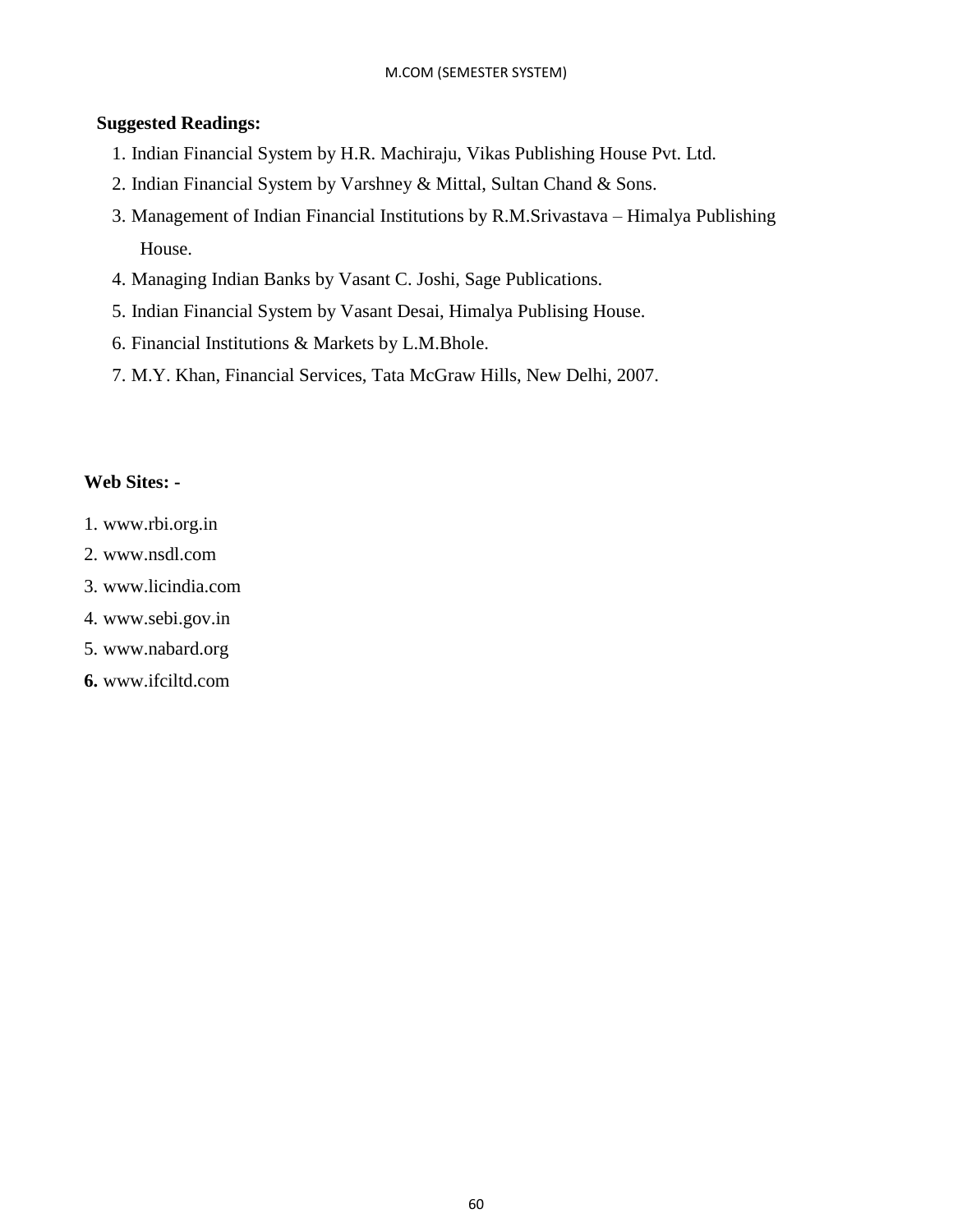**Suggested Readings:**

1. Indian Financial System by H.R. Machiraju, Vikas Publishing House Pvt. Ltd.
2. Indian Financial System by Varshney & Mittal, Sultan Chand & Sons.
3. Management of Indian Financial Institutions by R.M.Srivastava – Himalya Publishing House.
4. Managing Indian Banks by Vasant C. Joshi, Sage Publications.
5. Indian Financial System by Vasant Desai, Himalya Publising House.
6. Financial Institutions & Markets by L.M.Bhole.
7. M.Y. Khan, Financial Services, Tata McGraw Hills, New Delhi, 2007.

**Web Sites: -**

1. www.rbi.org.in
2. www.nsdl.com
3. www.licindia.com
4. www.sebi.gov.in
5. www.nabard.org
6. www.ifciltd.com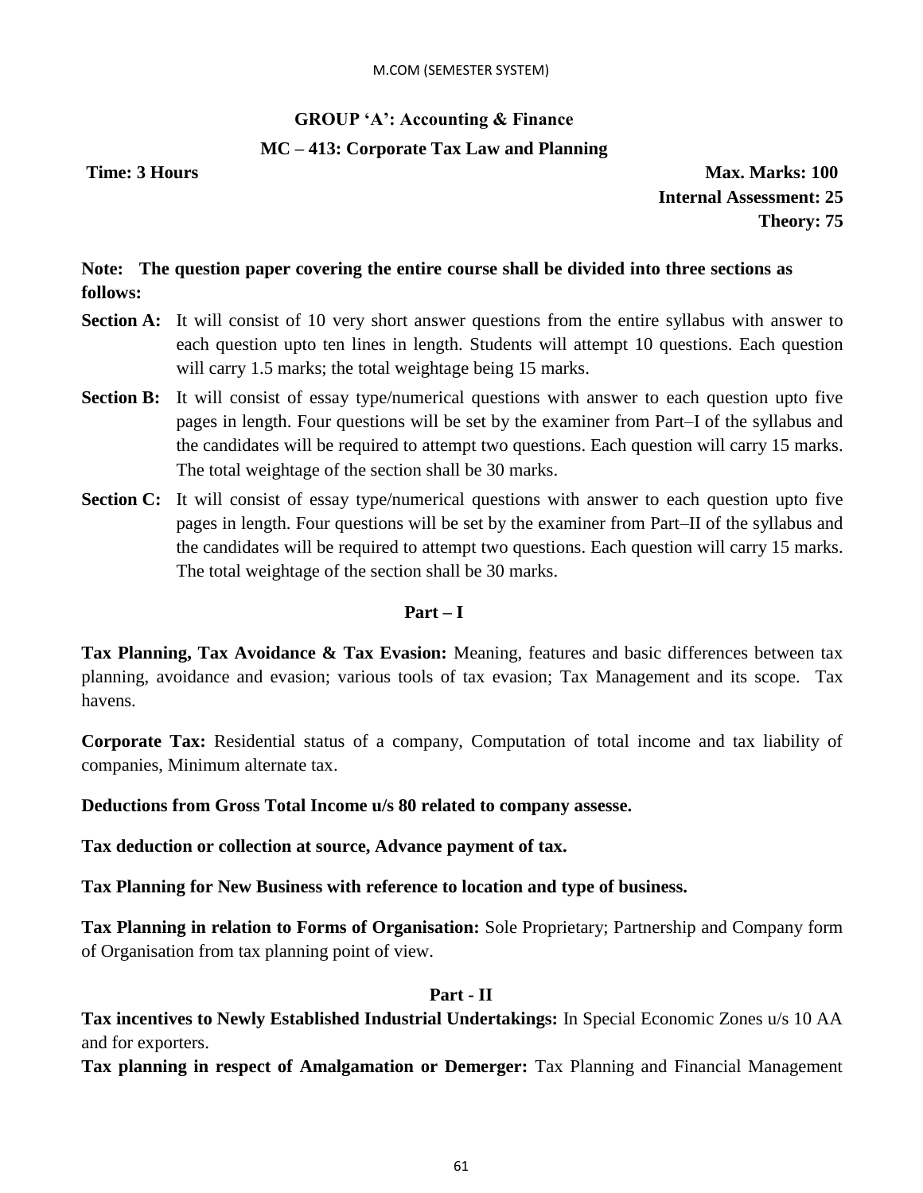M.COM (SEMESTER SYSTEM)

## GROUP 'A': Accounting & Finance

### MC – 413: Corporate Tax Law and Planning

**Time: 3 Hours** **Max. Marks: 100**
**Internal Assessment: 25**
**Theory: 75**

**Note: The question paper covering the entire course shall be divided into three sections as follows:**

**Section A:** It will consist of 10 very short answer questions from the entire syllabus with answer to each question upto ten lines in length. Students will attempt 10 questions. Each question will carry 1.5 marks; the total weightage being 15 marks.

**Section B:** It will consist of essay type/numerical questions with answer to each question upto five pages in length. Four questions will be set by the examiner from Part–I of the syllabus and the candidates will be required to attempt two questions. Each question will carry 15 marks. The total weightage of the section shall be 30 marks.

**Section C:** It will consist of essay type/numerical questions with answer to each question upto five pages in length. Four questions will be set by the examiner from Part–II of the syllabus and the candidates will be required to attempt two questions. Each question will carry 15 marks. The total weightage of the section shall be 30 marks.

### Part – I

**Tax Planning, Tax Avoidance & Tax Evasion:** Meaning, features and basic differences between tax planning, avoidance and evasion; various tools of tax evasion; Tax Management and its scope. Tax havens.

**Corporate Tax:** Residential status of a company, Computation of total income and tax liability of companies, Minimum alternate tax.

**Deductions from Gross Total Income u/s 80 related to company assesse.**

**Tax deduction or collection at source, Advance payment of tax.**

**Tax Planning for New Business with reference to location and type of business.**

**Tax Planning in relation to Forms of Organisation:** Sole Proprietary; Partnership and Company form of Organisation from tax planning point of view.

### Part - II

**Tax incentives to Newly Established Industrial Undertakings:** In Special Economic Zones u/s 10 AA and for exporters.

**Tax planning in respect of Amalgamation or Demerger:** Tax Planning and Financial Management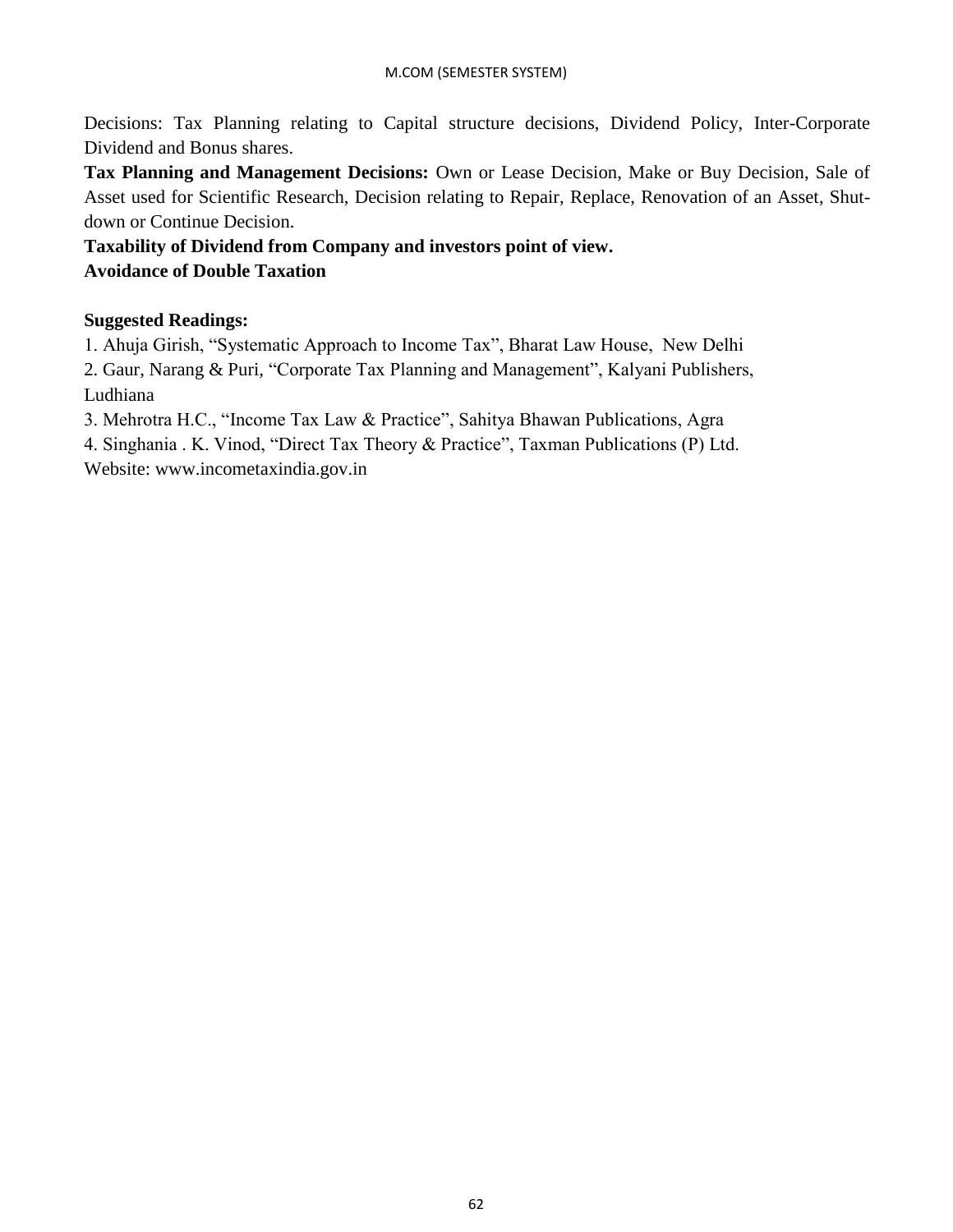Decisions: Tax Planning relating to Capital structure decisions, Dividend Policy, Inter-Corporate Dividend and Bonus shares.

**Tax Planning and Management Decisions:** Own or Lease Decision, Make or Buy Decision, Sale of Asset used for Scientific Research, Decision relating to Repair, Replace, Renovation of an Asset, Shut-down or Continue Decision.

**Taxability of Dividend from Company and investors point of view.**

**Avoidance of Double Taxation**

**Suggested Readings:**

1. Ahuja Girish, "Systematic Approach to Income Tax", Bharat Law House, New Delhi
2. Gaur, Narang & Puri, "Corporate Tax Planning and Management", Kalyani Publishers, Ludhiana
3. Mehrotra H.C., "Income Tax Law & Practice", Sahitya Bhawan Publications, Agra
4. Singhania . K. Vinod, "Direct Tax Theory & Practice", Taxman Publications (P) Ltd.

Website: www.incometaxindia.gov.in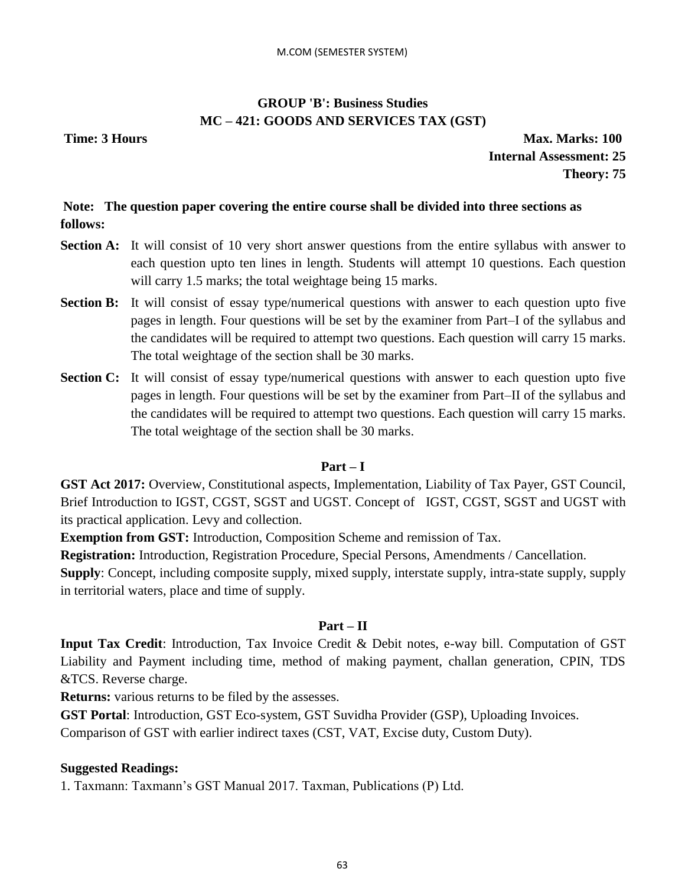## GROUP 'B': Business Studies
## MC – 421: GOODS AND SERVICES TAX (GST)

**Time: 3 Hours** **Max. Marks: 100**

**Internal Assessment: 25**

**Theory: 75**

**Note: The question paper covering the entire course shall be divided into three sections as follows:**

**Section A:** It will consist of 10 very short answer questions from the entire syllabus with answer to each question upto ten lines in length. Students will attempt 10 questions. Each question will carry 1.5 marks; the total weightage being 15 marks.

**Section B:** It will consist of essay type/numerical questions with answer to each question upto five pages in length. Four questions will be set by the examiner from Part–I of the syllabus and the candidates will be required to attempt two questions. Each question will carry 15 marks. The total weightage of the section shall be 30 marks.

**Section C:** It will consist of essay type/numerical questions with answer to each question upto five pages in length. Four questions will be set by the examiner from Part–II of the syllabus and the candidates will be required to attempt two questions. Each question will carry 15 marks. The total weightage of the section shall be 30 marks.

### Part – I

**GST Act 2017:** Overview, Constitutional aspects, Implementation, Liability of Tax Payer, GST Council, Brief Introduction to IGST, CGST, SGST and UGST. Concept of IGST, CGST, SGST and UGST with its practical application. Levy and collection.

**Exemption from GST:** Introduction, Composition Scheme and remission of Tax.

**Registration:** Introduction, Registration Procedure, Special Persons, Amendments / Cancellation.

**Supply**: Concept, including composite supply, mixed supply, interstate supply, intra-state supply, supply in territorial waters, place and time of supply.

### Part – II

**Input Tax Credit**: Introduction, Tax Invoice Credit & Debit notes, e-way bill. Computation of GST Liability and Payment including time, method of making payment, challan generation, CPIN, TDS &TCS. Reverse charge.

**Returns:** various returns to be filed by the assesses.

**GST Portal**: Introduction, GST Eco-system, GST Suvidha Provider (GSP), Uploading Invoices.

Comparison of GST with earlier indirect taxes (CST, VAT, Excise duty, Custom Duty).

**Suggested Readings:**

1. Taxmann: Taxmann's GST Manual 2017. Taxman, Publications (P) Ltd.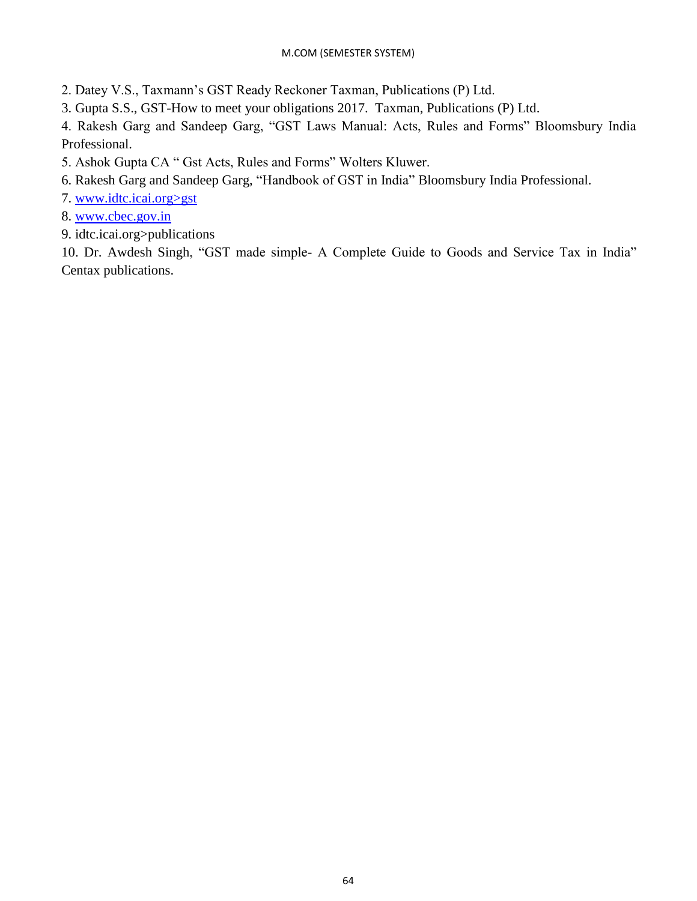2. Datey V.S., Taxmann's GST Ready Reckoner Taxman, Publications (P) Ltd.
3. Gupta S.S., GST-How to meet your obligations 2017.  Taxman, Publications (P) Ltd.
4. Rakesh Garg and Sandeep Garg, "GST Laws Manual: Acts, Rules and Forms" Bloomsbury India Professional.
5. Ashok Gupta CA " Gst Acts, Rules and Forms" Wolters Kluwer.
6. Rakesh Garg and Sandeep Garg, "Handbook of GST in India" Bloomsbury India Professional.
7. www.idtc.icai.org>gst
8. www.cbec.gov.in
9. idtc.icai.org>publications
10. Dr. Awdesh Singh, "GST made simple- A Complete Guide to Goods and Service Tax in India" Centax publications.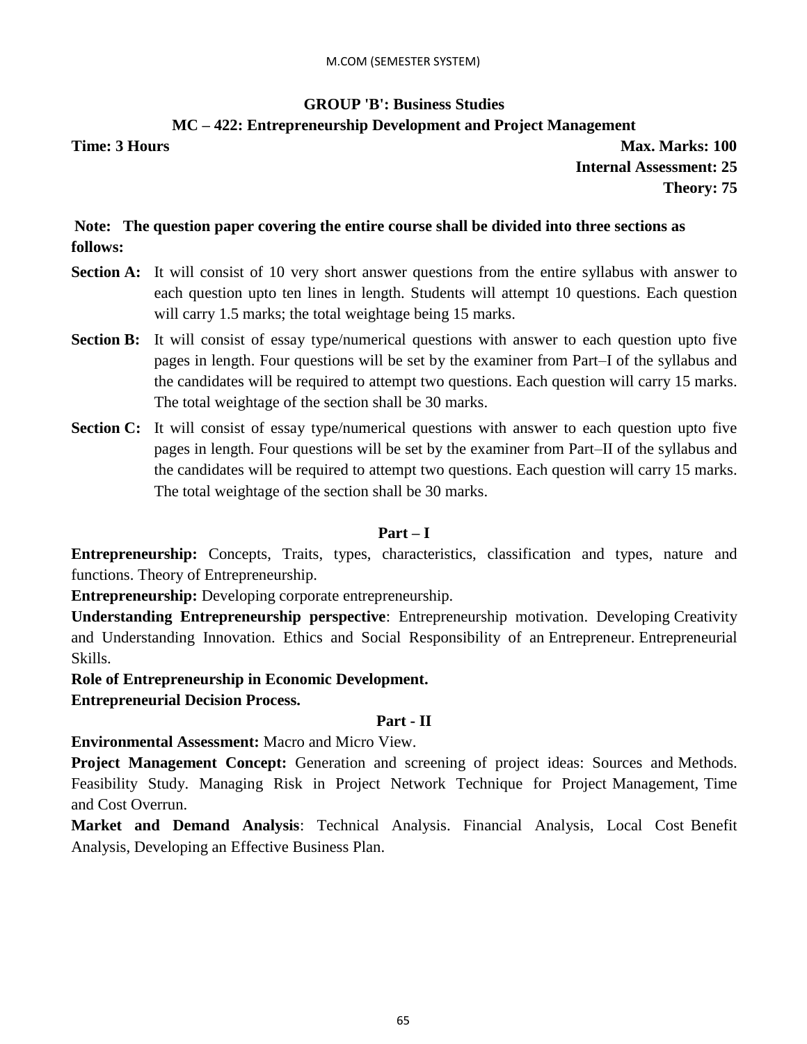## GROUP 'B': Business Studies

### MC – 422: Entrepreneurship Development and Project Management

**Time: 3 Hours** **Max. Marks: 100**

**Internal Assessment: 25**

**Theory: 75**

**Note: The question paper covering the entire course shall be divided into three sections as follows:**

**Section A:** It will consist of 10 very short answer questions from the entire syllabus with answer to each question upto ten lines in length. Students will attempt 10 questions. Each question will carry 1.5 marks; the total weightage being 15 marks.

**Section B:** It will consist of essay type/numerical questions with answer to each question upto five pages in length. Four questions will be set by the examiner from Part–I of the syllabus and the candidates will be required to attempt two questions. Each question will carry 15 marks. The total weightage of the section shall be 30 marks.

**Section C:** It will consist of essay type/numerical questions with answer to each question upto five pages in length. Four questions will be set by the examiner from Part–II of the syllabus and the candidates will be required to attempt two questions. Each question will carry 15 marks. The total weightage of the section shall be 30 marks.

### Part – I

**Entrepreneurship:** Concepts, Traits, types, characteristics, classification and types, nature and functions. Theory of Entrepreneurship.

**Entrepreneurship:** Developing corporate entrepreneurship.

**Understanding Entrepreneurship perspective**: Entrepreneurship motivation. Developing Creativity and Understanding Innovation. Ethics and Social Responsibility of an Entrepreneur. Entrepreneurial Skills.

**Role of Entrepreneurship in Economic Development.**

**Entrepreneurial Decision Process.**

### Part - II

**Environmental Assessment:** Macro and Micro View.

**Project Management Concept:** Generation and screening of project ideas: Sources and Methods. Feasibility Study. Managing Risk in Project Network Technique for Project Management, Time and Cost Overrun.

**Market and Demand Analysis**: Technical Analysis. Financial Analysis, Local Cost Benefit Analysis, Developing an Effective Business Plan.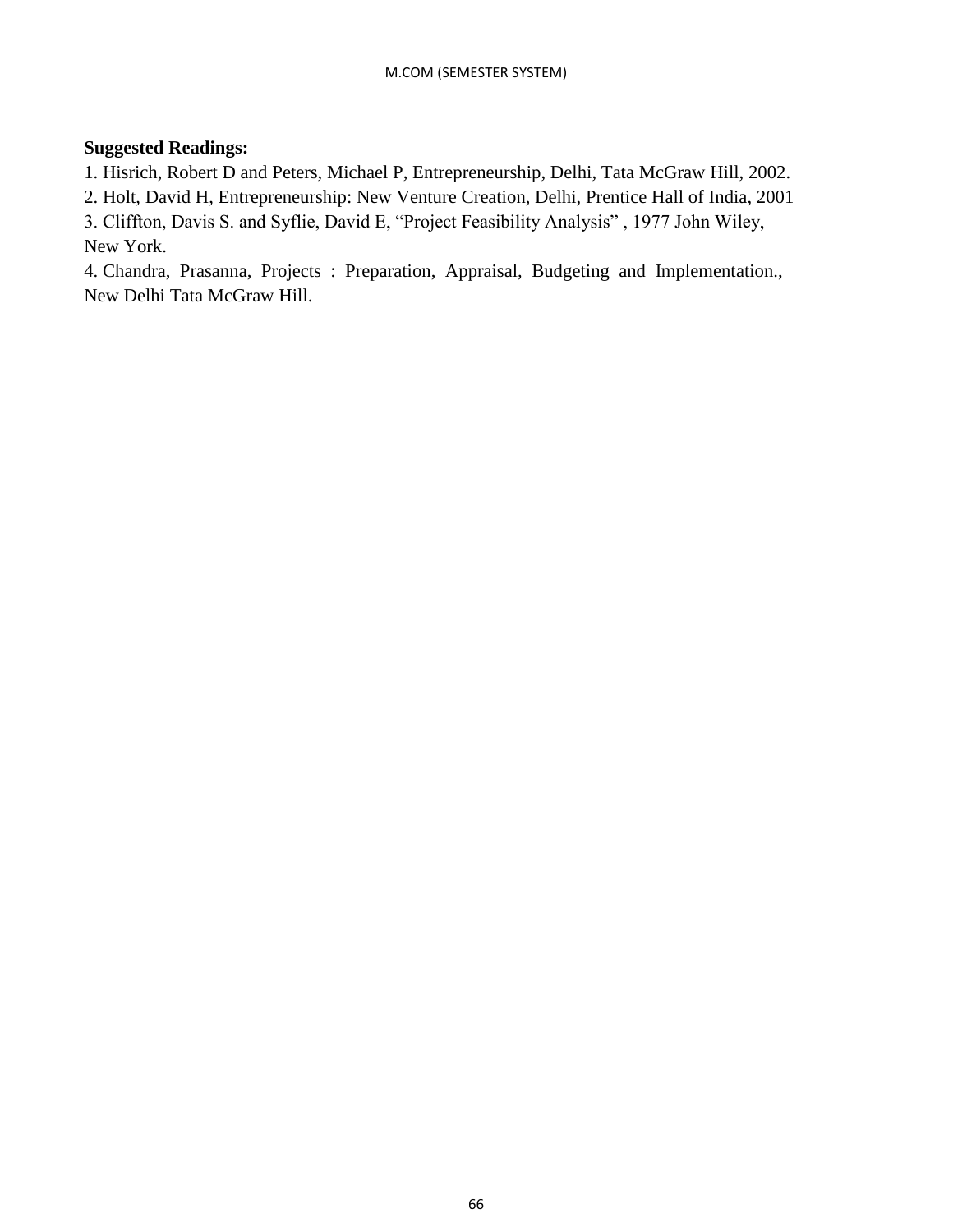**Suggested Readings:**

1. Hisrich, Robert D and Peters, Michael P, Entrepreneurship, Delhi, Tata McGraw Hill, 2002.
2. Holt, David H, Entrepreneurship: New Venture Creation, Delhi, Prentice Hall of India, 2001
3. Cliffton, Davis S. and Syflie, David E, "Project Feasibility Analysis" , 1977 John Wiley, New York.
4. Chandra, Prasanna, Projects : Preparation, Appraisal, Budgeting and Implementation., New Delhi Tata McGraw Hill.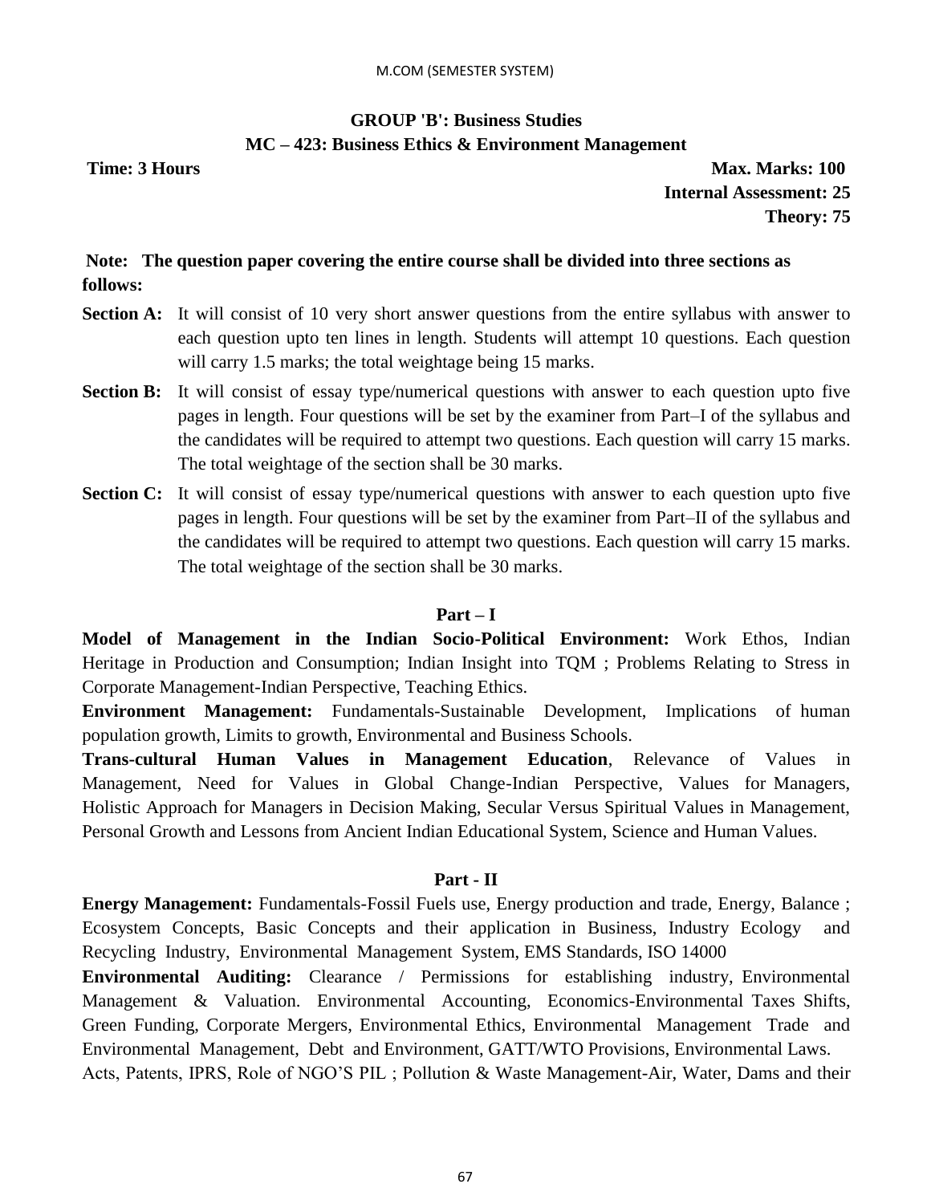## GROUP 'B': Business Studies

## MC – 423: Business Ethics & Environment Management

**Time: 3 Hours** **Max. Marks: 100**

**Internal Assessment: 25**

**Theory: 75**

**Note: The question paper covering the entire course shall be divided into three sections as follows:**

**Section A:** It will consist of 10 very short answer questions from the entire syllabus with answer to each question upto ten lines in length. Students will attempt 10 questions. Each question will carry 1.5 marks; the total weightage being 15 marks.

**Section B:** It will consist of essay type/numerical questions with answer to each question upto five pages in length. Four questions will be set by the examiner from Part–I of the syllabus and the candidates will be required to attempt two questions. Each question will carry 15 marks. The total weightage of the section shall be 30 marks.

**Section C:** It will consist of essay type/numerical questions with answer to each question upto five pages in length. Four questions will be set by the examiner from Part–II of the syllabus and the candidates will be required to attempt two questions. Each question will carry 15 marks. The total weightage of the section shall be 30 marks.

### Part – I

**Model of Management in the Indian Socio-Political Environment:** Work Ethos, Indian Heritage in Production and Consumption; Indian Insight into TQM ; Problems Relating to Stress in Corporate Management-Indian Perspective, Teaching Ethics.

**Environment Management:** Fundamentals-Sustainable Development, Implications of human population growth, Limits to growth, Environmental and Business Schools.

**Trans-cultural Human Values in Management Education**, Relevance of Values in Management, Need for Values in Global Change-Indian Perspective, Values for Managers, Holistic Approach for Managers in Decision Making, Secular Versus Spiritual Values in Management, Personal Growth and Lessons from Ancient Indian Educational System, Science and Human Values.

### Part - II

**Energy Management:** Fundamentals-Fossil Fuels use, Energy production and trade, Energy, Balance ; Ecosystem Concepts, Basic Concepts and their application in Business, Industry Ecology and Recycling Industry, Environmental Management System, EMS Standards, ISO 14000

**Environmental Auditing:** Clearance / Permissions for establishing industry, Environmental Management & Valuation. Environmental Accounting, Economics-Environmental Taxes Shifts, Green Funding, Corporate Mergers, Environmental Ethics, Environmental Management Trade and Environmental Management, Debt and Environment, GATT/WTO Provisions, Environmental Laws.

Acts, Patents, IPRS, Role of NGO'S PIL ; Pollution & Waste Management-Air, Water, Dams and their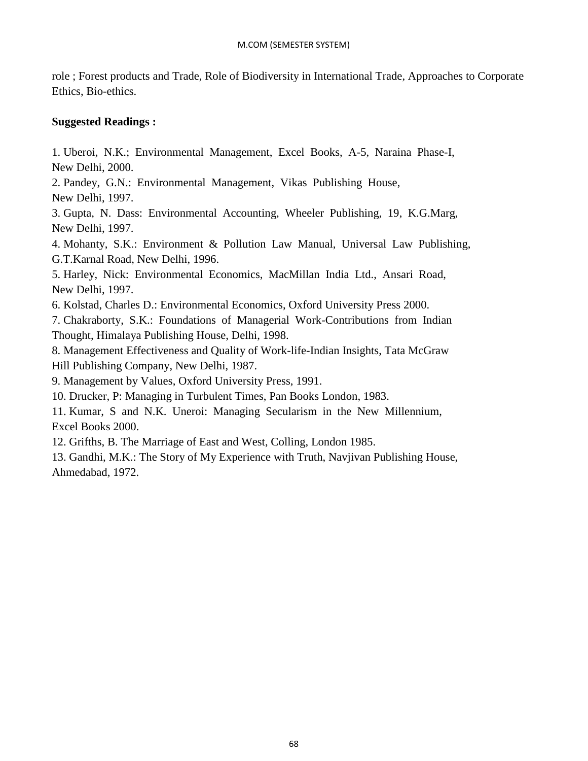role ; Forest products and Trade, Role of Biodiversity in International Trade, Approaches to Corporate Ethics, Bio-ethics.

**Suggested Readings :**

1. Uberoi, N.K.; Environmental Management, Excel Books, A-5, Naraina Phase-I, New Delhi, 2000.
2. Pandey, G.N.: Environmental Management, Vikas Publishing House, New Delhi, 1997.
3. Gupta, N. Dass: Environmental Accounting, Wheeler Publishing, 19, K.G.Marg, New Delhi, 1997.
4. Mohanty, S.K.: Environment & Pollution Law Manual, Universal Law Publishing, G.T.Karnal Road, New Delhi, 1996.
5. Harley, Nick: Environmental Economics, MacMillan India Ltd., Ansari Road, New Delhi, 1997.
6. Kolstad, Charles D.: Environmental Economics, Oxford University Press 2000.
7. Chakraborty, S.K.: Foundations of Managerial Work-Contributions from Indian Thought, Himalaya Publishing House, Delhi, 1998.
8. Management Effectiveness and Quality of Work-life-Indian Insights, Tata McGraw Hill Publishing Company, New Delhi, 1987.
9. Management by Values, Oxford University Press, 1991.
10. Drucker, P: Managing in Turbulent Times, Pan Books London, 1983.
11. Kumar, S and N.K. Uneroi: Managing Secularism in the New Millennium, Excel Books 2000.
12. Grifths, B. The Marriage of East and West, Colling, London 1985.
13. Gandhi, M.K.: The Story of My Experience with Truth, Navjivan Publishing House, Ahmedabad, 1972.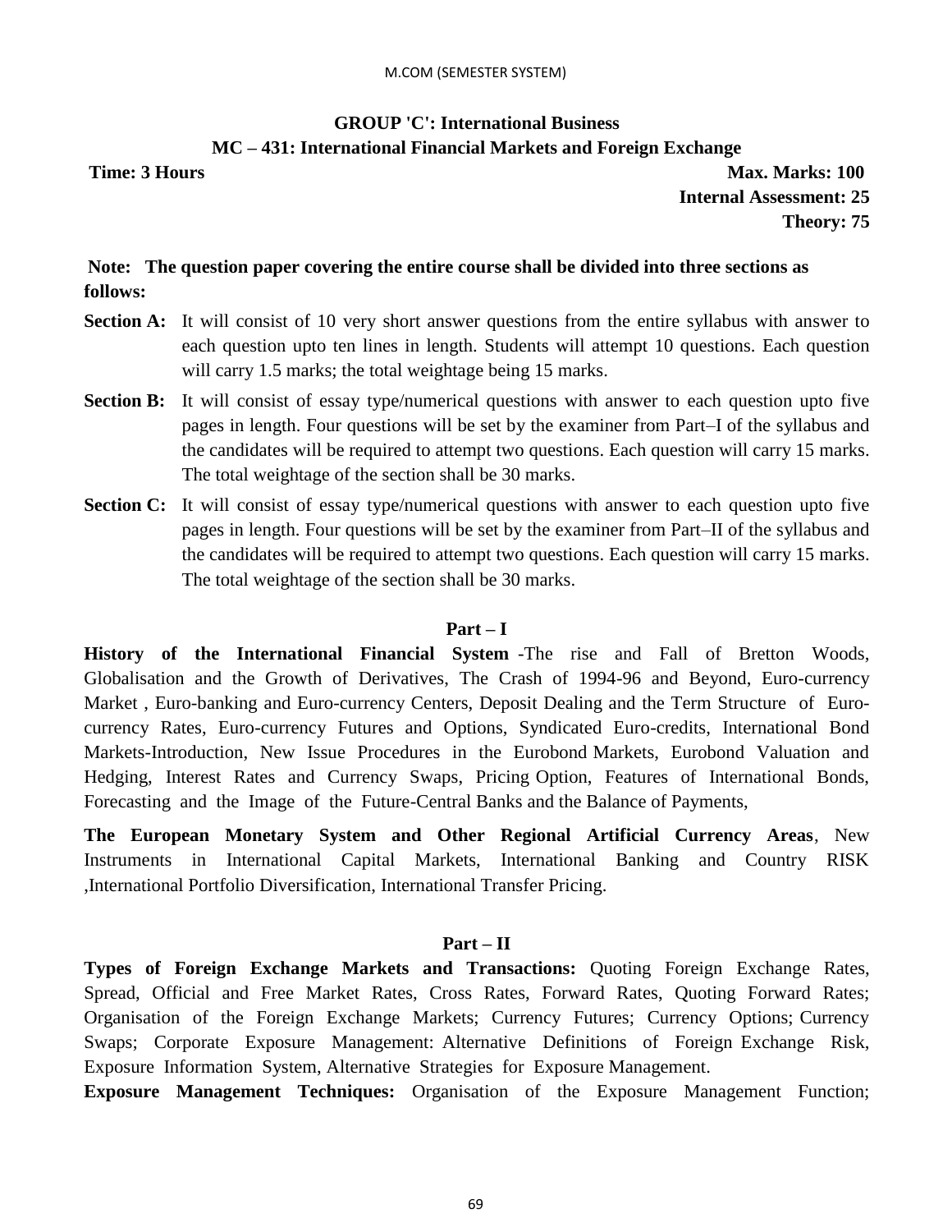## GROUP 'C': International Business

### MC – 431: International Financial Markets and Foreign Exchange

**Time: 3 Hours** | **Max. Marks: 100**

**Internal Assessment: 25**

**Theory: 75**

**Note: The question paper covering the entire course shall be divided into three sections as follows:**

**Section A:** It will consist of 10 very short answer questions from the entire syllabus with answer to each question upto ten lines in length. Students will attempt 10 questions. Each question will carry 1.5 marks; the total weightage being 15 marks.

**Section B:** It will consist of essay type/numerical questions with answer to each question upto five pages in length. Four questions will be set by the examiner from Part–I of the syllabus and the candidates will be required to attempt two questions. Each question will carry 15 marks. The total weightage of the section shall be 30 marks.

**Section C:** It will consist of essay type/numerical questions with answer to each question upto five pages in length. Four questions will be set by the examiner from Part–II of the syllabus and the candidates will be required to attempt two questions. Each question will carry 15 marks. The total weightage of the section shall be 30 marks.

### Part – I

**History of the International Financial System** -The rise and Fall of Bretton Woods, Globalisation and the Growth of Derivatives, The Crash of 1994-96 and Beyond, Euro-currency Market , Euro-banking and Euro-currency Centers, Deposit Dealing and the Term Structure of Euro-currency Rates, Euro-currency Futures and Options, Syndicated Euro-credits, International Bond Markets-Introduction, New Issue Procedures in the Eurobond Markets, Eurobond Valuation and Hedging, Interest Rates and Currency Swaps, Pricing Option, Features of International Bonds, Forecasting and the Image of the Future-Central Banks and the Balance of Payments,

**The European Monetary System and Other Regional Artificial Currency Areas**, New Instruments in International Capital Markets, International Banking and Country RISK ,International Portfolio Diversification, International Transfer Pricing.

### Part – II

**Types of Foreign Exchange Markets and Transactions:** Quoting Foreign Exchange Rates, Spread, Official and Free Market Rates, Cross Rates, Forward Rates, Quoting Forward Rates; Organisation of the Foreign Exchange Markets; Currency Futures; Currency Options; Currency Swaps; Corporate Exposure Management: Alternative Definitions of Foreign Exchange Risk, Exposure Information System, Alternative Strategies for Exposure Management.

**Exposure Management Techniques:** Organisation of the Exposure Management Function;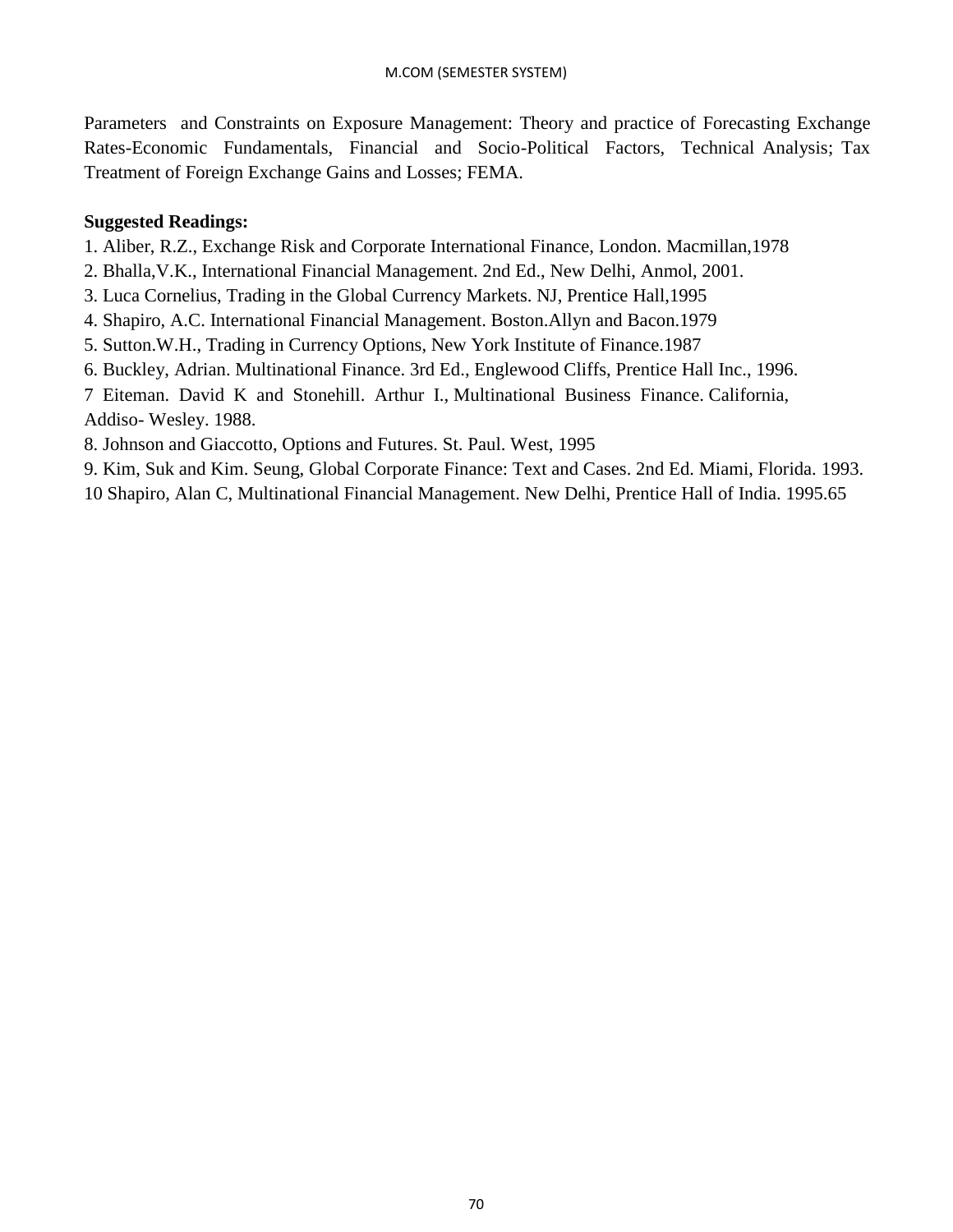Parameters and Constraints on Exposure Management: Theory and practice of Forecasting Exchange Rates-Economic Fundamentals, Financial and Socio-Political Factors, Technical Analysis; Tax Treatment of Foreign Exchange Gains and Losses; FEMA.

**Suggested Readings:**

1. Aliber, R.Z., Exchange Risk and Corporate International Finance, London. Macmillan,1978
2. Bhalla,V.K., International Financial Management. 2nd Ed., New Delhi, Anmol, 2001.
3. Luca Cornelius, Trading in the Global Currency Markets. NJ, Prentice Hall,1995
4. Shapiro, A.C. International Financial Management. Boston.Allyn and Bacon.1979
5. Sutton.W.H., Trading in Currency Options, New York Institute of Finance.1987
6. Buckley, Adrian. Multinational Finance. 3rd Ed., Englewood Cliffs, Prentice Hall Inc., 1996.
7 Eiteman. David K and Stonehill. Arthur I., Multinational Business Finance. California, Addiso- Wesley. 1988.
8. Johnson and Giaccotto, Options and Futures. St. Paul. West, 1995
9. Kim, Suk and Kim. Seung, Global Corporate Finance: Text and Cases. 2nd Ed. Miami, Florida. 1993.
10 Shapiro, Alan C, Multinational Financial Management. New Delhi, Prentice Hall of India. 1995.65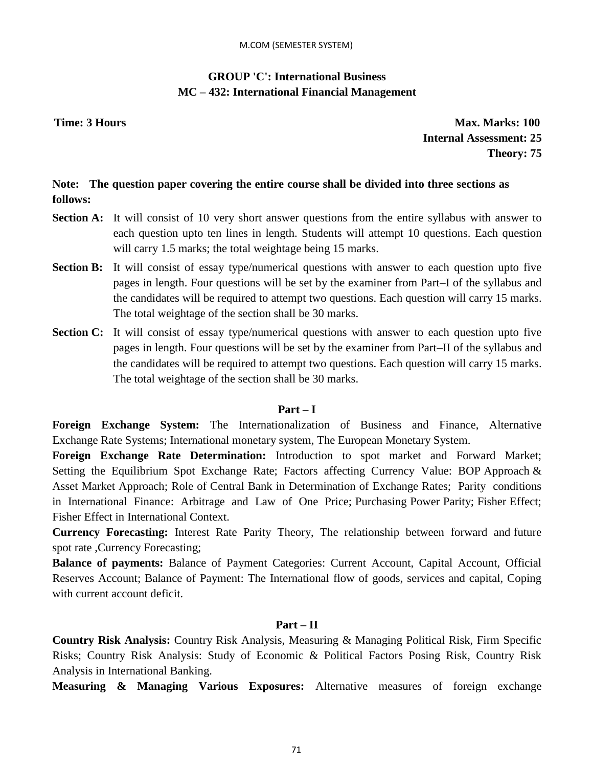## GROUP 'C': International Business

## MC – 432: International Financial Management

**Time: 3 Hours**

**Max. Marks: 100**
**Internal Assessment: 25**
**Theory: 75**

**Note: The question paper covering the entire course shall be divided into three sections as follows:**

**Section A:** It will consist of 10 very short answer questions from the entire syllabus with answer to each question upto ten lines in length. Students will attempt 10 questions. Each question will carry 1.5 marks; the total weightage being 15 marks.

**Section B:** It will consist of essay type/numerical questions with answer to each question upto five pages in length. Four questions will be set by the examiner from Part–I of the syllabus and the candidates will be required to attempt two questions. Each question will carry 15 marks. The total weightage of the section shall be 30 marks.

**Section C:** It will consist of essay type/numerical questions with answer to each question upto five pages in length. Four questions will be set by the examiner from Part–II of the syllabus and the candidates will be required to attempt two questions. Each question will carry 15 marks. The total weightage of the section shall be 30 marks.

### Part – I

**Foreign Exchange System:** The Internationalization of Business and Finance, Alternative Exchange Rate Systems; International monetary system, The European Monetary System.

**Foreign Exchange Rate Determination:** Introduction to spot market and Forward Market; Setting the Equilibrium Spot Exchange Rate; Factors affecting Currency Value: BOP Approach & Asset Market Approach; Role of Central Bank in Determination of Exchange Rates; Parity conditions in International Finance: Arbitrage and Law of One Price; Purchasing Power Parity; Fisher Effect; Fisher Effect in International Context.

**Currency Forecasting:** Interest Rate Parity Theory, The relationship between forward and future spot rate ,Currency Forecasting;

**Balance of payments:** Balance of Payment Categories: Current Account, Capital Account, Official Reserves Account; Balance of Payment: The International flow of goods, services and capital, Coping with current account deficit.

### Part – II

**Country Risk Analysis:** Country Risk Analysis, Measuring & Managing Political Risk, Firm Specific Risks; Country Risk Analysis: Study of Economic & Political Factors Posing Risk, Country Risk Analysis in International Banking.

**Measuring & Managing Various Exposures:** Alternative measures of foreign exchange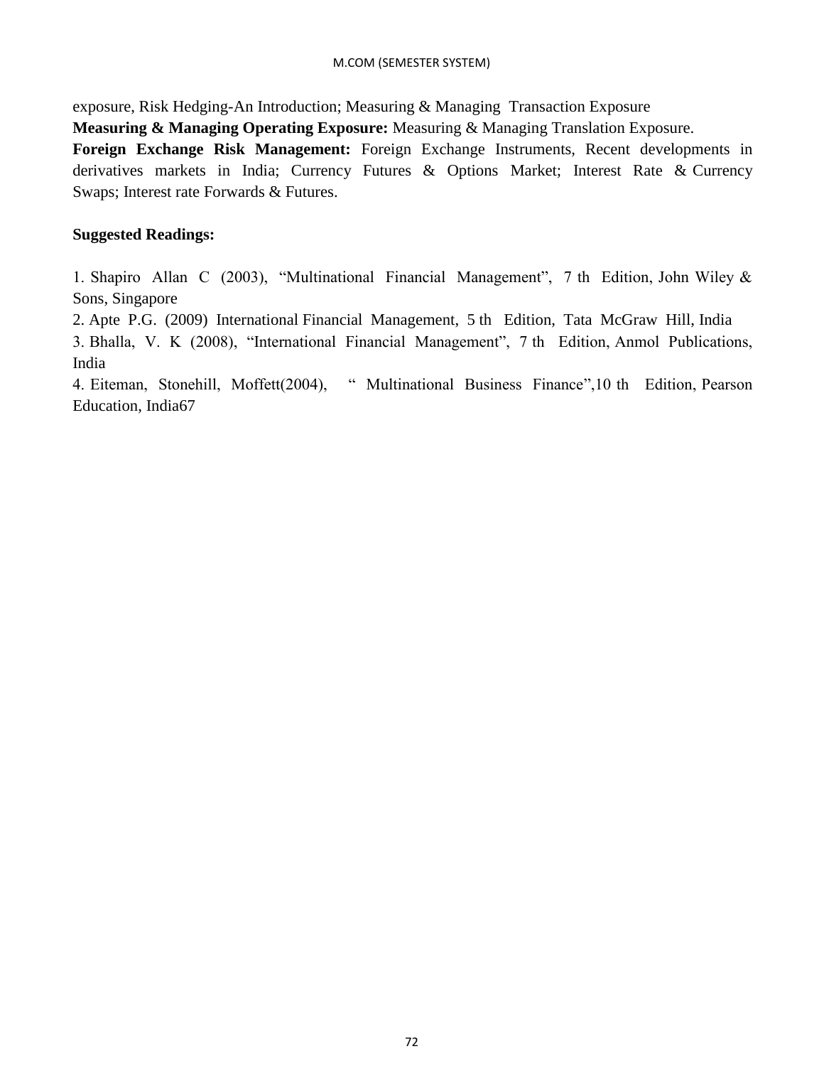exposure, Risk Hedging-An Introduction; Measuring & Managing Transaction Exposure

**Measuring & Managing Operating Exposure:** Measuring & Managing Translation Exposure.

**Foreign Exchange Risk Management:** Foreign Exchange Instruments, Recent developments in derivatives markets in India; Currency Futures & Options Market; Interest Rate & Currency Swaps; Interest rate Forwards & Futures.

**Suggested Readings:**

1. Shapiro Allan C (2003), "Multinational Financial Management", 7 th Edition, John Wiley & Sons, Singapore
2. Apte P.G. (2009) International Financial Management, 5 th Edition, Tata McGraw Hill, India
3. Bhalla, V. K (2008), "International Financial Management", 7 th Edition, Anmol Publications, India
4. Eiteman, Stonehill, Moffett(2004), " Multinational Business Finance",10 th Edition, Pearson Education, India67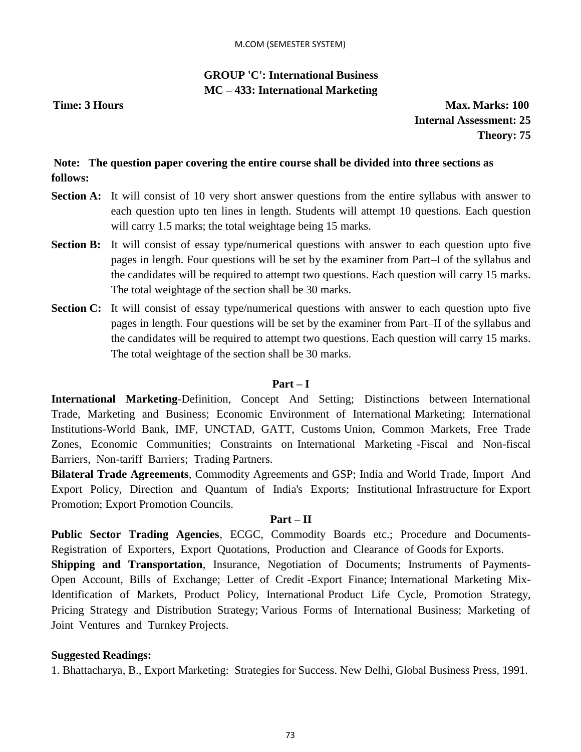## GROUP 'C': International Business
## MC – 433: International Marketing

**Time: 3 Hours** **Max. Marks: 100**
**Internal Assessment: 25**
**Theory: 75**

**Note: The question paper covering the entire course shall be divided into three sections as follows:**

**Section A:** It will consist of 10 very short answer questions from the entire syllabus with answer to each question upto ten lines in length. Students will attempt 10 questions. Each question will carry 1.5 marks; the total weightage being 15 marks.

**Section B:** It will consist of essay type/numerical questions with answer to each question upto five pages in length. Four questions will be set by the examiner from Part–I of the syllabus and the candidates will be required to attempt two questions. Each question will carry 15 marks. The total weightage of the section shall be 30 marks.

**Section C:** It will consist of essay type/numerical questions with answer to each question upto five pages in length. Four questions will be set by the examiner from Part–II of the syllabus and the candidates will be required to attempt two questions. Each question will carry 15 marks. The total weightage of the section shall be 30 marks.

### Part – I

**International Marketing**-Definition, Concept And Setting; Distinctions between International Trade, Marketing and Business; Economic Environment of International Marketing; International Institutions-World Bank, IMF, UNCTAD, GATT, Customs Union, Common Markets, Free Trade Zones, Economic Communities; Constraints on International Marketing -Fiscal and Non-fiscal Barriers, Non-tariff Barriers; Trading Partners.

**Bilateral Trade Agreements**, Commodity Agreements and GSP; India and World Trade, Import And Export Policy, Direction and Quantum of India's Exports; Institutional Infrastructure for Export Promotion; Export Promotion Councils.

### Part – II

**Public Sector Trading Agencies**, ECGC, Commodity Boards etc.; Procedure and Documents-Registration of Exporters, Export Quotations, Production and Clearance of Goods for Exports.

**Shipping and Transportation**, Insurance, Negotiation of Documents; Instruments of Payments-Open Account, Bills of Exchange; Letter of Credit -Export Finance; International Marketing Mix-Identification of Markets, Product Policy, International Product Life Cycle, Promotion Strategy, Pricing Strategy and Distribution Strategy; Various Forms of International Business; Marketing of Joint Ventures and Turnkey Projects.

**Suggested Readings:**

1. Bhattacharya, B., Export Marketing: Strategies for Success. New Delhi, Global Business Press, 1991.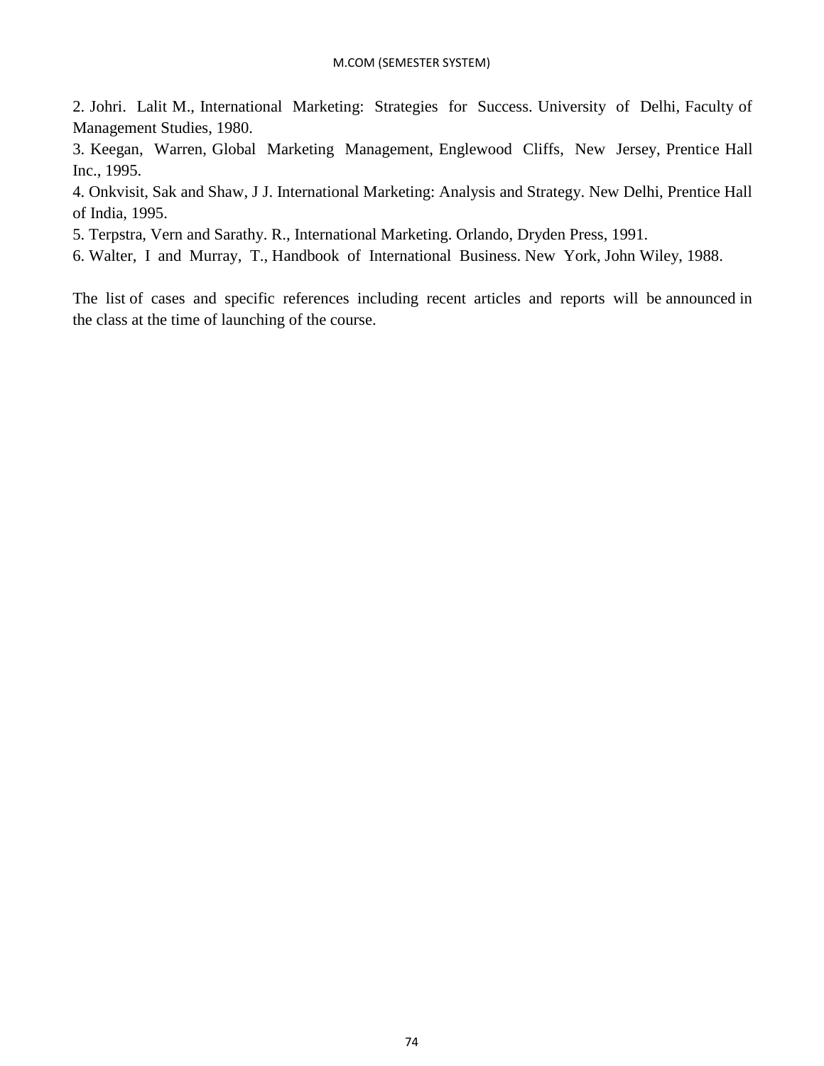2. Johri. Lalit M., International Marketing: Strategies for Success. University of Delhi, Faculty of Management Studies, 1980.

3. Keegan, Warren, Global Marketing Management, Englewood Cliffs, New Jersey, Prentice Hall Inc., 1995.

4. Onkvisit, Sak and Shaw, J J. International Marketing: Analysis and Strategy. New Delhi, Prentice Hall of India, 1995.

5. Terpstra, Vern and Sarathy. R., International Marketing. Orlando, Dryden Press, 1991.

6. Walter, I and Murray, T., Handbook of International Business. New York, John Wiley, 1988.

The list of cases and specific references including recent articles and reports will be announced in the class at the time of launching of the course.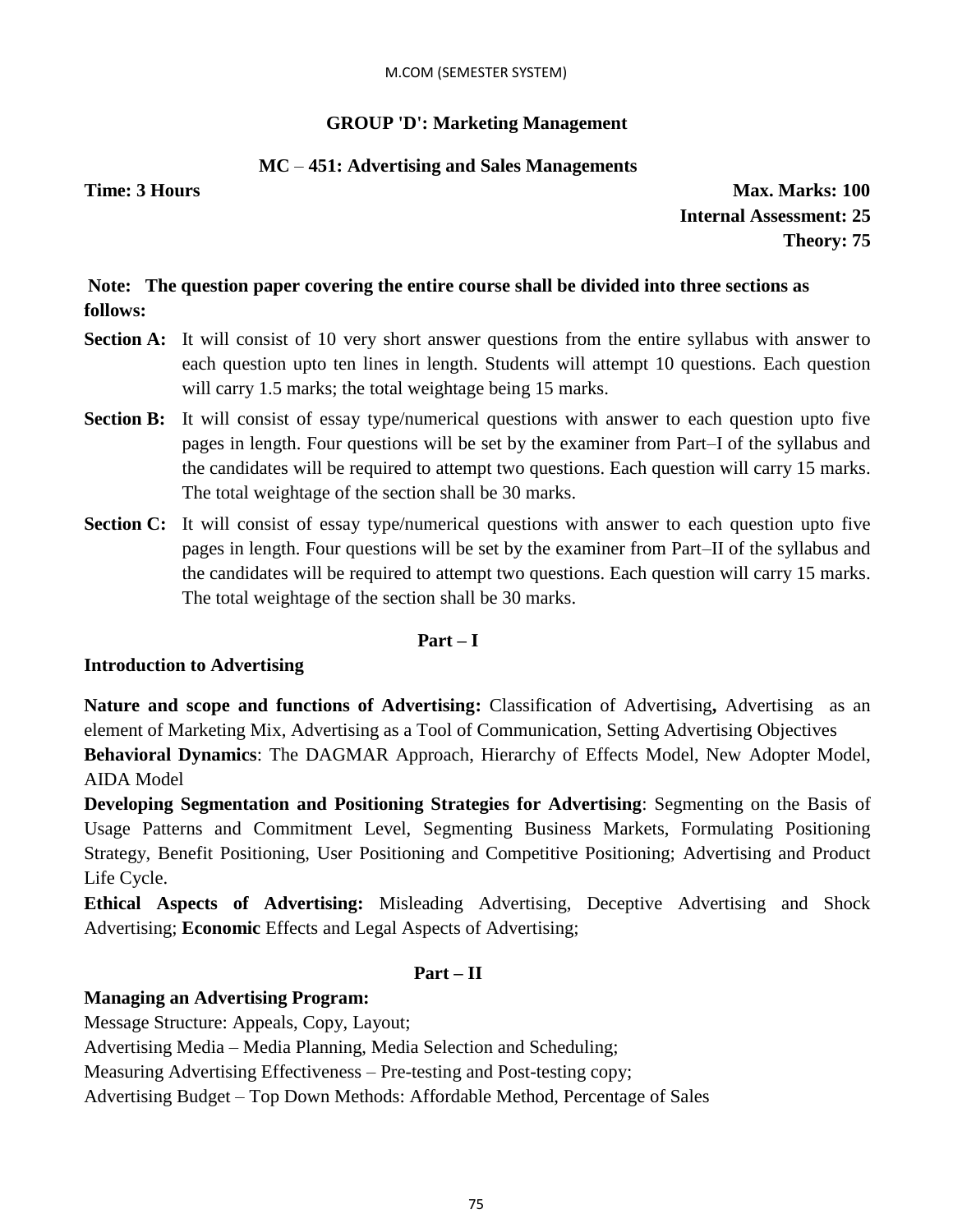M.COM (SEMESTER SYSTEM)

## GROUP 'D': Marketing Management

### MC – 451: Advertising and Sales Managements

**Time: 3 Hours** **Max. Marks: 100**

**Internal Assessment: 25**

**Theory: 75**

**Note: The question paper covering the entire course shall be divided into three sections as follows:**

**Section A:** It will consist of 10 very short answer questions from the entire syllabus with answer to each question upto ten lines in length. Students will attempt 10 questions. Each question will carry 1.5 marks; the total weightage being 15 marks.

**Section B:** It will consist of essay type/numerical questions with answer to each question upto five pages in length. Four questions will be set by the examiner from Part–I of the syllabus and the candidates will be required to attempt two questions. Each question will carry 15 marks. The total weightage of the section shall be 30 marks.

**Section C:** It will consist of essay type/numerical questions with answer to each question upto five pages in length. Four questions will be set by the examiner from Part–II of the syllabus and the candidates will be required to attempt two questions. Each question will carry 15 marks. The total weightage of the section shall be 30 marks.

### Part – I

**Introduction to Advertising**

**Nature and scope and functions of Advertising:** Classification of Advertising**,** Advertising as an element of Marketing Mix, Advertising as a Tool of Communication, Setting Advertising Objectives

**Behavioral Dynamics**: The DAGMAR Approach, Hierarchy of Effects Model, New Adopter Model, AIDA Model

**Developing Segmentation and Positioning Strategies for Advertising**: Segmenting on the Basis of Usage Patterns and Commitment Level, Segmenting Business Markets, Formulating Positioning Strategy, Benefit Positioning, User Positioning and Competitive Positioning; Advertising and Product Life Cycle.

**Ethical Aspects of Advertising:** Misleading Advertising, Deceptive Advertising and Shock Advertising; **Economic** Effects and Legal Aspects of Advertising;

### Part – II

**Managing an Advertising Program:**

Message Structure: Appeals, Copy, Layout;

Advertising Media – Media Planning, Media Selection and Scheduling;

Measuring Advertising Effectiveness – Pre-testing and Post-testing copy;

Advertising Budget – Top Down Methods: Affordable Method, Percentage of Sales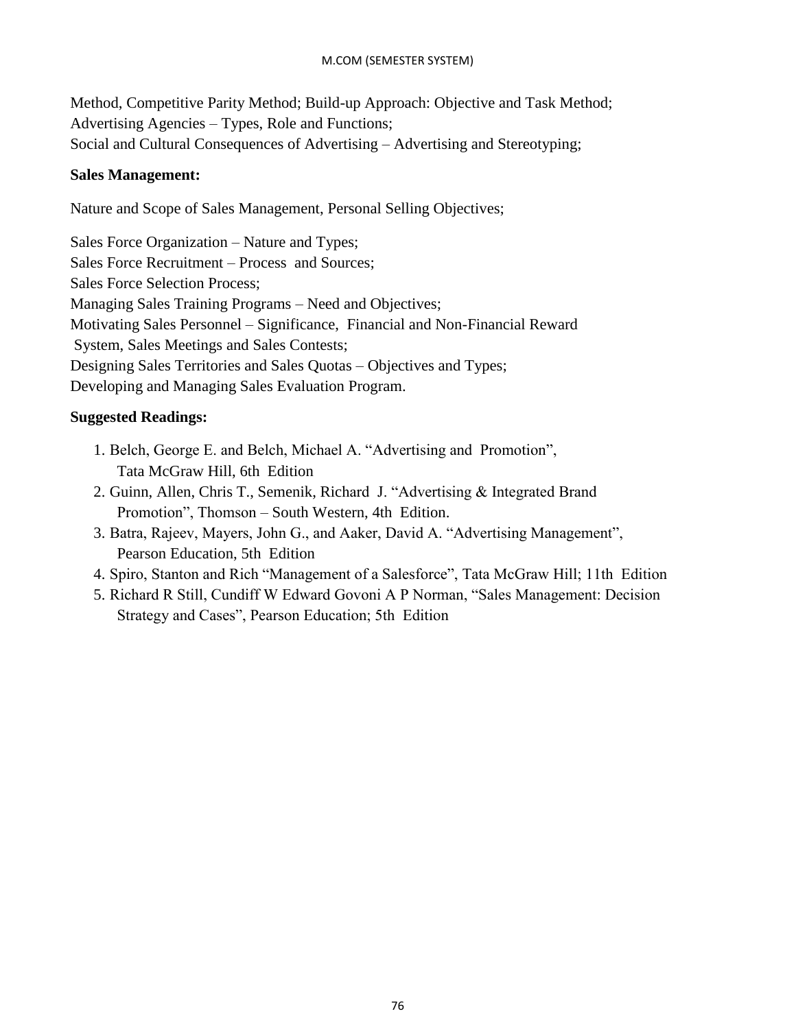Method, Competitive Parity Method; Build-up Approach: Objective and Task Method;
Advertising Agencies – Types, Role and Functions;
Social and Cultural Consequences of Advertising – Advertising and Stereotyping;

**Sales Management:**

Nature and Scope of Sales Management, Personal Selling Objectives;

Sales Force Organization – Nature and Types;
Sales Force Recruitment – Process and Sources;
Sales Force Selection Process;
Managing Sales Training Programs – Need and Objectives;
Motivating Sales Personnel – Significance, Financial and Non-Financial Reward System, Sales Meetings and Sales Contests;
Designing Sales Territories and Sales Quotas – Objectives and Types;
Developing and Managing Sales Evaluation Program.

**Suggested Readings:**

1. Belch, George E. and Belch, Michael A. "Advertising and Promotion", Tata McGraw Hill, 6th Edition
2. Guinn, Allen, Chris T., Semenik, Richard J. "Advertising & Integrated Brand Promotion", Thomson – South Western, 4th Edition.
3. Batra, Rajeev, Mayers, John G., and Aaker, David A. "Advertising Management", Pearson Education, 5th Edition
4. Spiro, Stanton and Rich "Management of a Salesforce", Tata McGraw Hill; 11th Edition
5. Richard R Still, Cundiff W Edward Govoni A P Norman, "Sales Management: Decision Strategy and Cases", Pearson Education; 5th Edition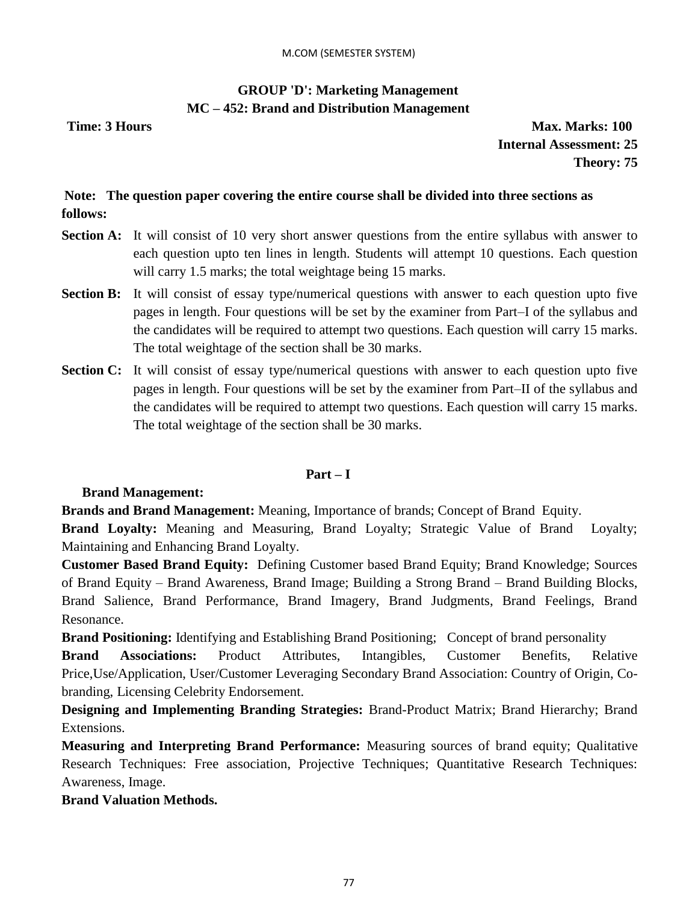M.COM (SEMESTER SYSTEM)

## GROUP 'D': Marketing Management

### MC – 452: Brand and Distribution Management

**Time: 3 Hours** **Max. Marks: 100**

**Internal Assessment: 25**

**Theory: 75**

**Note: The question paper covering the entire course shall be divided into three sections as follows:**

**Section A:** It will consist of 10 very short answer questions from the entire syllabus with answer to each question upto ten lines in length. Students will attempt 10 questions. Each question will carry 1.5 marks; the total weightage being 15 marks.

**Section B:** It will consist of essay type/numerical questions with answer to each question upto five pages in length. Four questions will be set by the examiner from Part–I of the syllabus and the candidates will be required to attempt two questions. Each question will carry 15 marks. The total weightage of the section shall be 30 marks.

**Section C:** It will consist of essay type/numerical questions with answer to each question upto five pages in length. Four questions will be set by the examiner from Part–II of the syllabus and the candidates will be required to attempt two questions. Each question will carry 15 marks. The total weightage of the section shall be 30 marks.

### Part – I

**Brand Management:**

**Brands and Brand Management:** Meaning, Importance of brands; Concept of Brand Equity.

**Brand Loyalty:** Meaning and Measuring, Brand Loyalty; Strategic Value of Brand Loyalty; Maintaining and Enhancing Brand Loyalty.

**Customer Based Brand Equity:** Defining Customer based Brand Equity; Brand Knowledge; Sources of Brand Equity – Brand Awareness, Brand Image; Building a Strong Brand – Brand Building Blocks, Brand Salience, Brand Performance, Brand Imagery, Brand Judgments, Brand Feelings, Brand Resonance.

**Brand Positioning:** Identifying and Establishing Brand Positioning; Concept of brand personality

**Brand Associations:** Product Attributes, Intangibles, Customer Benefits, Relative Price,Use/Application, User/Customer Leveraging Secondary Brand Association: Country of Origin, Co-branding, Licensing Celebrity Endorsement.

**Designing and Implementing Branding Strategies:** Brand-Product Matrix; Brand Hierarchy; Brand Extensions.

**Measuring and Interpreting Brand Performance:** Measuring sources of brand equity; Qualitative Research Techniques: Free association, Projective Techniques; Quantitative Research Techniques: Awareness, Image.

**Brand Valuation Methods.**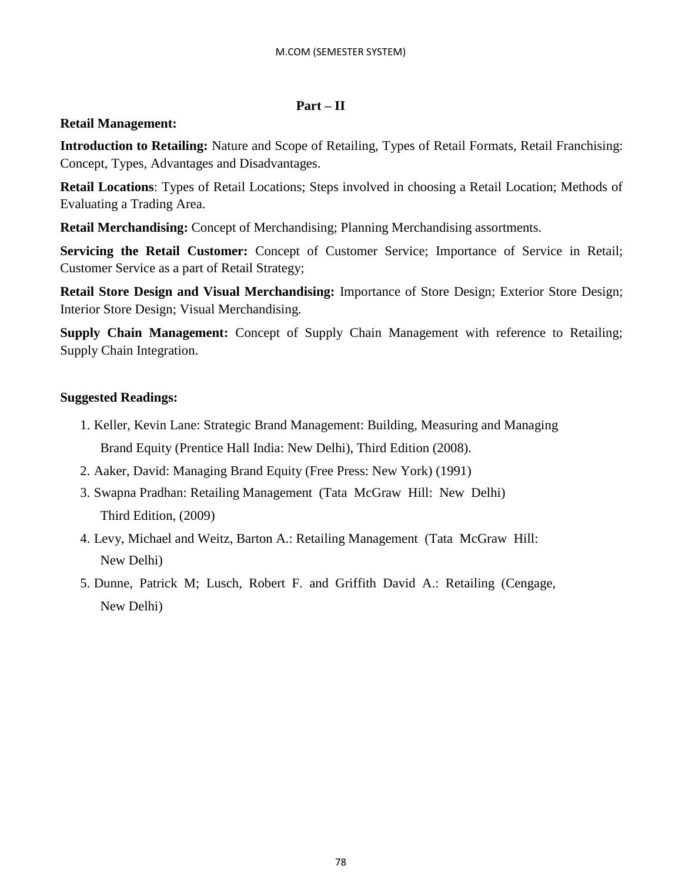## Part – II

**Retail Management:**

**Introduction to Retailing:** Nature and Scope of Retailing, Types of Retail Formats, Retail Franchising: Concept, Types, Advantages and Disadvantages.

**Retail Locations**: Types of Retail Locations; Steps involved in choosing a Retail Location; Methods of Evaluating a Trading Area.

**Retail Merchandising:** Concept of Merchandising; Planning Merchandising assortments.

**Servicing the Retail Customer:** Concept of Customer Service; Importance of Service in Retail; Customer Service as a part of Retail Strategy;

**Retail Store Design and Visual Merchandising:** Importance of Store Design; Exterior Store Design; Interior Store Design; Visual Merchandising.

**Supply Chain Management:** Concept of Supply Chain Management with reference to Retailing; Supply Chain Integration.

**Suggested Readings:**

1. Keller, Kevin Lane: Strategic Brand Management: Building, Measuring and Managing Brand Equity (Prentice Hall India: New Delhi), Third Edition (2008).
2. Aaker, David: Managing Brand Equity (Free Press: New York) (1991)
3. Swapna Pradhan: Retailing Management (Tata McGraw Hill: New Delhi) Third Edition, (2009)
4. Levy, Michael and Weitz, Barton A.: Retailing Management (Tata McGraw Hill: New Delhi)
5. Dunne, Patrick M; Lusch, Robert F. and Griffith David A.: Retailing (Cengage, New Delhi)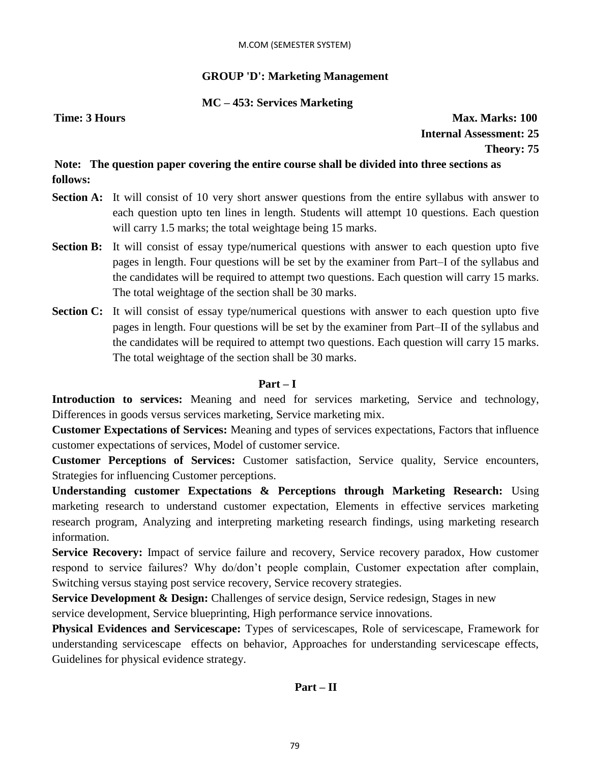## GROUP 'D': Marketing Management

### MC – 453: Services Marketing

**Time: 3 Hours** **Max. Marks: 100**

**Internal Assessment: 25**

**Theory: 75**

**Note: The question paper covering the entire course shall be divided into three sections as follows:**

**Section A:** It will consist of 10 very short answer questions from the entire syllabus with answer to each question upto ten lines in length. Students will attempt 10 questions. Each question will carry 1.5 marks; the total weightage being 15 marks.

**Section B:** It will consist of essay type/numerical questions with answer to each question upto five pages in length. Four questions will be set by the examiner from Part–I of the syllabus and the candidates will be required to attempt two questions. Each question will carry 15 marks. The total weightage of the section shall be 30 marks.

**Section C:** It will consist of essay type/numerical questions with answer to each question upto five pages in length. Four questions will be set by the examiner from Part–II of the syllabus and the candidates will be required to attempt two questions. Each question will carry 15 marks. The total weightage of the section shall be 30 marks.

### Part – I

**Introduction to services:** Meaning and need for services marketing, Service and technology, Differences in goods versus services marketing, Service marketing mix.

**Customer Expectations of Services:** Meaning and types of services expectations, Factors that influence customer expectations of services, Model of customer service.

**Customer Perceptions of Services:** Customer satisfaction, Service quality, Service encounters, Strategies for influencing Customer perceptions.

**Understanding customer Expectations & Perceptions through Marketing Research:** Using marketing research to understand customer expectation, Elements in effective services marketing research program, Analyzing and interpreting marketing research findings, using marketing research information.

**Service Recovery:** Impact of service failure and recovery, Service recovery paradox, How customer respond to service failures? Why do/don't people complain, Customer expectation after complain, Switching versus staying post service recovery, Service recovery strategies.

**Service Development & Design:** Challenges of service design, Service redesign, Stages in new service development, Service blueprinting, High performance service innovations.

**Physical Evidences and Servicescape:** Types of servicescapes, Role of servicescape, Framework for understanding servicescape effects on behavior, Approaches for understanding servicescape effects, Guidelines for physical evidence strategy.

### Part – II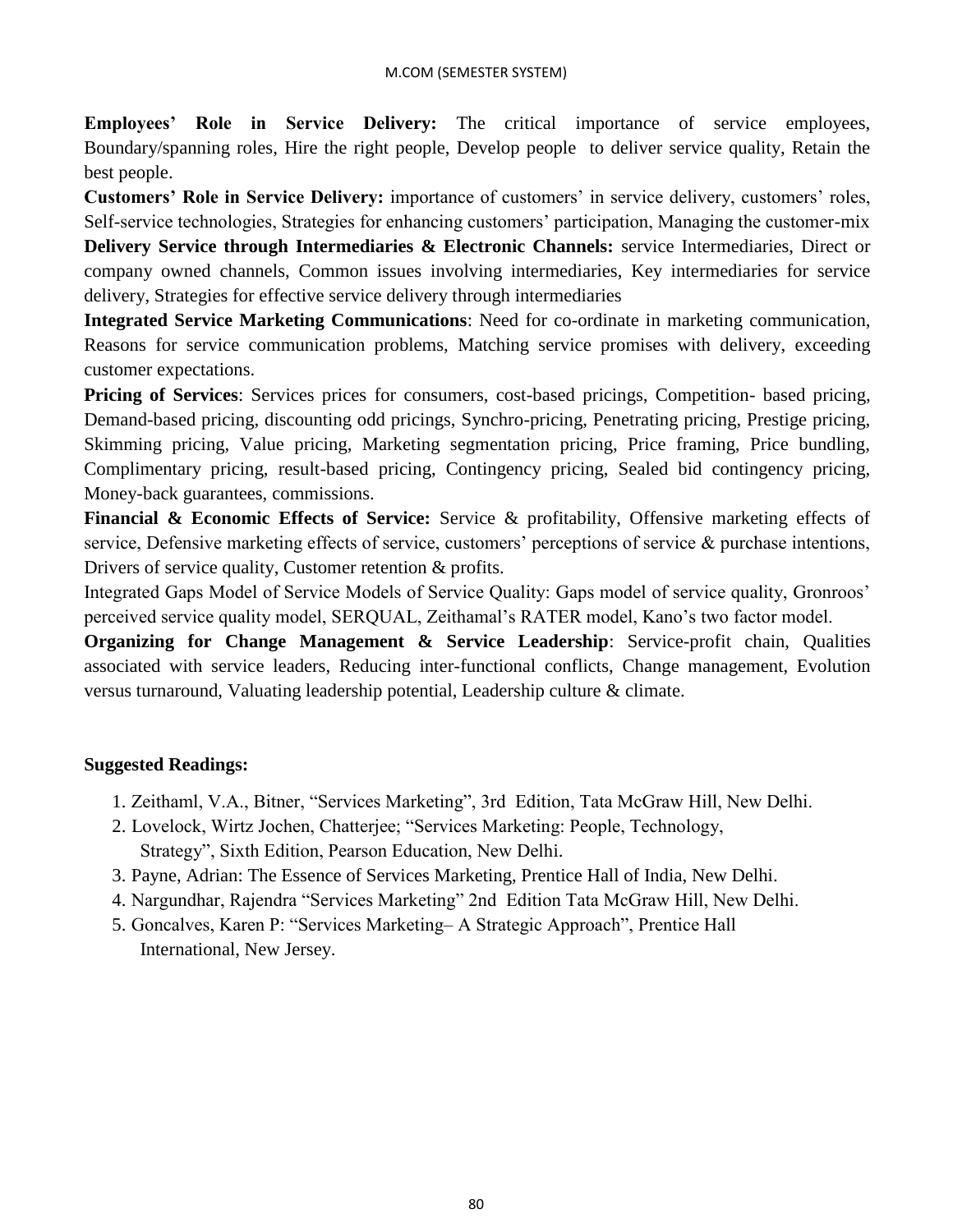**Employees' Role in Service Delivery:** The critical importance of service employees, Boundary/spanning roles, Hire the right people, Develop people to deliver service quality, Retain the best people.

**Customers' Role in Service Delivery:** importance of customers' in service delivery, customers' roles, Self-service technologies, Strategies for enhancing customers' participation, Managing the customer-mix

**Delivery Service through Intermediaries & Electronic Channels:** service Intermediaries, Direct or company owned channels, Common issues involving intermediaries, Key intermediaries for service delivery, Strategies for effective service delivery through intermediaries

**Integrated Service Marketing Communications**: Need for co-ordinate in marketing communication, Reasons for service communication problems, Matching service promises with delivery, exceeding customer expectations.

**Pricing of Services**: Services prices for consumers, cost-based pricings, Competition- based pricing, Demand-based pricing, discounting odd pricings, Synchro-pricing, Penetrating pricing, Prestige pricing, Skimming pricing, Value pricing, Marketing segmentation pricing, Price framing, Price bundling, Complimentary pricing, result-based pricing, Contingency pricing, Sealed bid contingency pricing, Money-back guarantees, commissions.

**Financial & Economic Effects of Service:** Service & profitability, Offensive marketing effects of service, Defensive marketing effects of service, customers' perceptions of service & purchase intentions, Drivers of service quality, Customer retention & profits.

Integrated Gaps Model of Service Models of Service Quality: Gaps model of service quality, Gronroos' perceived service quality model, SERQUAL, Zeithamal's RATER model, Kano's two factor model.

**Organizing for Change Management & Service Leadership**: Service-profit chain, Qualities associated with service leaders, Reducing inter-functional conflicts, Change management, Evolution versus turnaround, Valuating leadership potential, Leadership culture & climate.

**Suggested Readings:**

1. Zeithaml, V.A., Bitner, "Services Marketing", 3rd Edition, Tata McGraw Hill, New Delhi.
2. Lovelock, Wirtz Jochen, Chatterjee; "Services Marketing: People, Technology, Strategy", Sixth Edition, Pearson Education, New Delhi.
3. Payne, Adrian: The Essence of Services Marketing, Prentice Hall of India, New Delhi.
4. Nargundhar, Rajendra "Services Marketing" 2nd Edition Tata McGraw Hill, New Delhi.
5. Goncalves, Karen P: "Services Marketing– A Strategic Approach", Prentice Hall International, New Jersey.